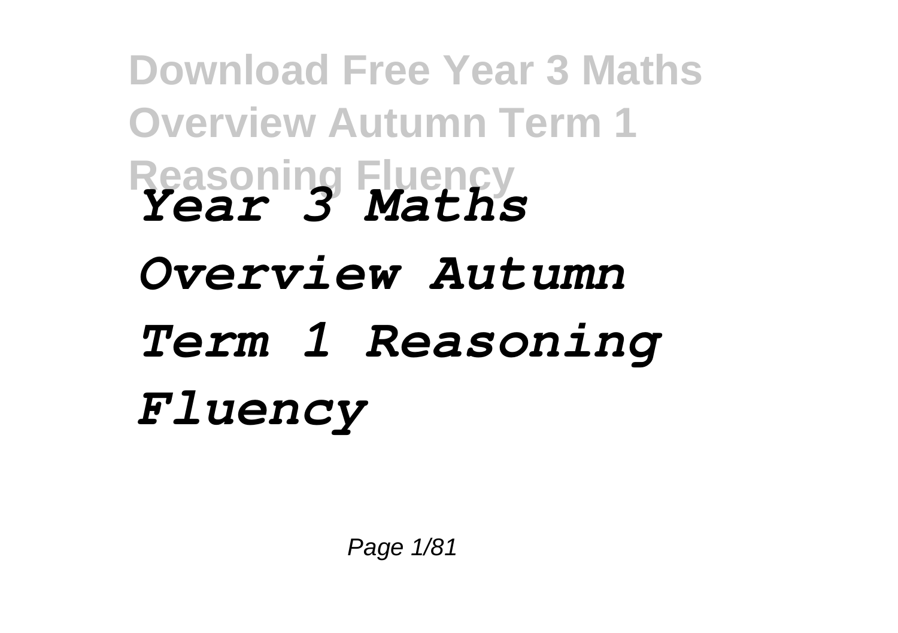# Year 3 Maths Overview Autumn Term 1 Reasoning Fluency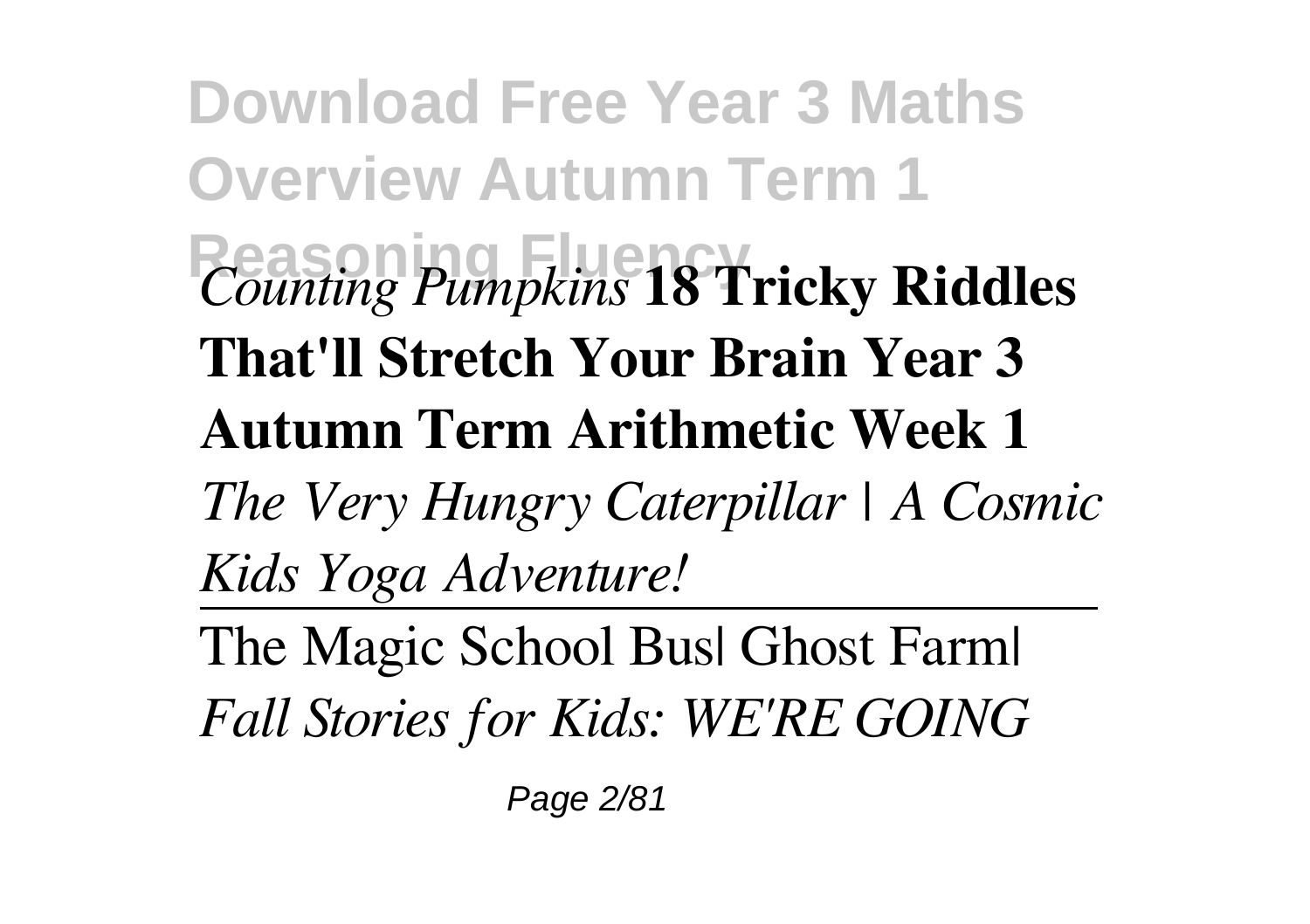*Counting Pumpkins* **18 Tricky Riddles That'll Stretch Your Brain Year 3 Autumn Term Arithmetic Week 1** *The Very Hungry Caterpillar | A Cosmic Kids Yoga Adventure!*

The Magic School Bus| Ghost Farm| *Fall Stories for Kids: WE'RE GOING*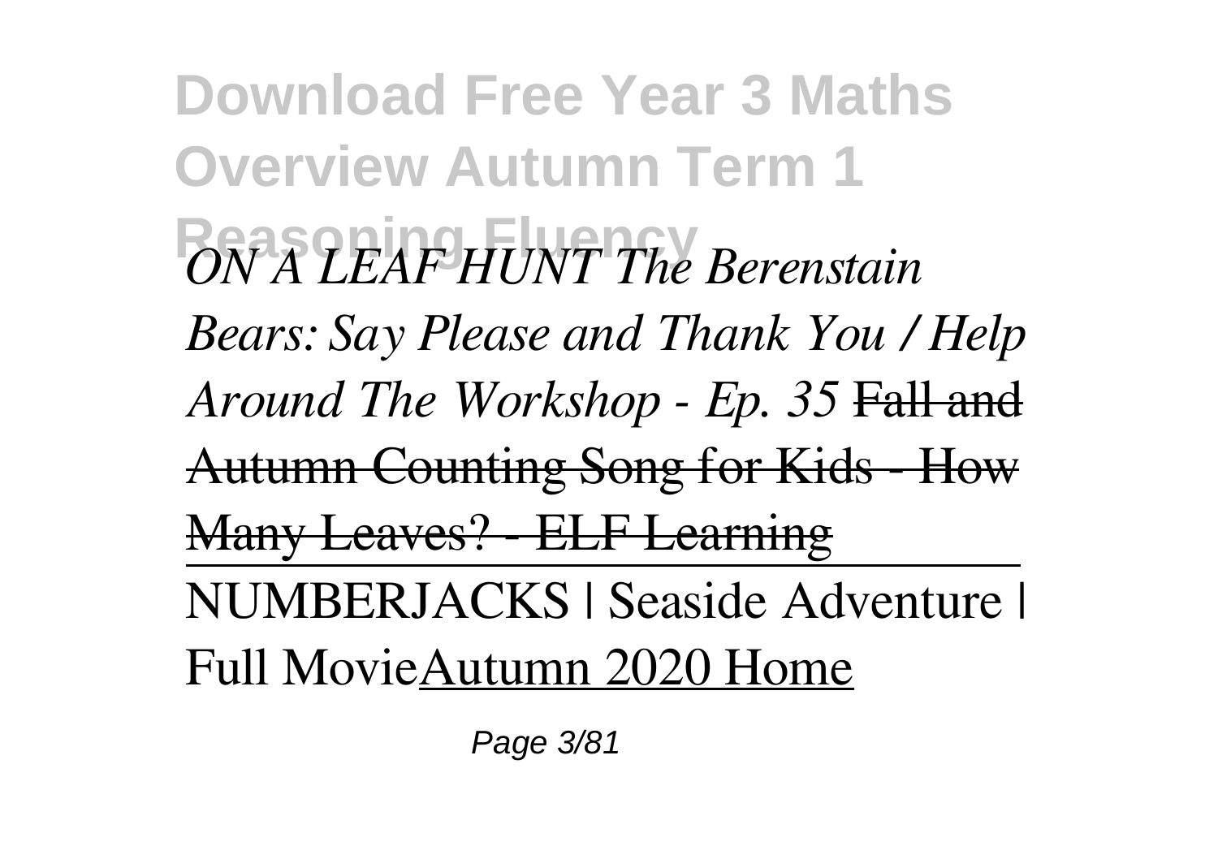*ON A LEAF HUNT The Berenstain Bears: Say Please and Thank You / Help Around The Workshop - Ep. 35* Fall and Autumn Counting Song for Kids - How Many Leaves? - ELF Learning

NUMBERJACKS | Seaside Adventure | Full MovieAutumn 2020 Home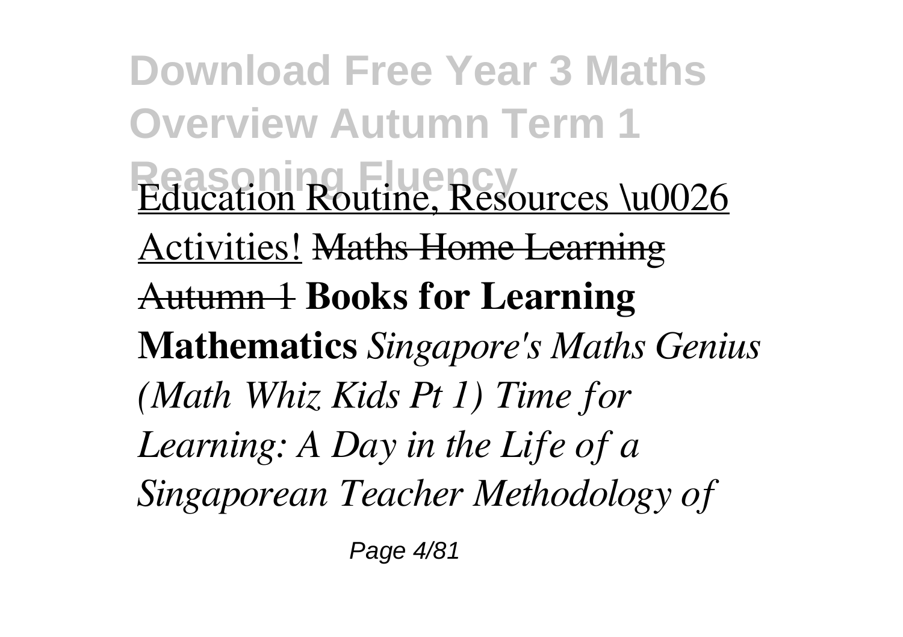Education Routine, Resources \u0026 Activities! ~~Maths Home Learning Autumn 1~~ **Books for Learning Mathematics** *Singapore's Maths Genius (Math Whiz Kids Pt 1) Time for Learning: A Day in the Life of a Singaporean Teacher Methodology of*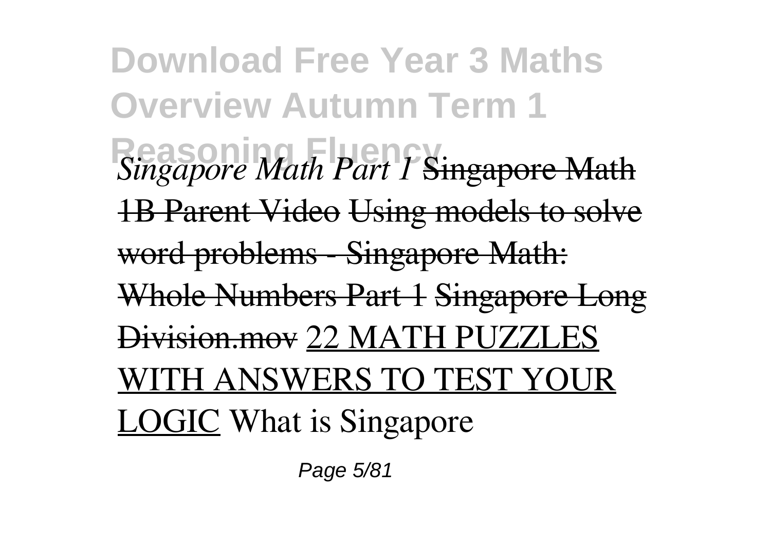*Singapore Math Part 1* ~~Singapore Math 1B Parent Video~~ ~~Using models to solve word problems - Singapore Math: Whole Numbers Part 1~~ ~~Singapore Long Division.mov~~ 22 MATH PUZZLES WITH ANSWERS TO TEST YOUR LOGIC What is Singapore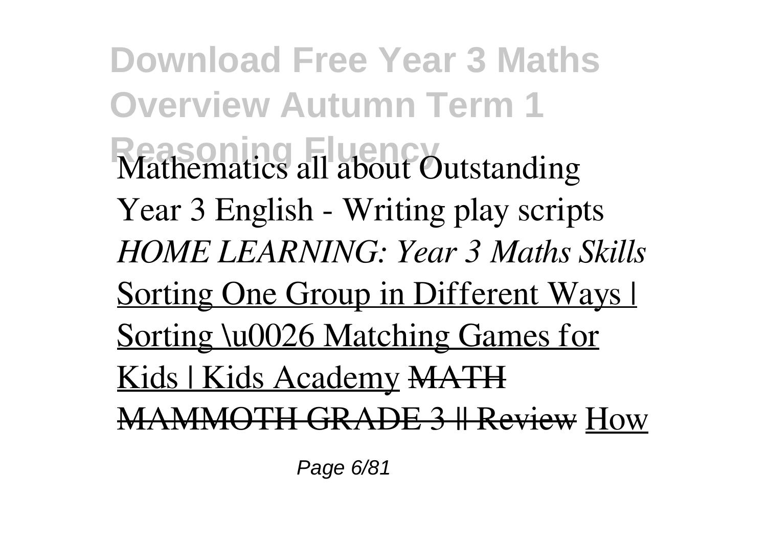Mathematics all about Outstanding Year 3 English - Writing play scripts *HOME LEARNING: Year 3 Maths Skills* Sorting One Group in Different Ways | Sorting \u0026 Matching Games for Kids | Kids Academy ~~MATH MAMMOTH GRADE 3 || Review~~ How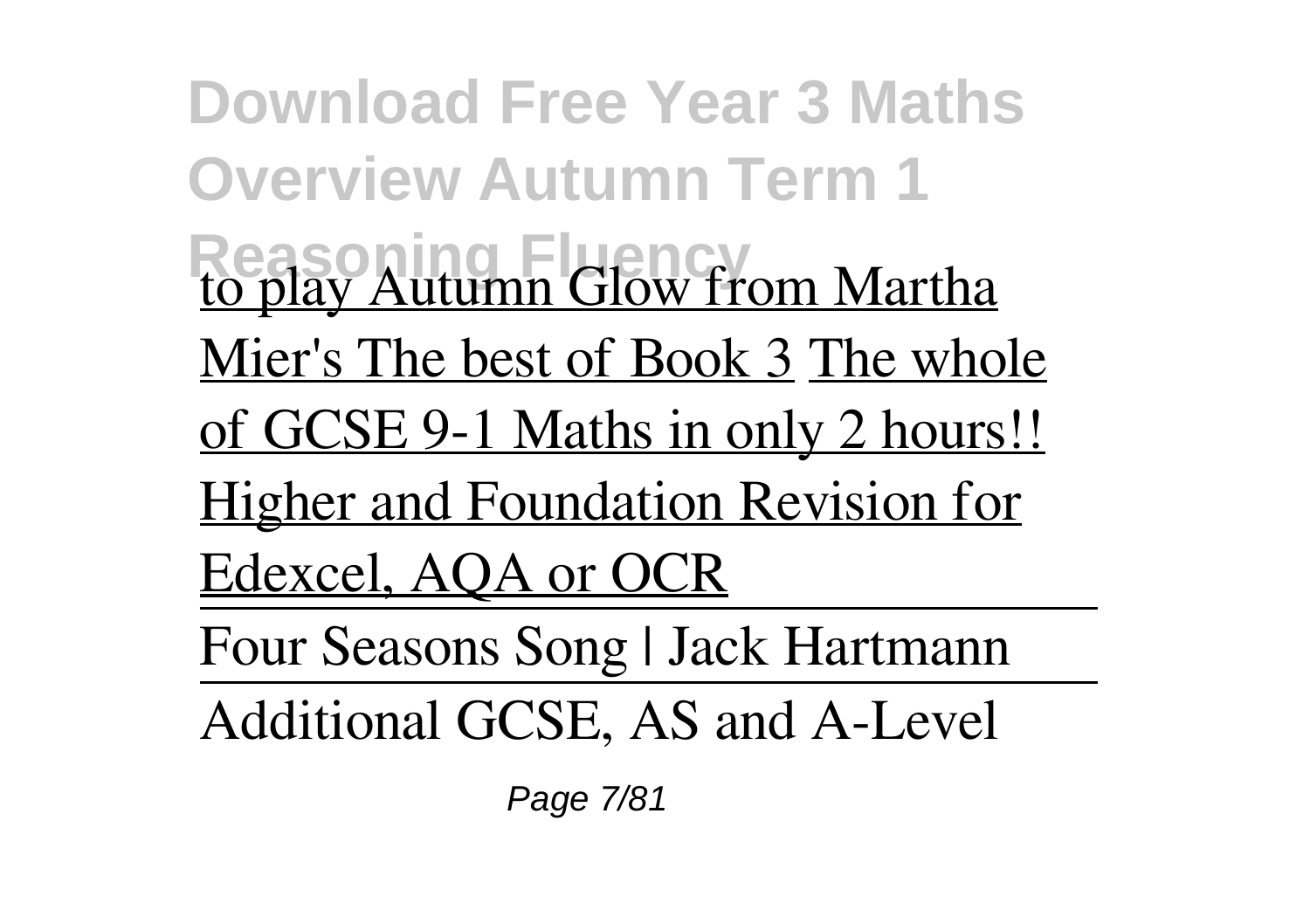to play Autumn Glow from Martha Mier's The best of Book 3 The whole of GCSE 9-1 Maths in only 2 hours!! Higher and Foundation Revision for Edexcel, AQA or OCR

---

Four Seasons Song | Jack Hartmann

---

Additional GCSE, AS and A-Level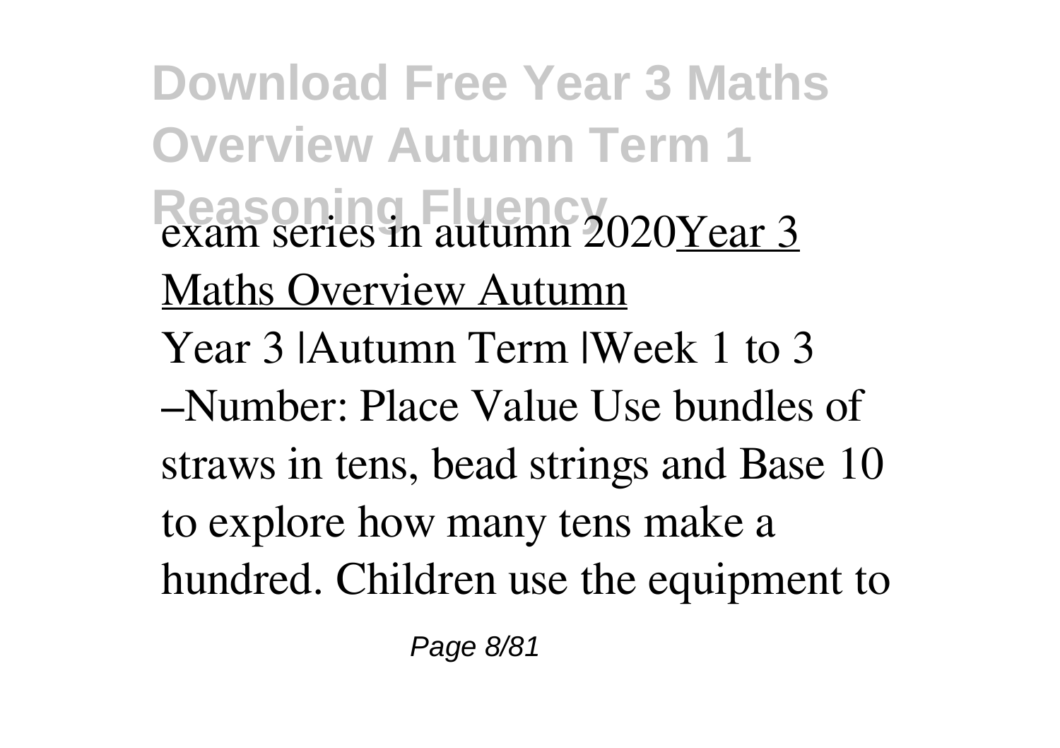exam series in autumn 2020Year 3 Maths Overview Autumn

Year 3 |Autumn Term |Week 1 to 3 –Number: Place Value Use bundles of straws in tens, bead strings and Base 10 to explore how many tens make a hundred. Children use the equipment to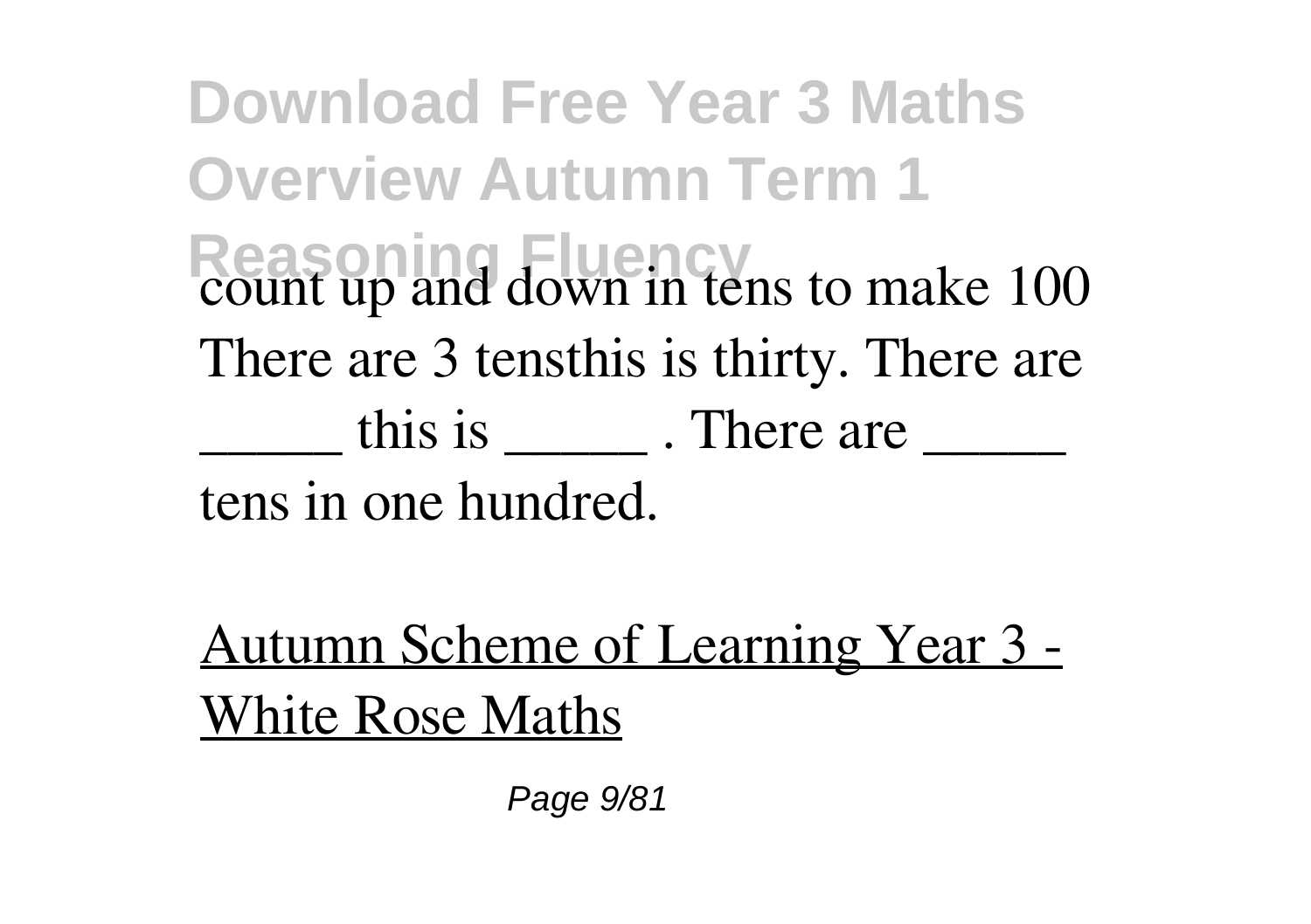count up and down in tens to make 100 There are 3 tensthis is thirty. There are _____ this is _____ . There are _____ tens in one hundred.

Autumn Scheme of Learning Year 3 - White Rose Maths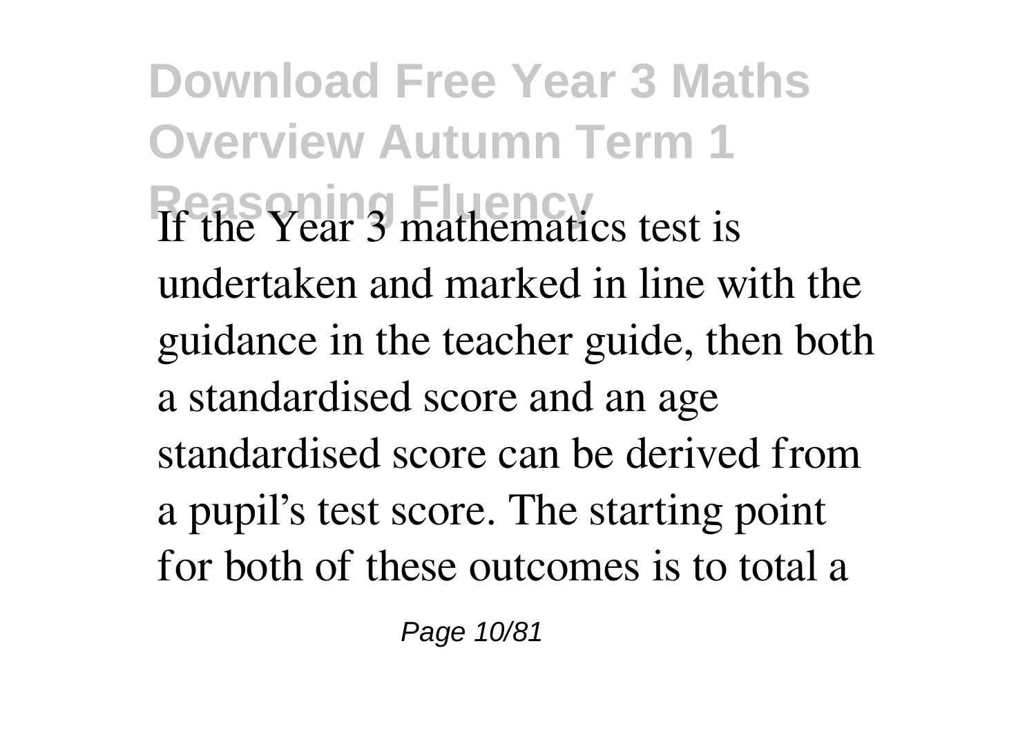If the Year 3 mathematics test is undertaken and marked in line with the guidance in the teacher guide, then both a standardised score and an age standardised score can be derived from a pupil's test score. The starting point for both of these outcomes is to total a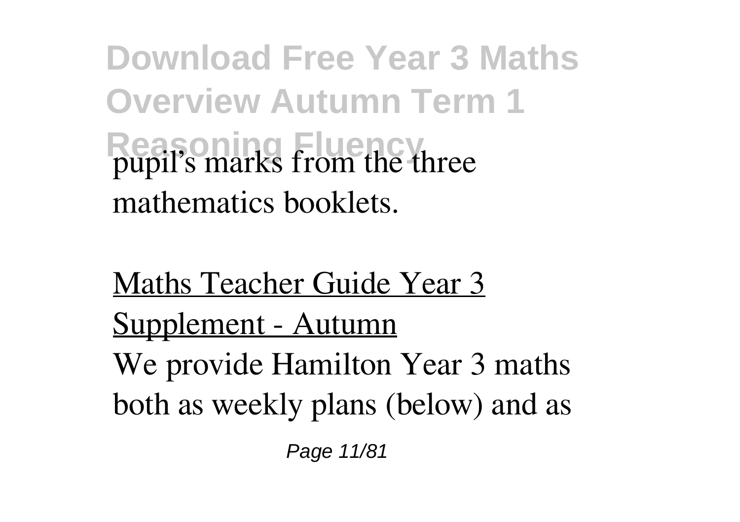pupil's marks from the three mathematics booklets.

Maths Teacher Guide Year 3 Supplement - Autumn

We provide Hamilton Year 3 maths both as weekly plans (below) and as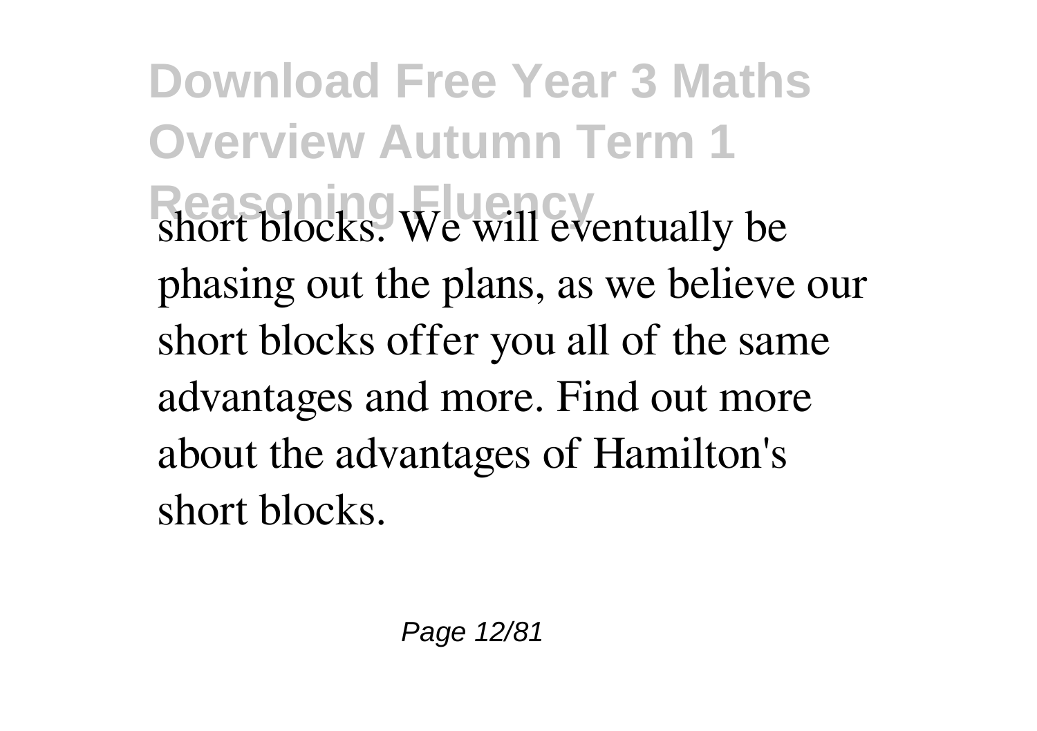short blocks. We will eventually be phasing out the plans, as we believe our short blocks offer you all of the same advantages and more. Find out more about the advantages of Hamilton's short blocks.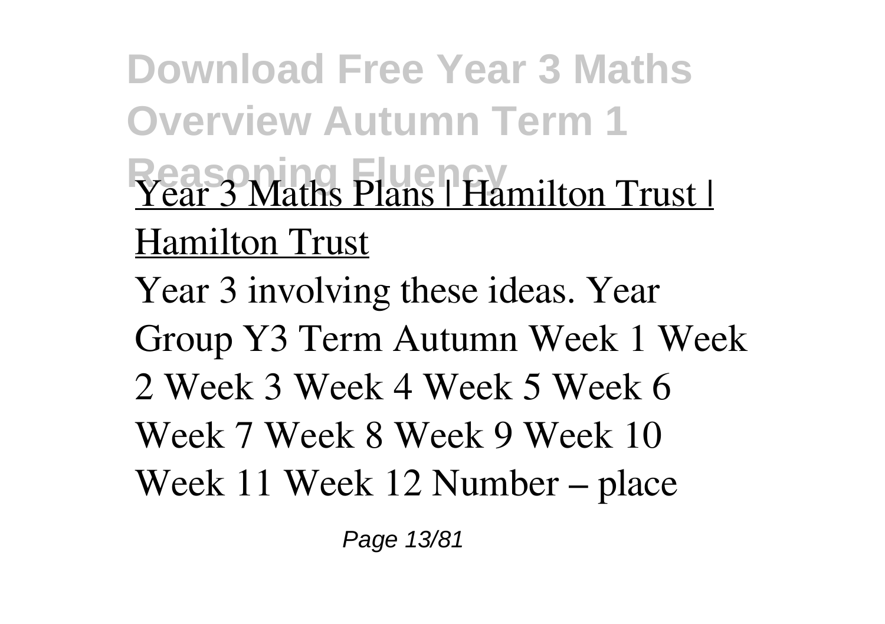Year 3 Maths Plans | Hamilton Trust | Hamilton Trust

Year 3 involving these ideas. Year Group Y3 Term Autumn Week 1 Week 2 Week 3 Week 4 Week 5 Week 6 Week 7 Week 8 Week 9 Week 10 Week 11 Week 12 Number – place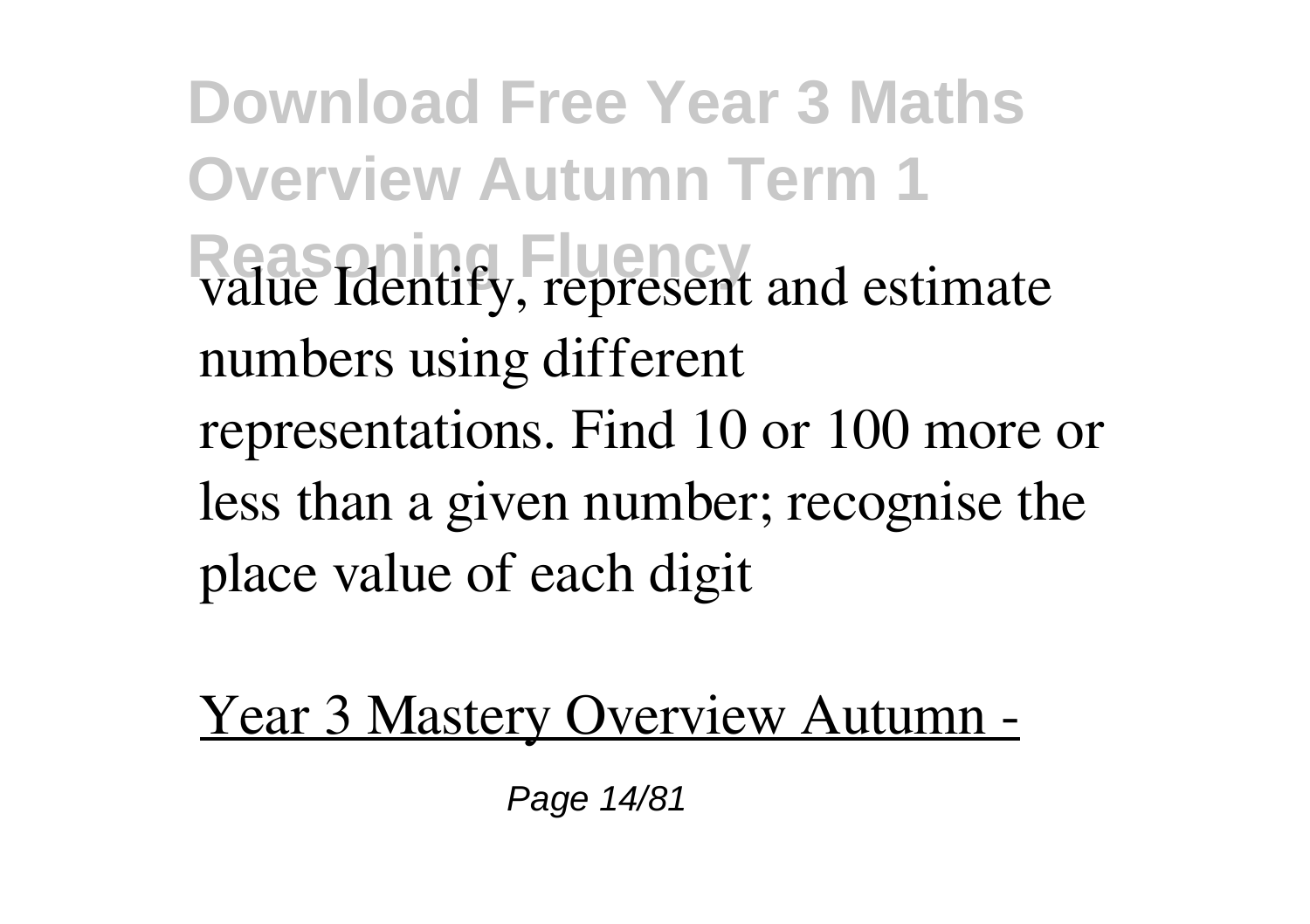value Identify, represent and estimate numbers using different representations. Find 10 or 100 more or less than a given number; recognise the place value of each digit

Year 3 Mastery Overview Autumn -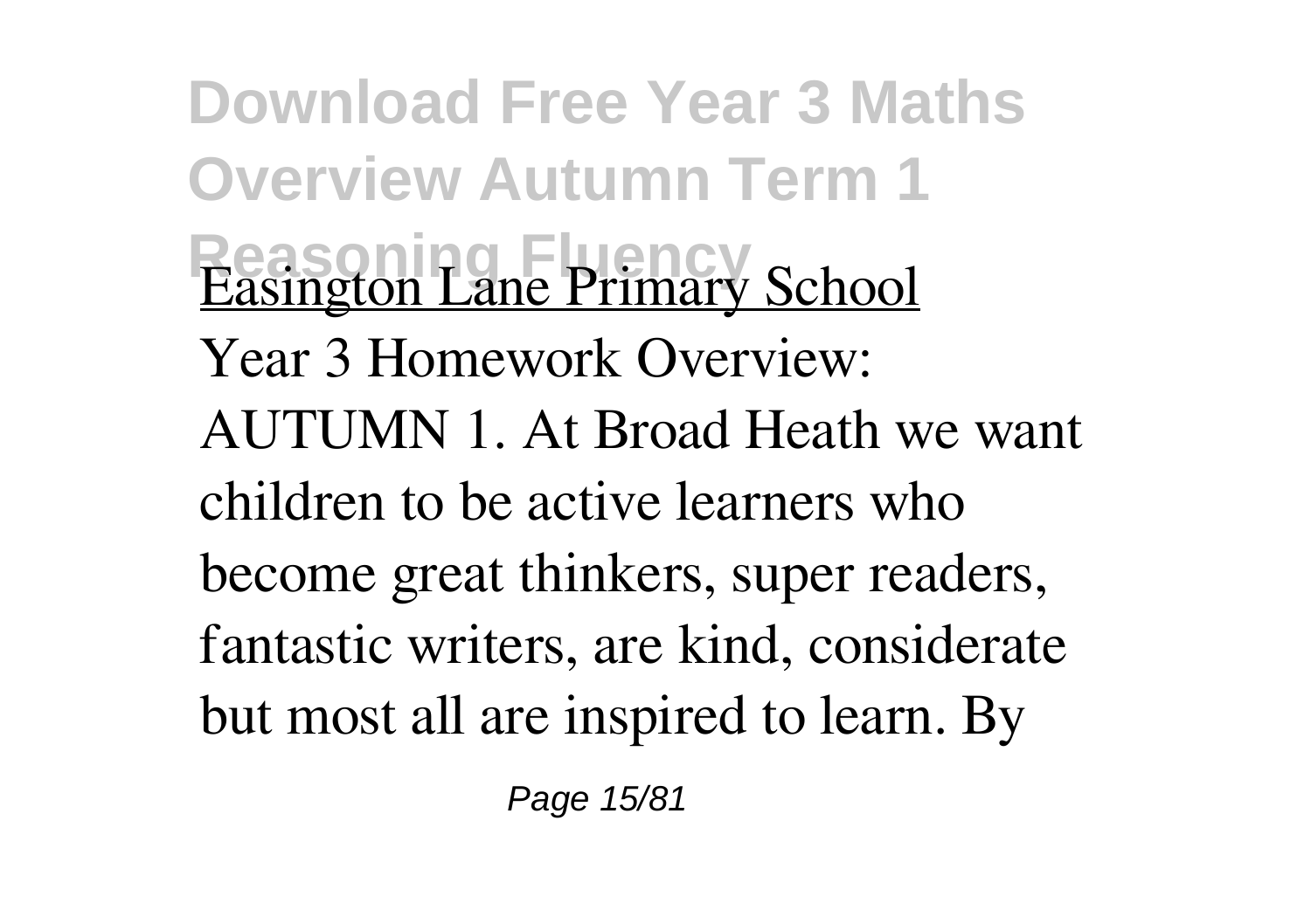Easington Lane Primary School

Year 3 Homework Overview: AUTUMN 1. At Broad Heath we want children to be active learners who become great thinkers, super readers, fantastic writers, are kind, considerate but most all are inspired to learn. By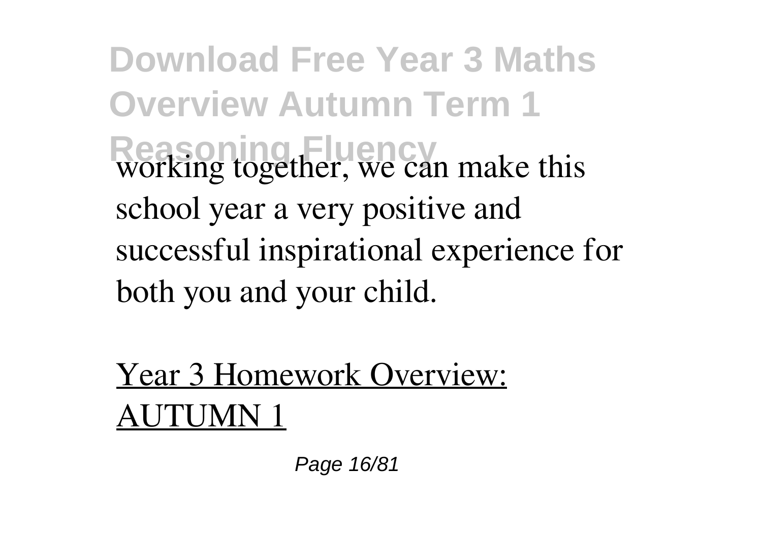working together, we can make this school year a very positive and successful inspirational experience for both you and your child.

Year 3 Homework Overview: AUTUMN 1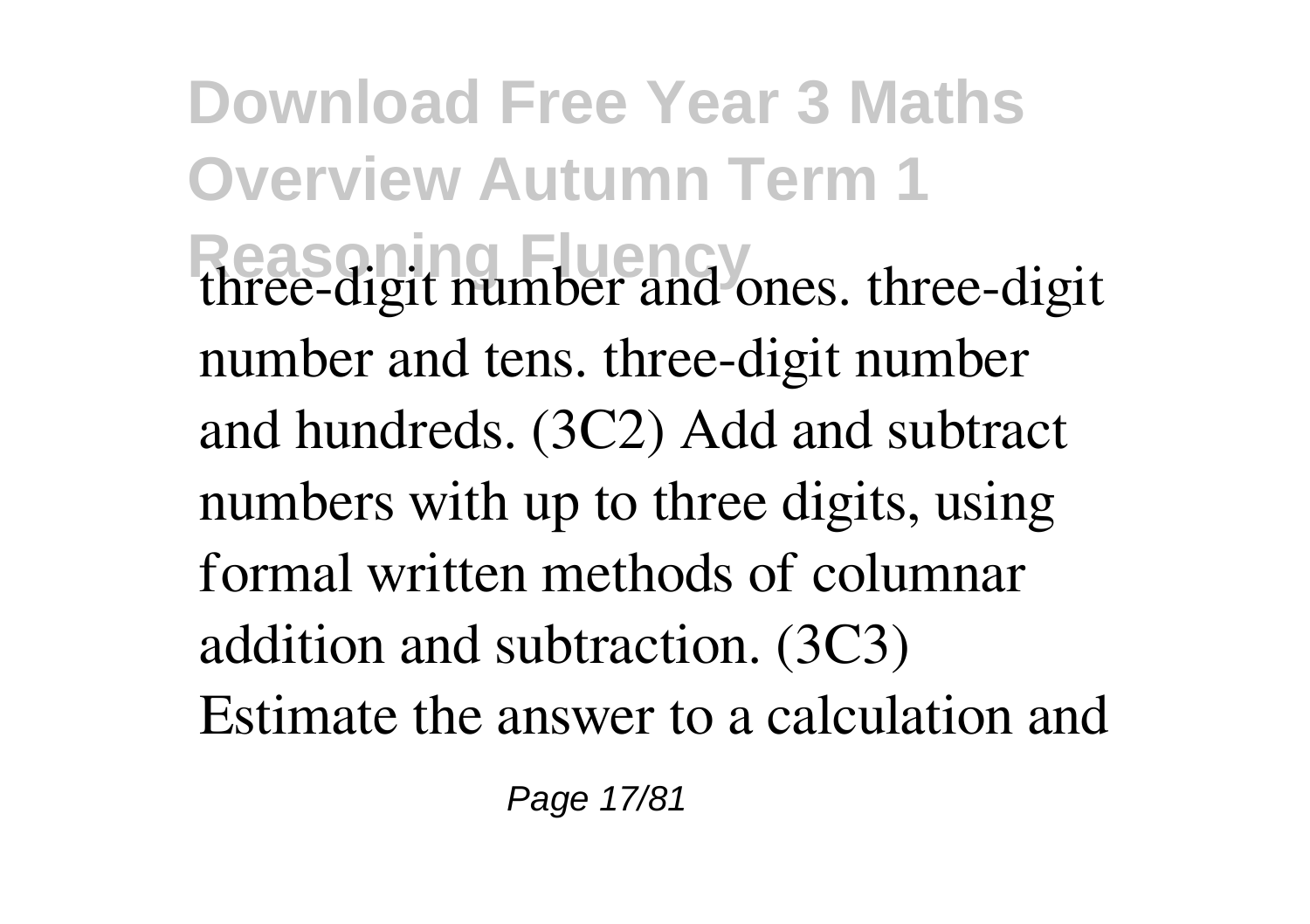three-digit number and ones. three-digit number and tens. three-digit number and hundreds. (3C2) Add and subtract numbers with up to three digits, using formal written methods of columnar addition and subtraction. (3C3) Estimate the answer to a calculation and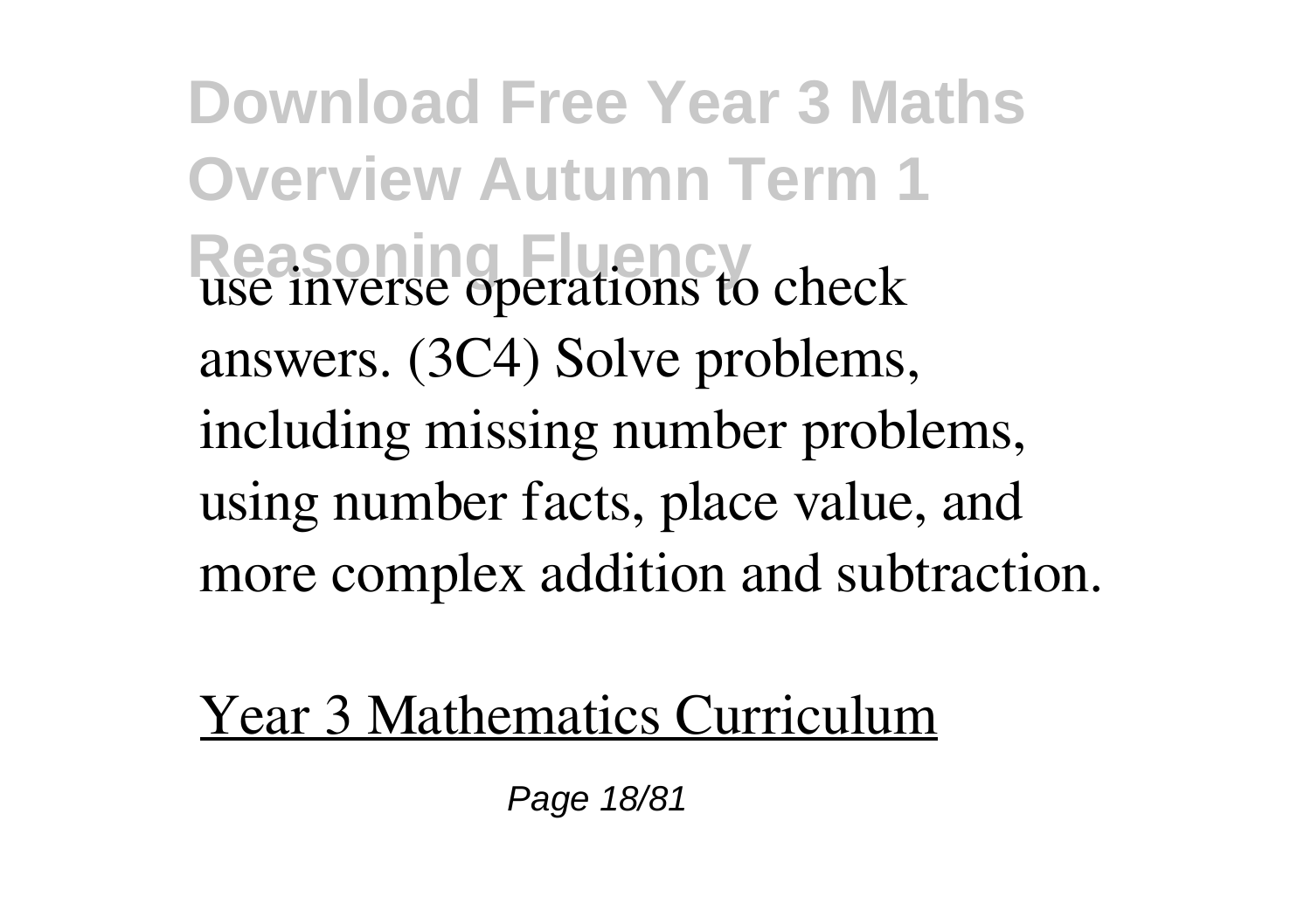use inverse operations to check answers. (3C4) Solve problems, including missing number problems, using number facts, place value, and more complex addition and subtraction.

Year 3 Mathematics Curriculum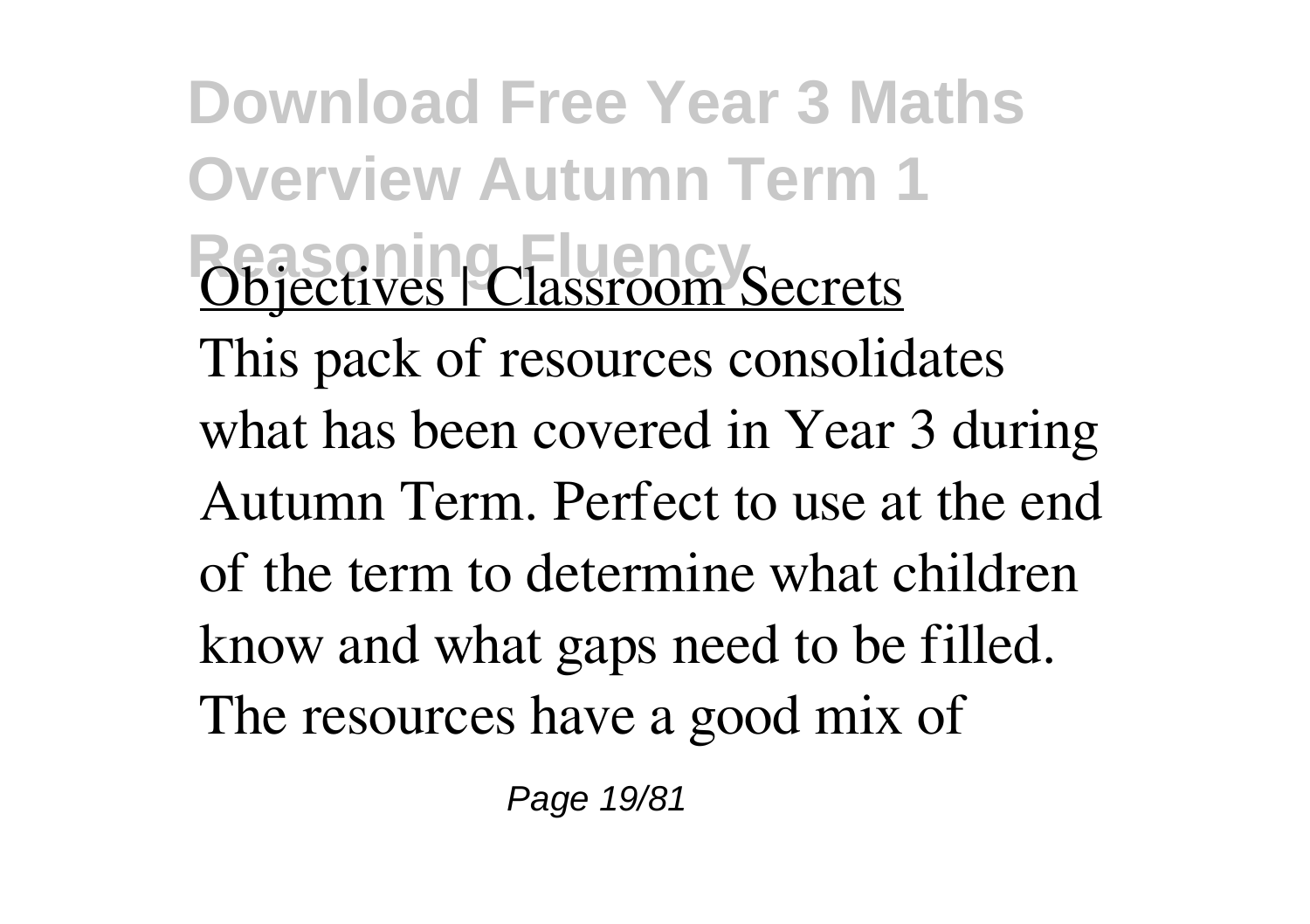**Download Free Year 3 Maths Overview Autumn Term 1 Reasoning Fluency**

Objectives | Classroom Secrets

This pack of resources consolidates what has been covered in Year 3 during Autumn Term. Perfect to use at the end of the term to determine what children know and what gaps need to be filled. The resources have a good mix of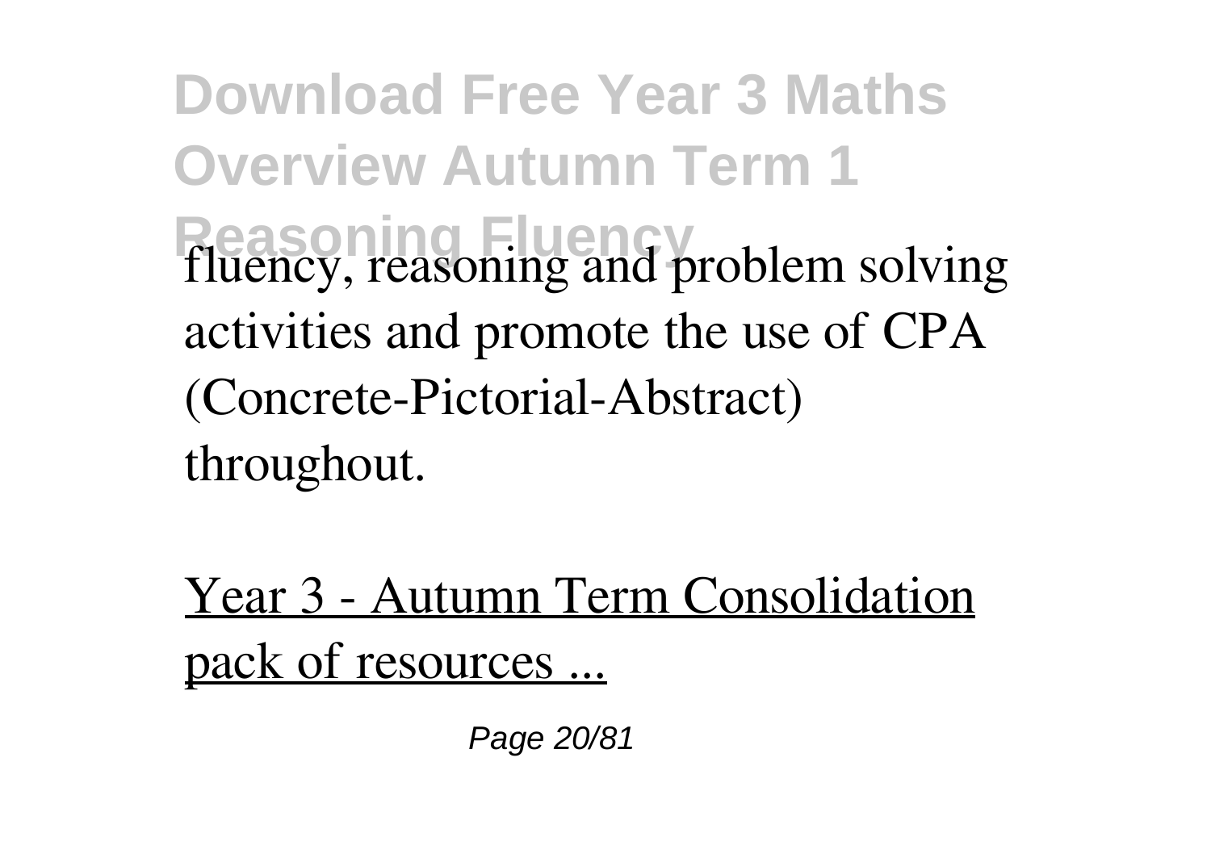fluency, reasoning and problem solving activities and promote the use of CPA (Concrete-Pictorial-Abstract) throughout.

Year 3 - Autumn Term Consolidation pack of resources ...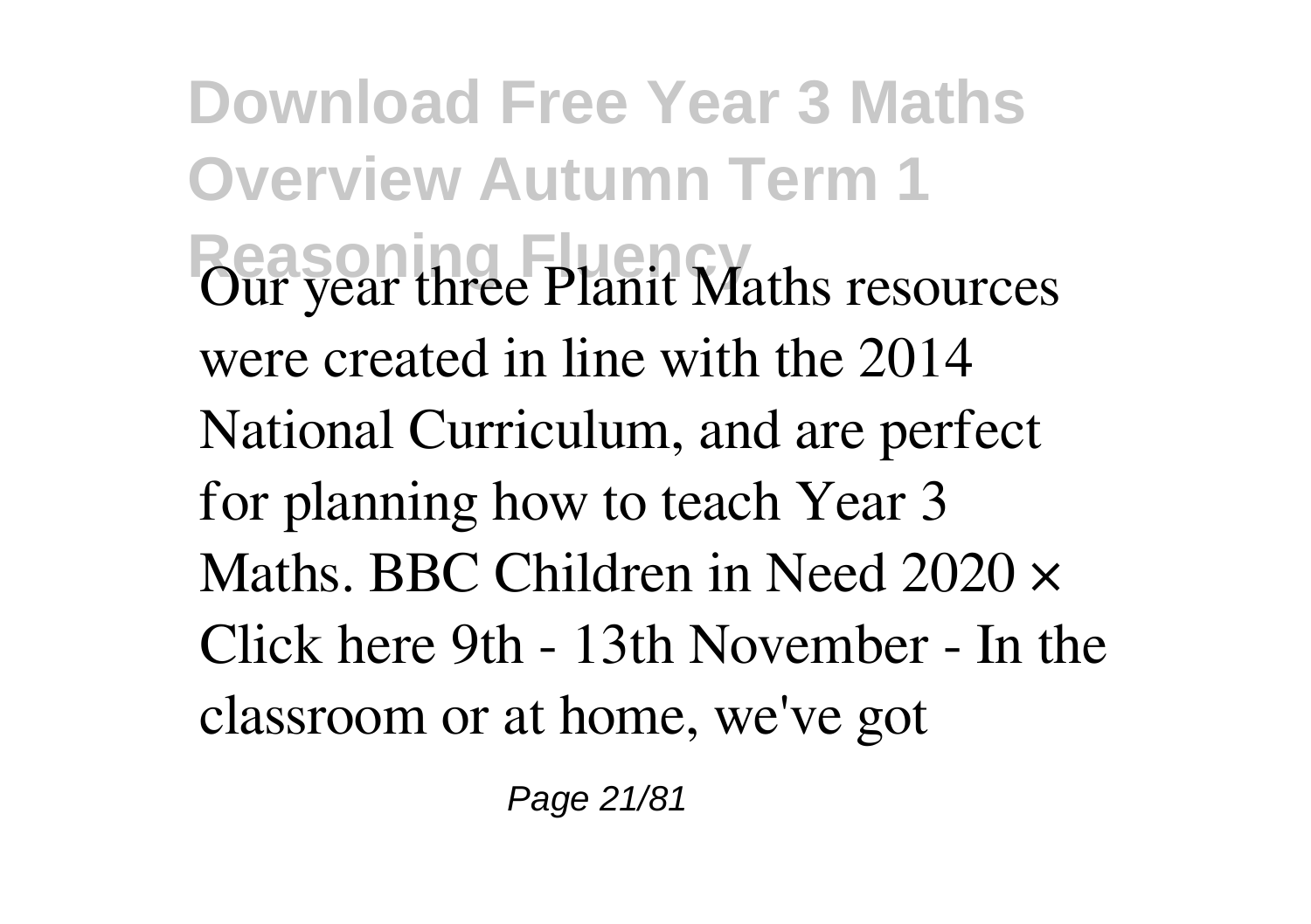Our year three Planit Maths resources were created in line with the 2014 National Curriculum, and are perfect for planning how to teach Year 3 Maths. BBC Children in Need 2020 × Click here 9th - 13th November - In the classroom or at home, we've got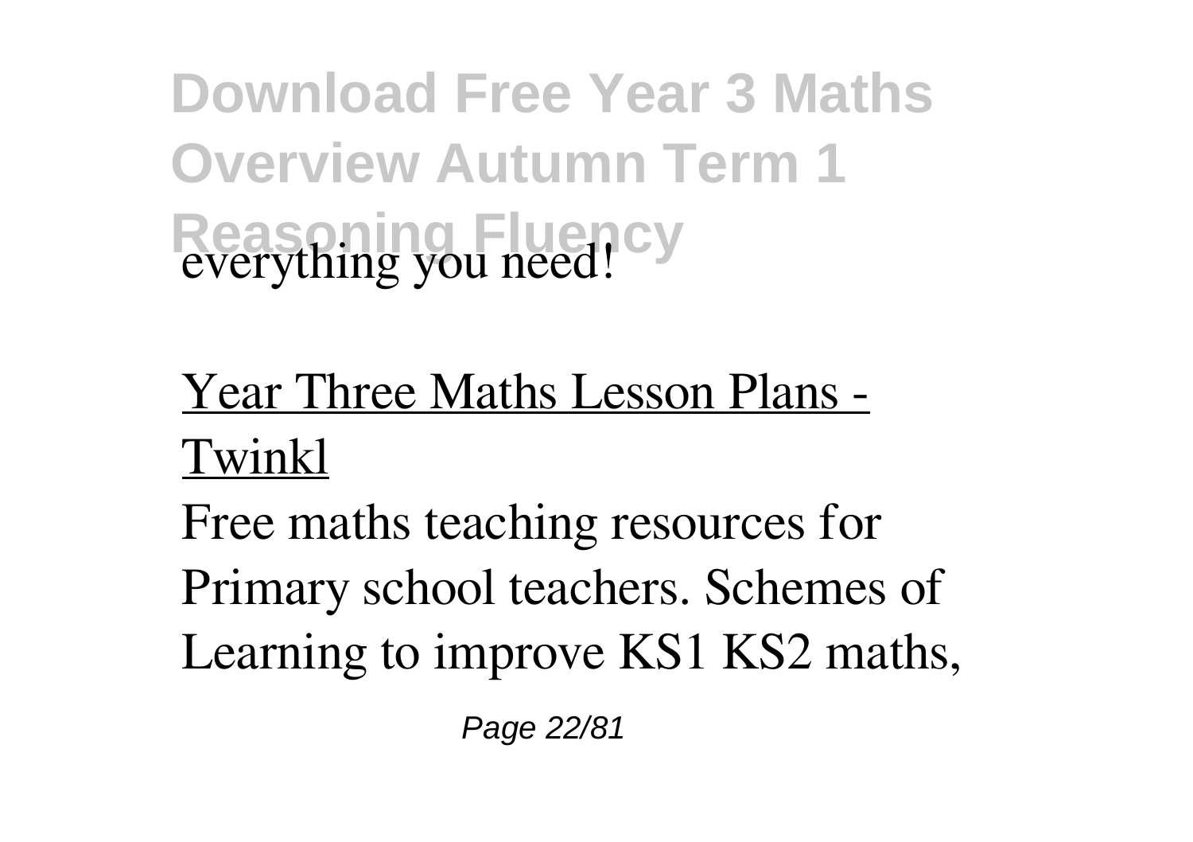everything you need!

Year Three Maths Lesson Plans - Twinkl

Free maths teaching resources for Primary school teachers. Schemes of Learning to improve KS1 KS2 maths,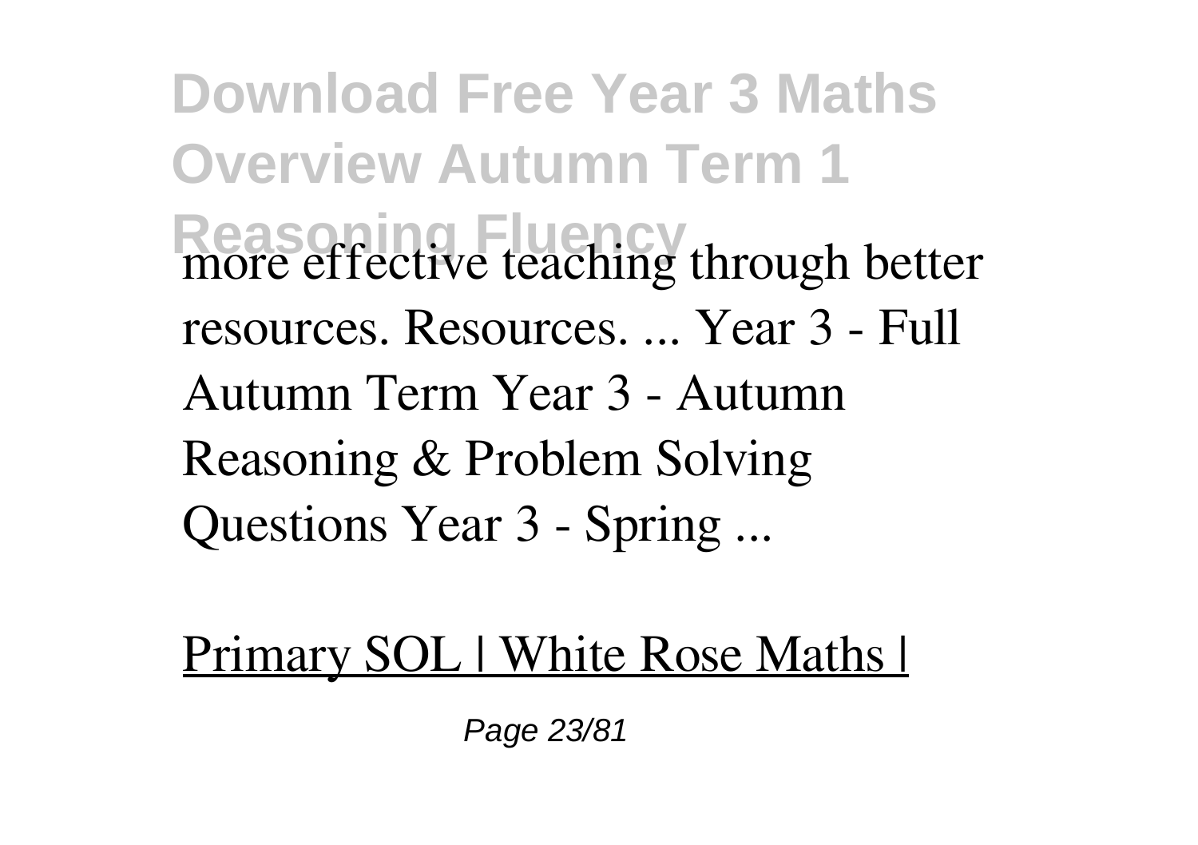more effective teaching through better resources. Resources. ... Year 3 - Full Autumn Term Year 3 - Autumn Reasoning & Problem Solving Questions Year 3 - Spring ...

Primary SOL | White Rose Maths |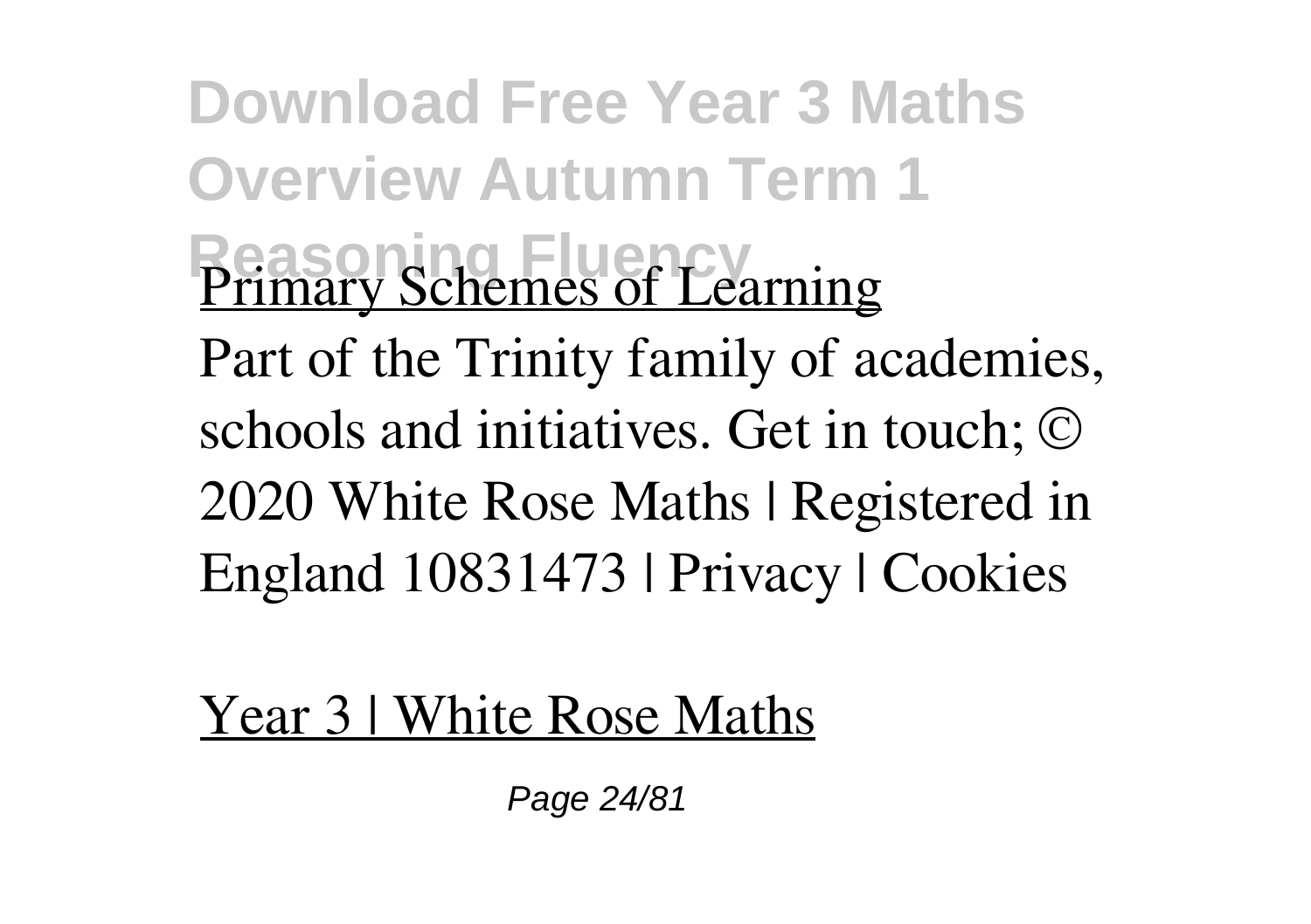Primary Schemes of Learning

Part of the Trinity family of academies, schools and initiatives. Get in touch; © 2020 White Rose Maths | Registered in England 10831473 | Privacy | Cookies

Year 3 | White Rose Maths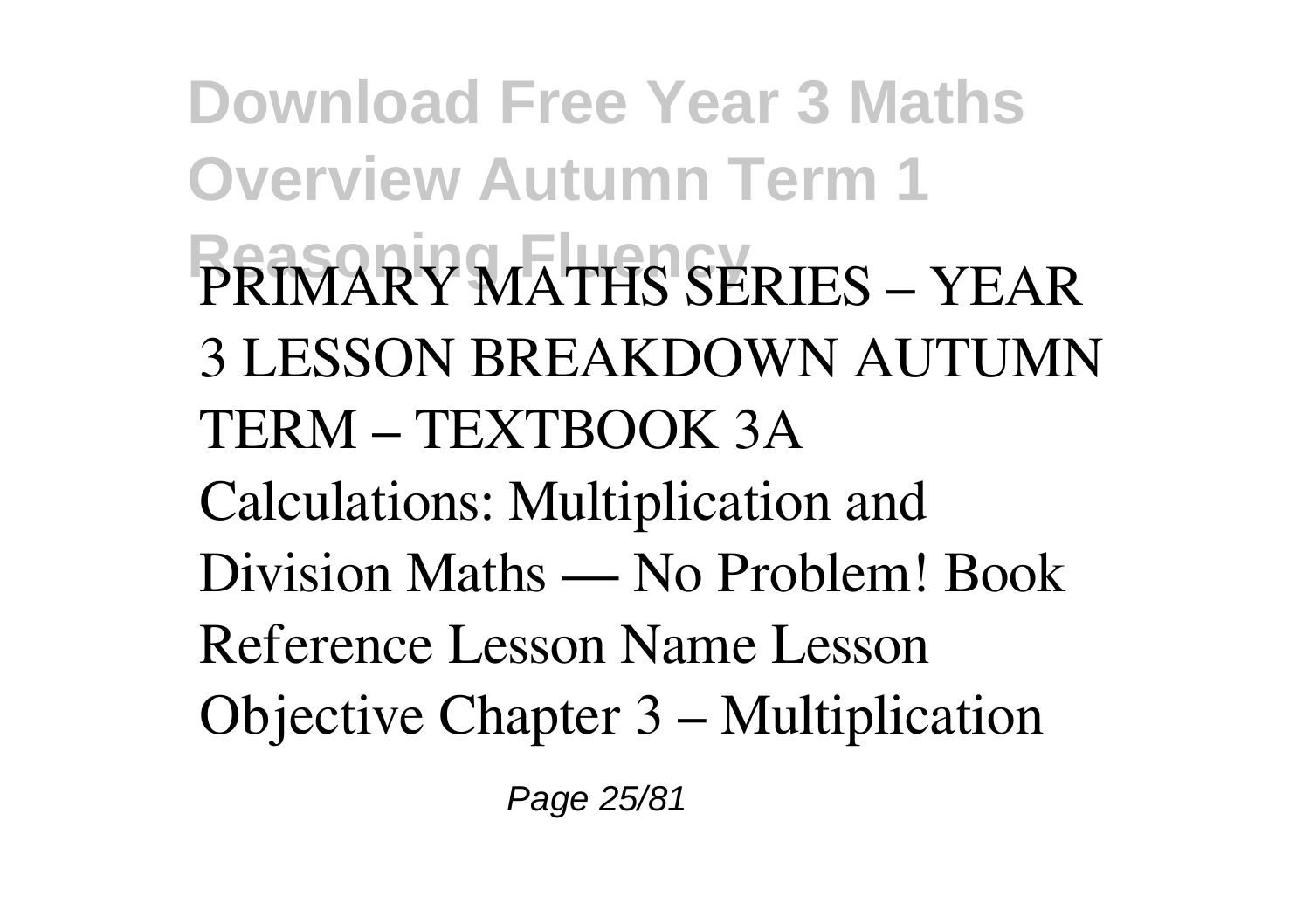PRIMARY MATHS SERIES – YEAR 3 LESSON BREAKDOWN AUTUMN TERM – TEXTBOOK 3A Calculations: Multiplication and Division Maths — No Problem! Book Reference Lesson Name Lesson Objective Chapter 3 – Multiplication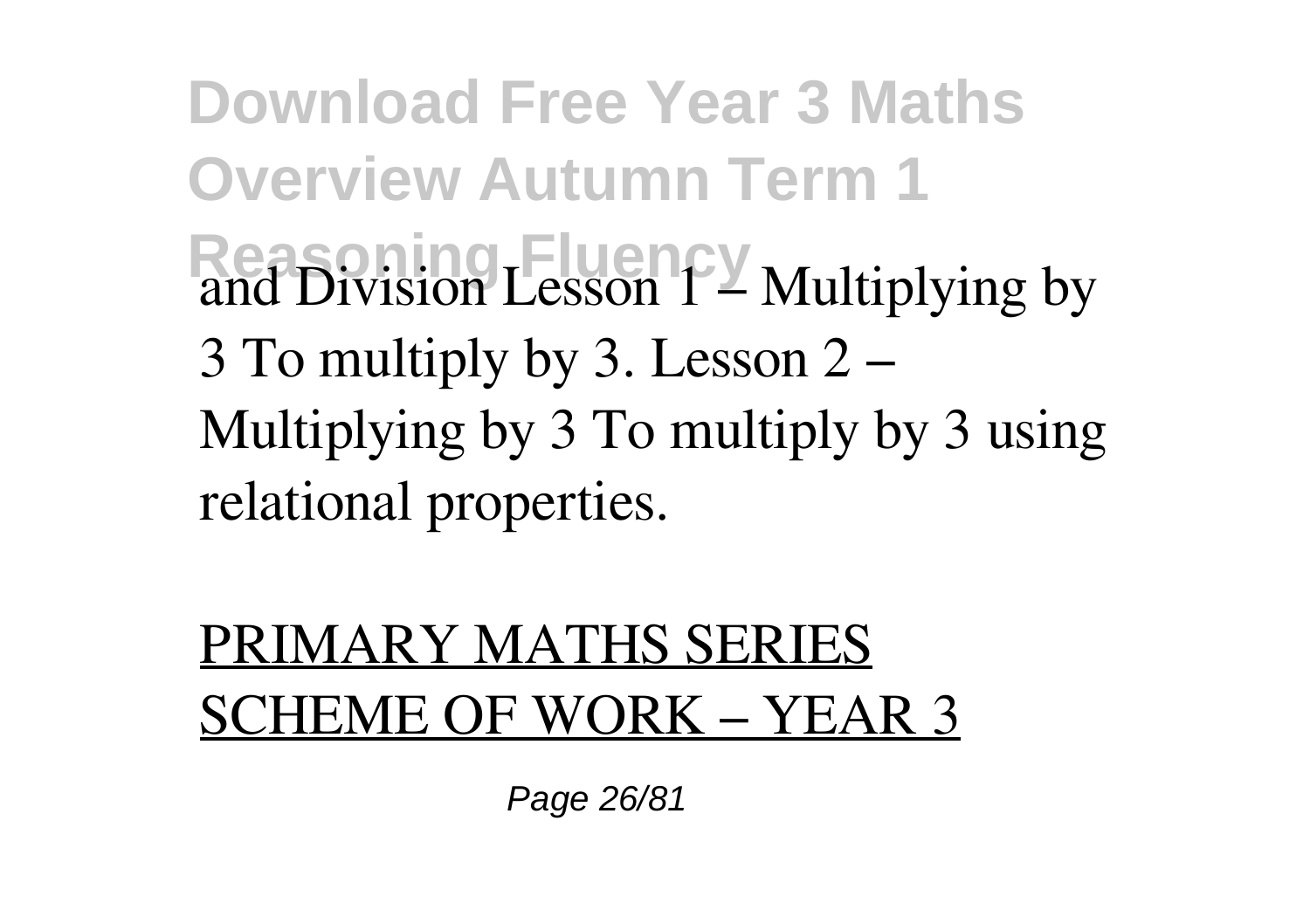and Division Lesson 1 – Multiplying by 3 To multiply by 3. Lesson 2 – Multiplying by 3 To multiply by 3 using relational properties.

PRIMARY MATHS SERIES SCHEME OF WORK – YEAR 3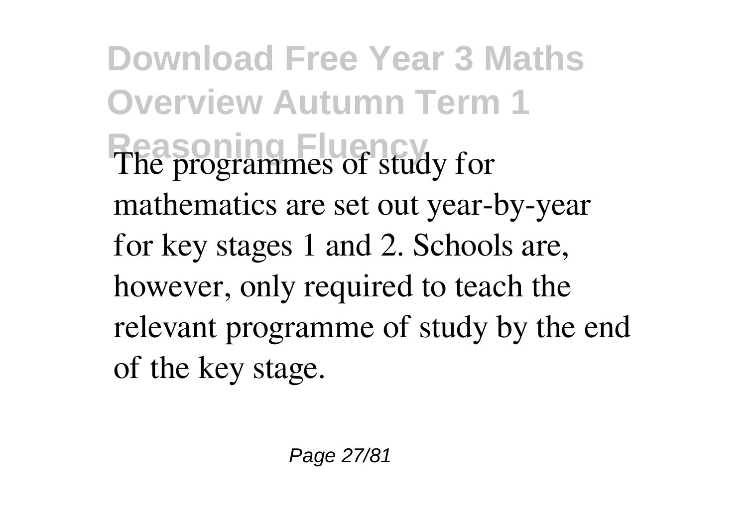The programmes of study for mathematics are set out year-by-year for key stages 1 and 2. Schools are, however, only required to teach the relevant programme of study by the end of the key stage.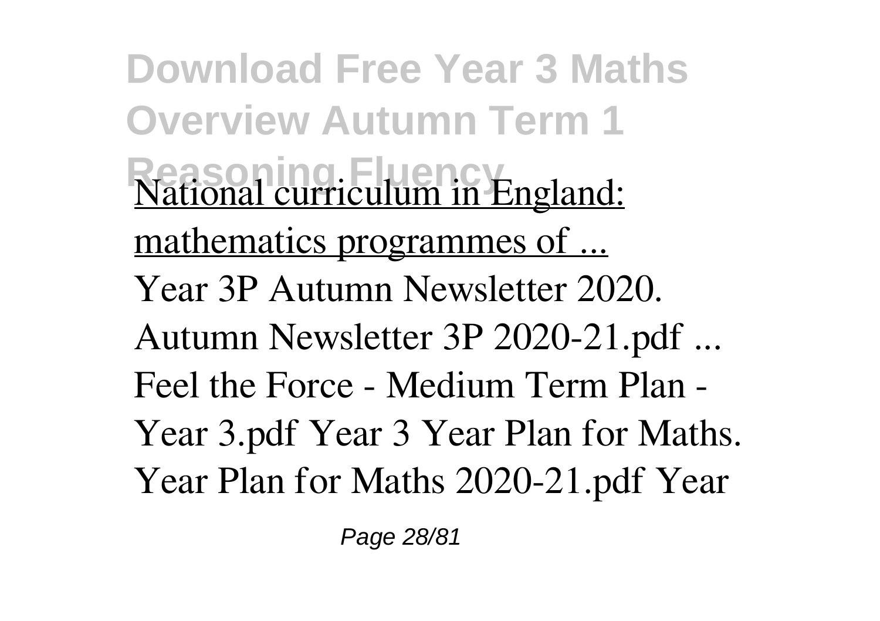National curriculum in England: mathematics programmes of ...

Year 3P Autumn Newsletter 2020. Autumn Newsletter 3P 2020-21.pdf ... Feel the Force - Medium Term Plan - Year 3.pdf Year 3 Year Plan for Maths. Year Plan for Maths 2020-21.pdf Year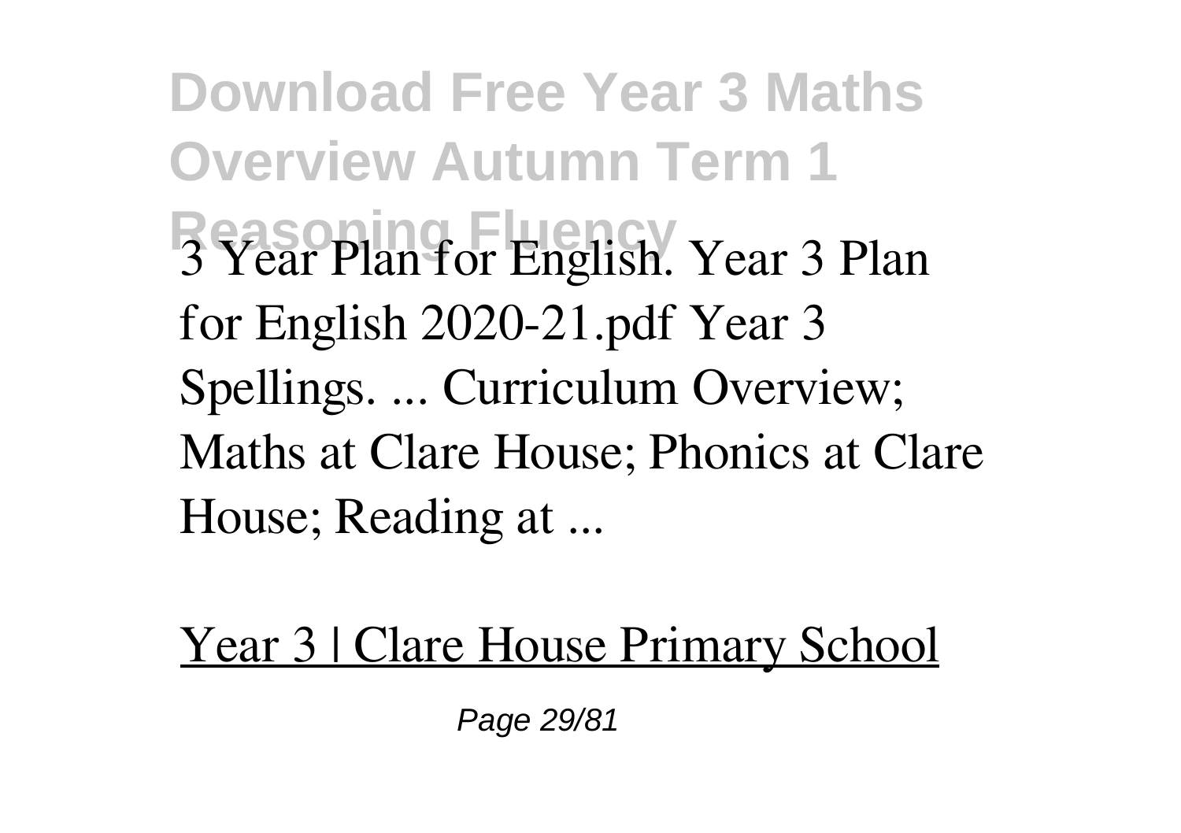3 Year Plan for English. Year 3 Plan for English 2020-21.pdf Year 3 Spellings. ... Curriculum Overview; Maths at Clare House; Phonics at Clare House; Reading at ...

Year 3 | Clare House Primary School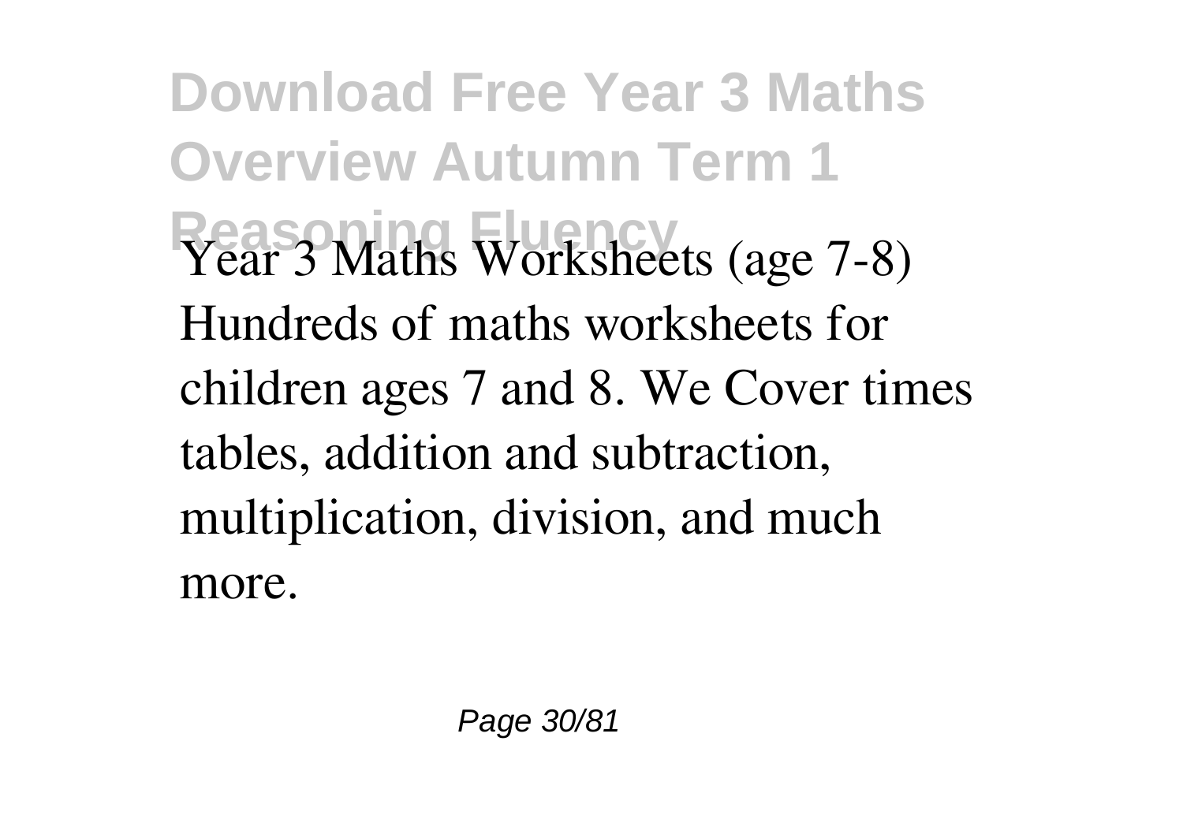Year 3 Maths Worksheets (age 7-8)
Hundreds of maths worksheets for children ages 7 and 8. We Cover times tables, addition and subtraction, multiplication, division, and much more.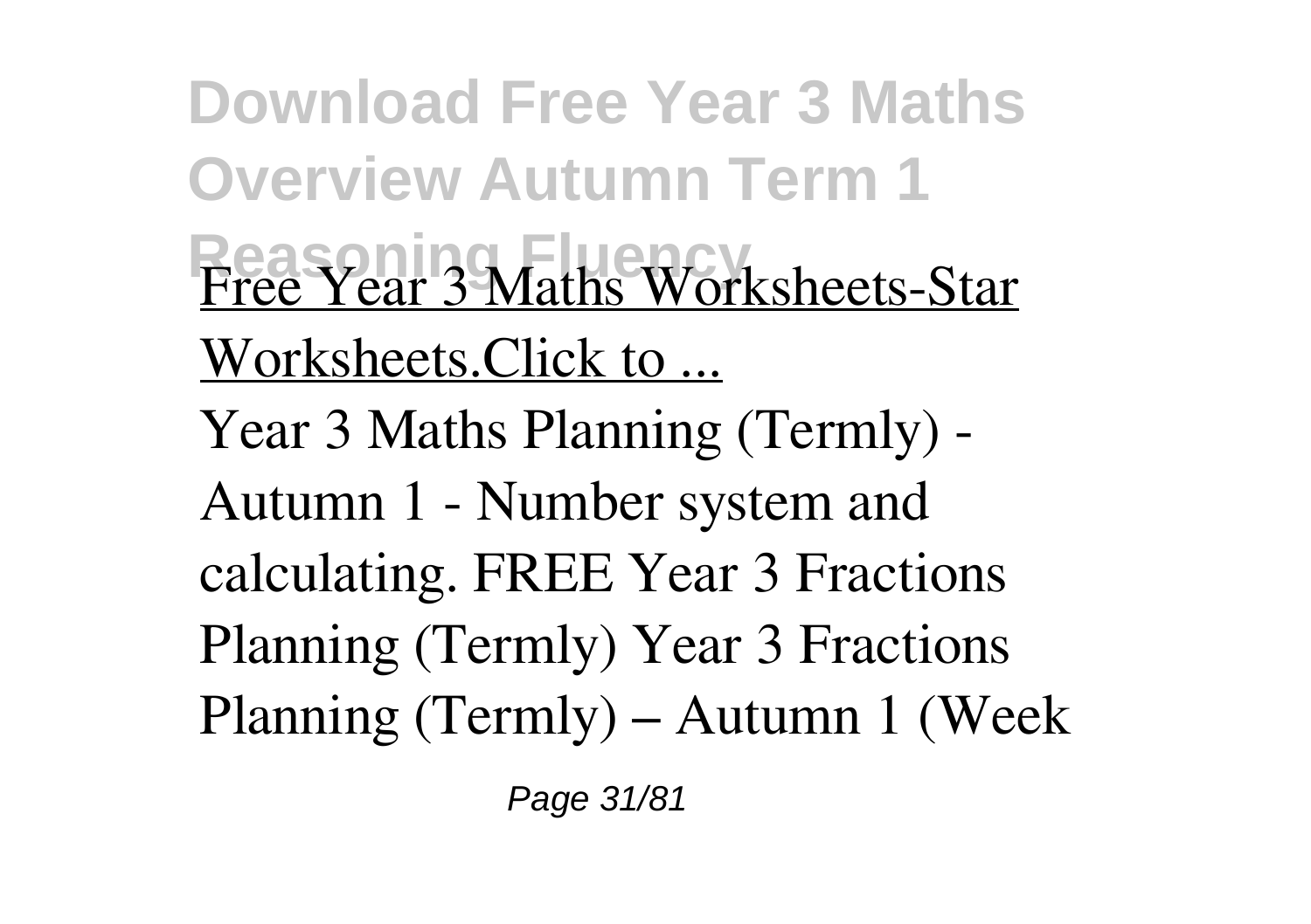Free Year 3 Maths Worksheets-Star Worksheets.Click to ...

Year 3 Maths Planning (Termly) - Autumn 1 - Number system and calculating. FREE Year 3 Fractions Planning (Termly) Year 3 Fractions Planning (Termly) – Autumn 1 (Week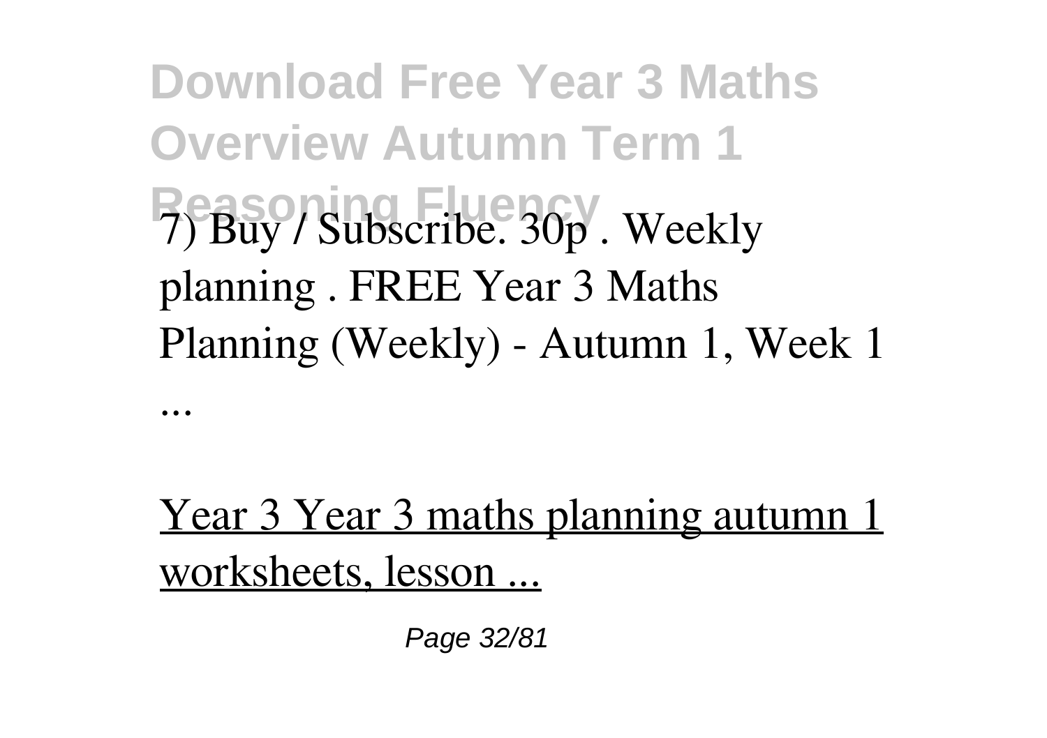7) Buy / Subscribe. 30p . Weekly planning . FREE Year 3 Maths Planning (Weekly) - Autumn 1, Week 1 ...

Year 3 Year 3 maths planning autumn 1 worksheets, lesson ...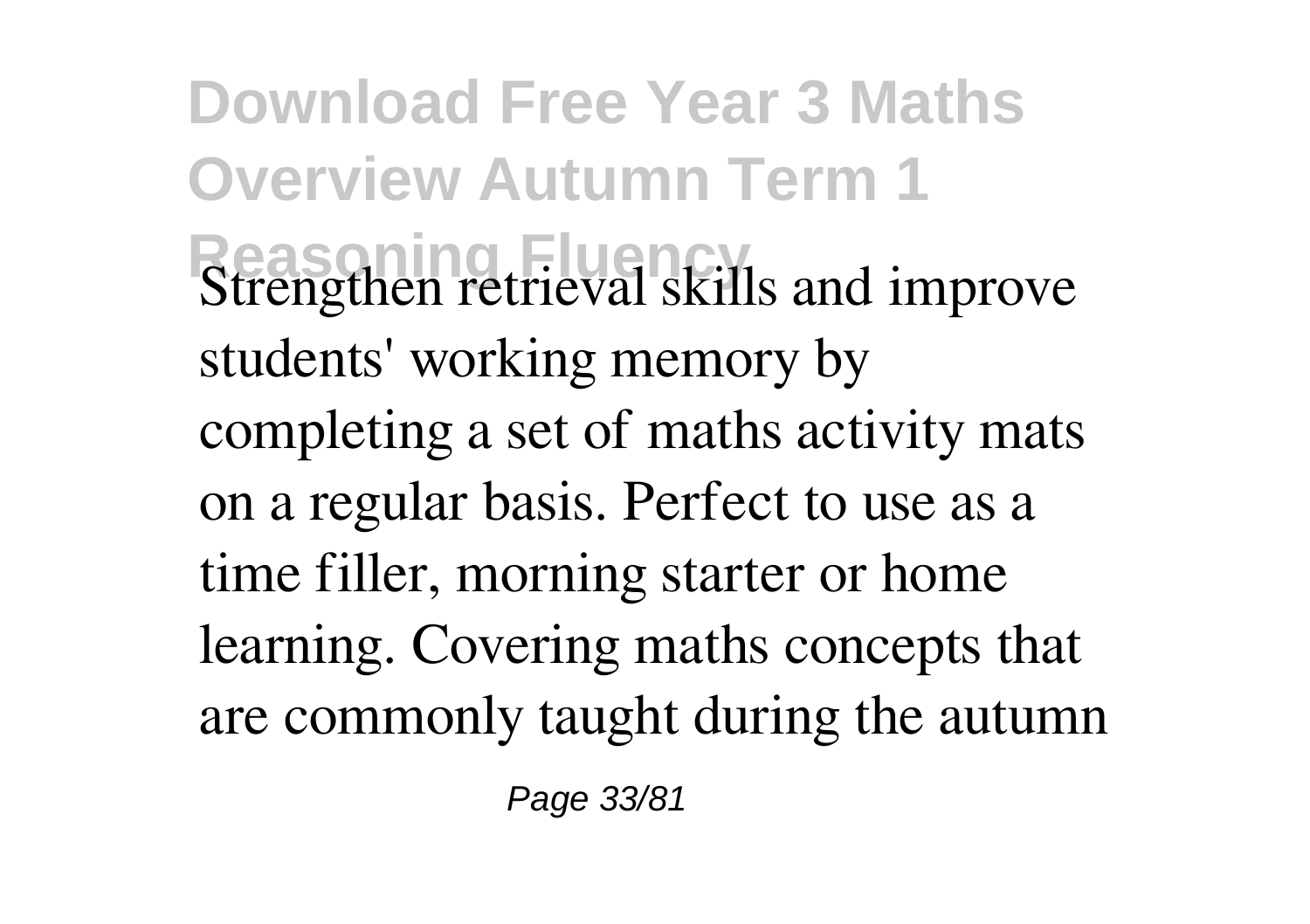Strengthen retrieval skills and improve students' working memory by completing a set of maths activity mats on a regular basis. Perfect to use as a time filler, morning starter or home learning. Covering maths concepts that are commonly taught during the autumn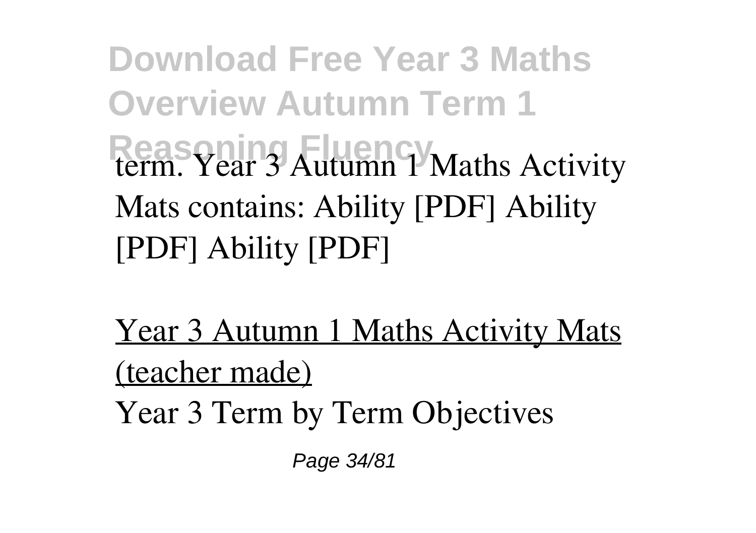term. Year 3 Autumn 1 Maths Activity Mats contains: Ability [PDF] Ability [PDF] Ability [PDF]

Year 3 Autumn 1 Maths Activity Mats (teacher made)

Year 3 Term by Term Objectives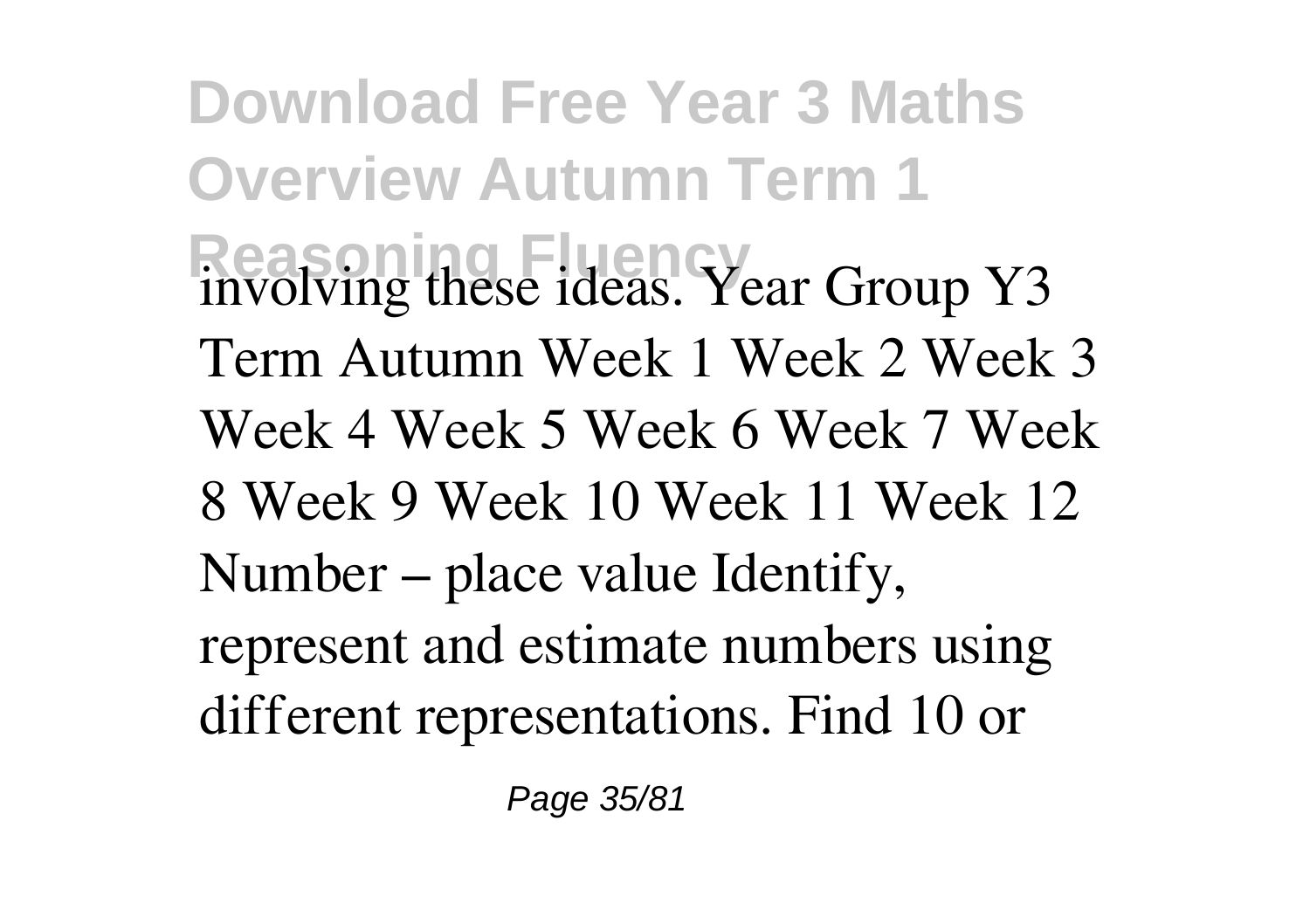involving these ideas. Year Group Y3 Term Autumn Week 1 Week 2 Week 3 Week 4 Week 5 Week 6 Week 7 Week 8 Week 9 Week 10 Week 11 Week 12 Number – place value Identify, represent and estimate numbers using different representations. Find 10 or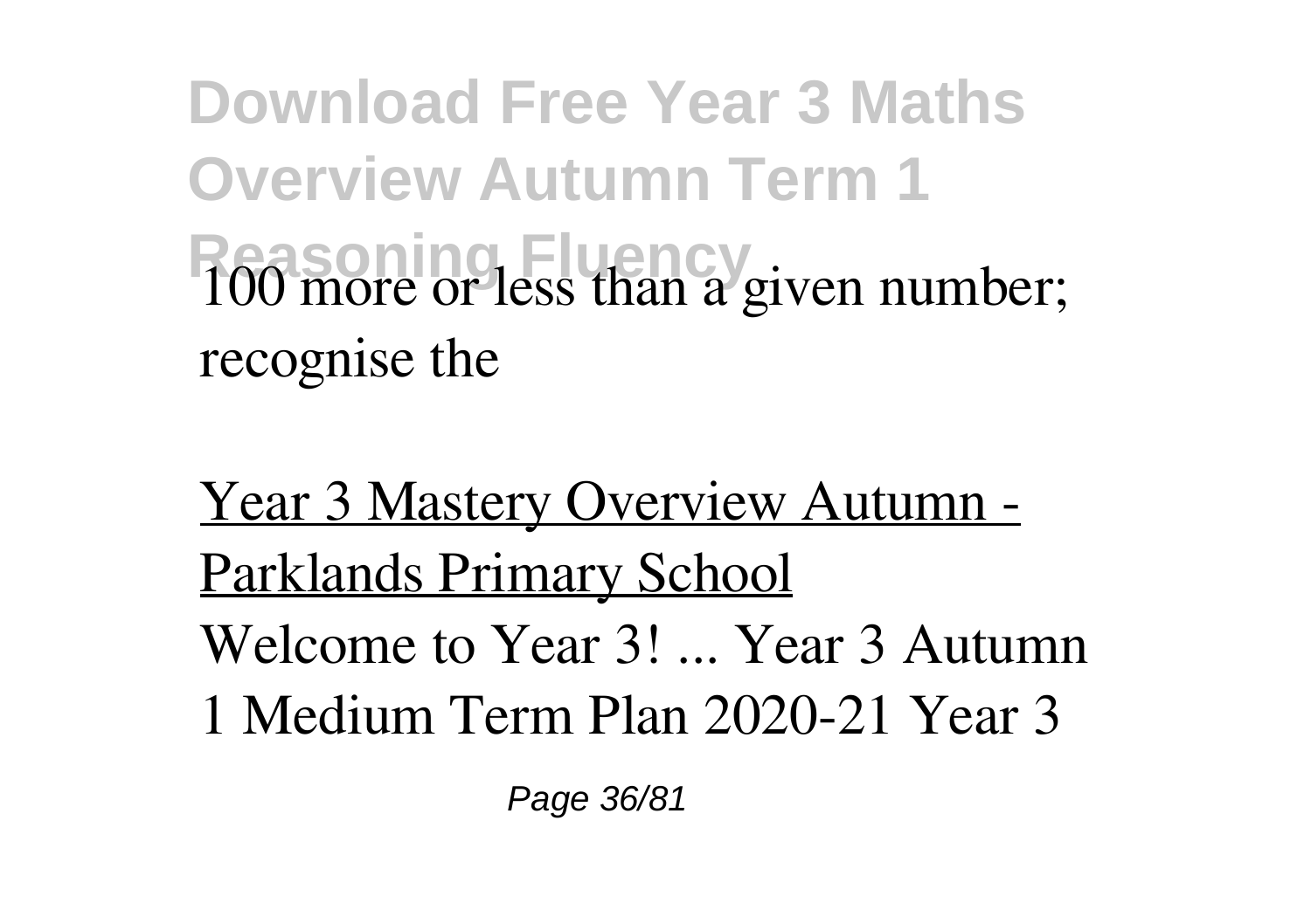100 more or less than a given number; recognise the

Year 3 Mastery Overview Autumn - Parklands Primary School

Welcome to Year 3! ... Year 3 Autumn 1 Medium Term Plan 2020-21 Year 3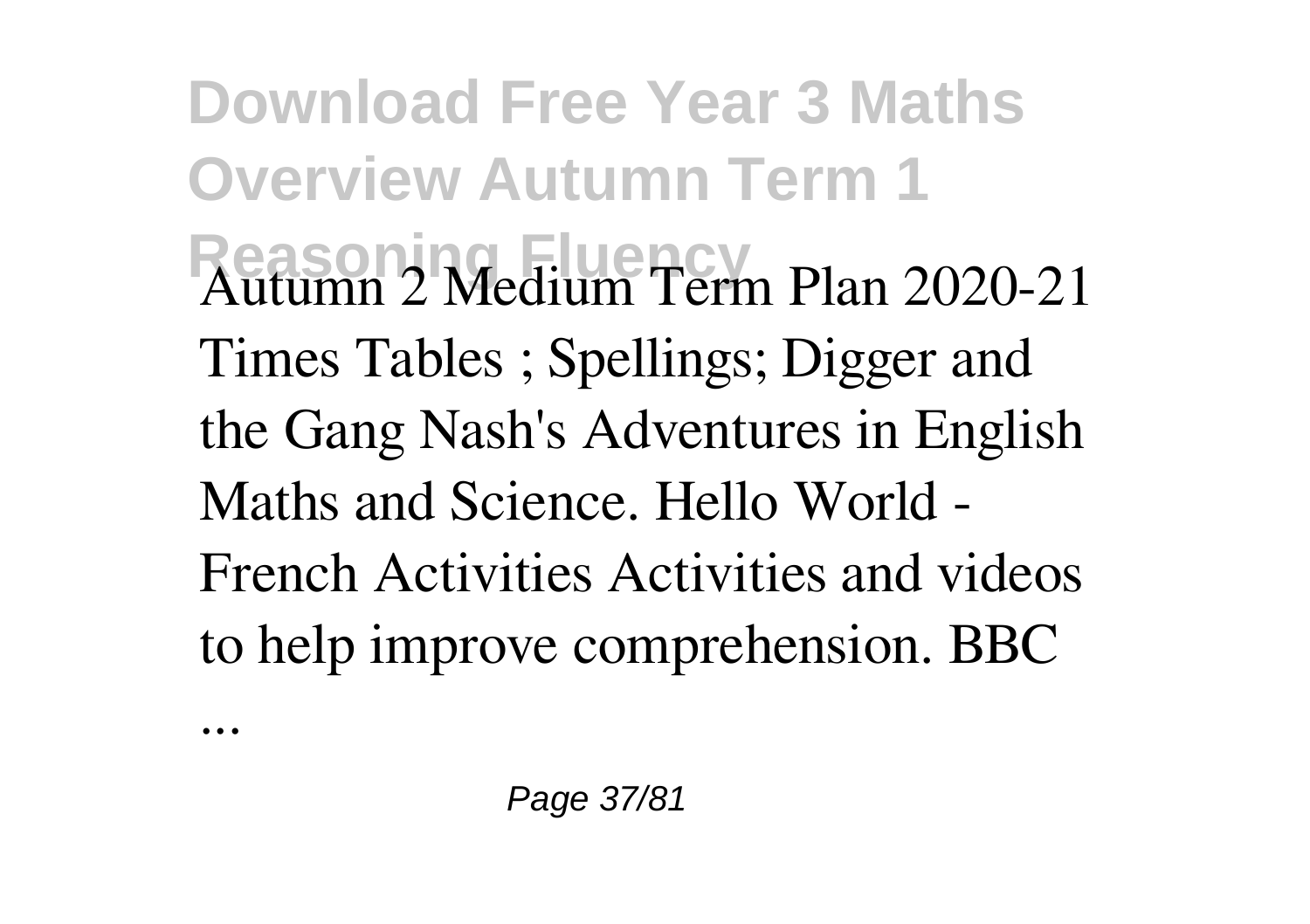Autumn 2 Medium Term Plan 2020-21 Times Tables ; Spellings; Digger and the Gang Nash's Adventures in English Maths and Science. Hello World - French Activities Activities and videos to help improve comprehension. BBC ...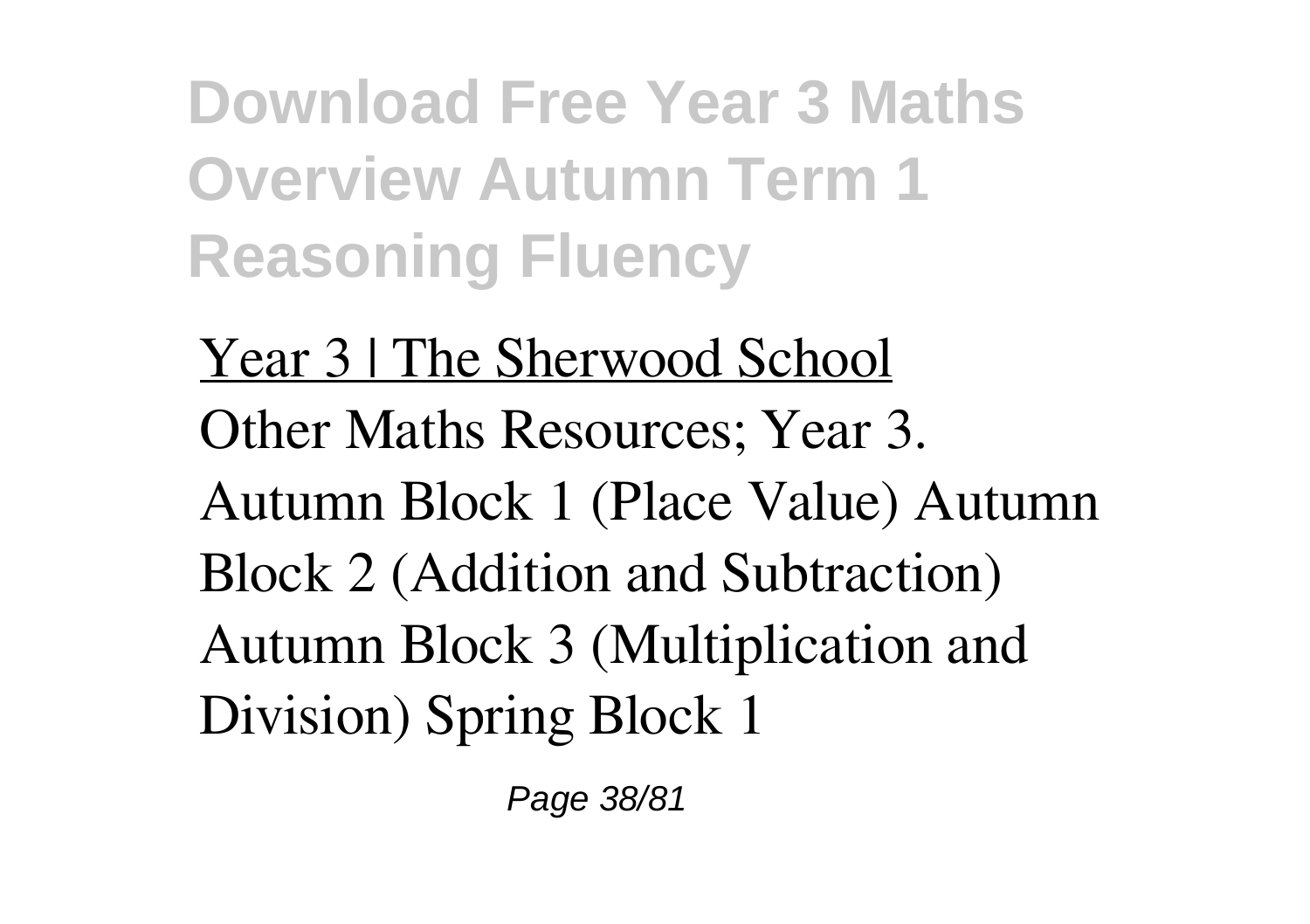Year 3 | The Sherwood School

Other Maths Resources; Year 3. Autumn Block 1 (Place Value) Autumn Block 2 (Addition and Subtraction) Autumn Block 3 (Multiplication and Division) Spring Block 1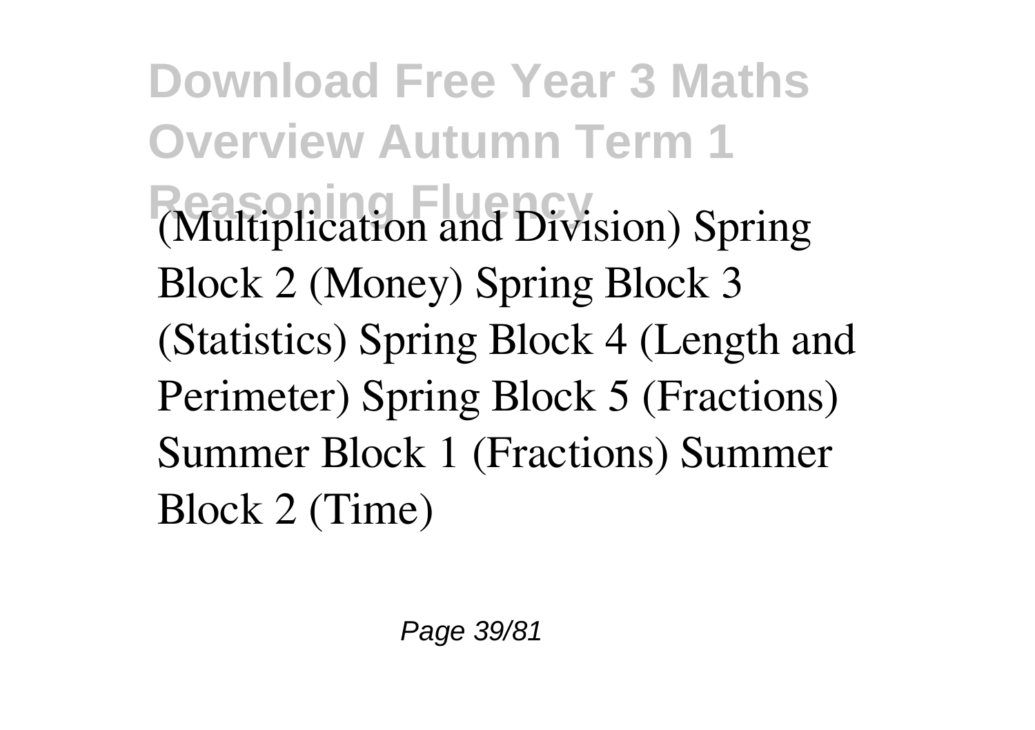(Multiplication and Division) Spring Block 2 (Money) Spring Block 3 (Statistics) Spring Block 4 (Length and Perimeter) Spring Block 5 (Fractions) Summer Block 1 (Fractions) Summer Block 2 (Time)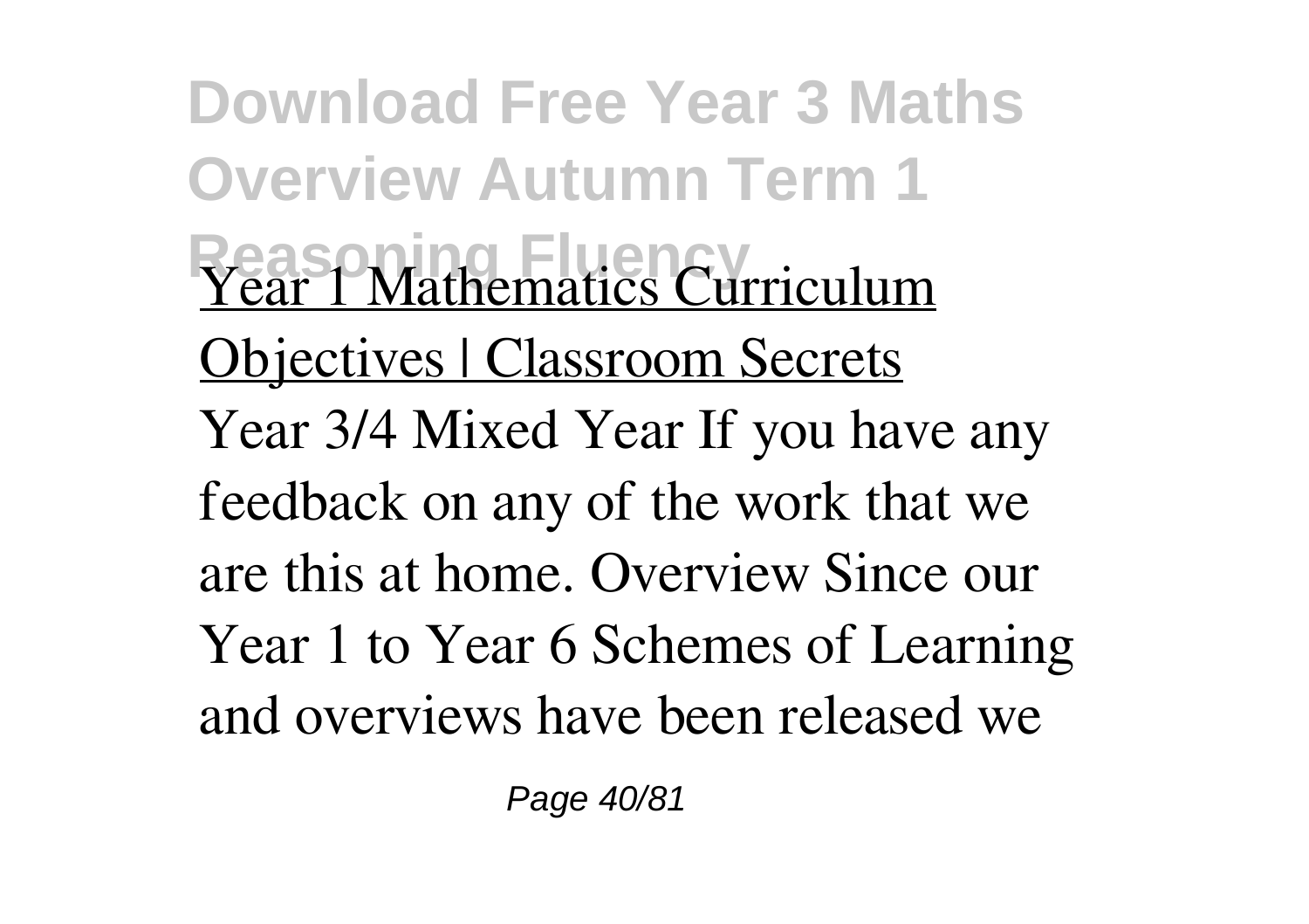Year 1 Mathematics Curriculum Objectives | Classroom Secrets

Year 3/4 Mixed Year If you have any feedback on any of the work that we are this at home. Overview Since our Year 1 to Year 6 Schemes of Learning and overviews have been released we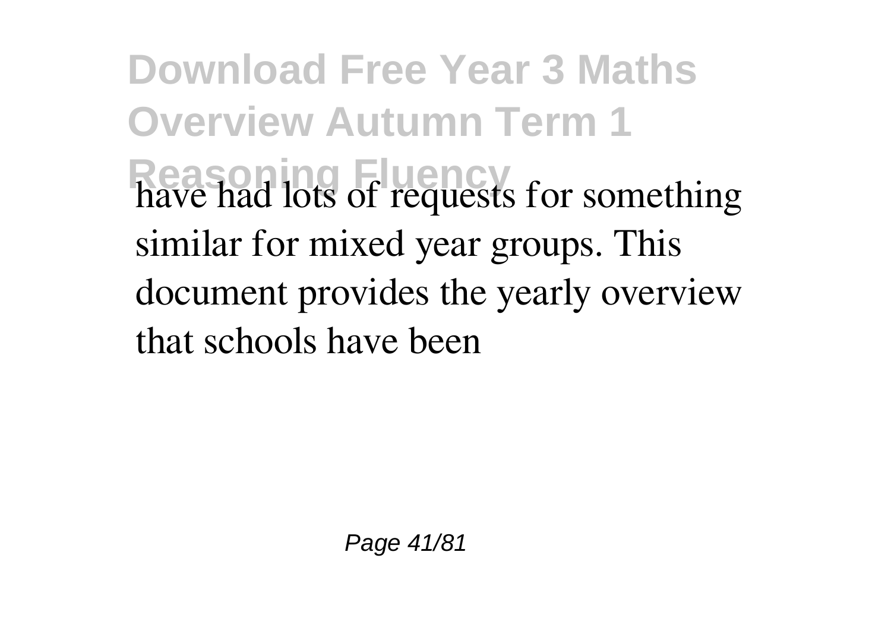have had lots of requests for something similar for mixed year groups. This document provides the yearly overview that schools have been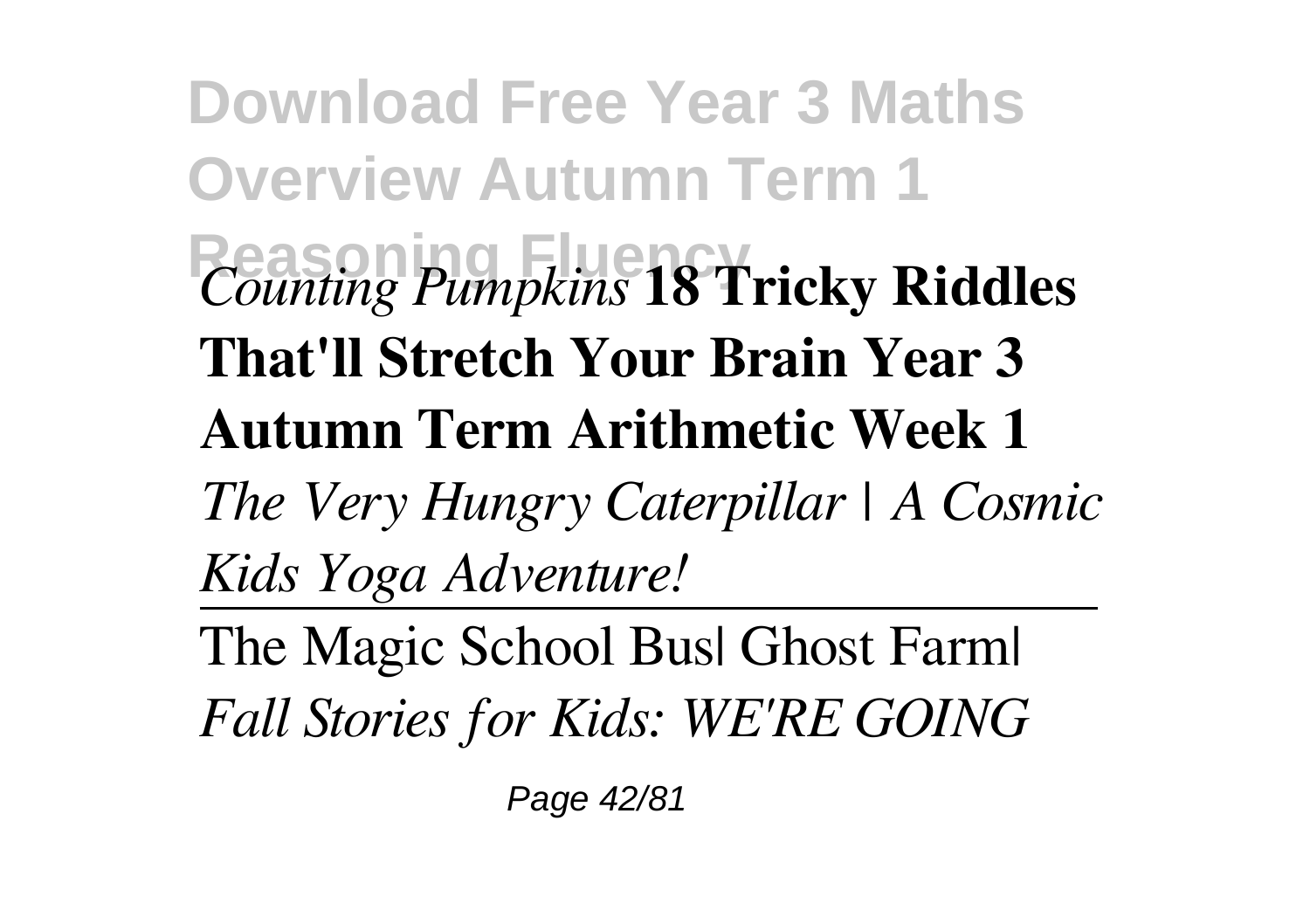*Counting Pumpkins* **18 Tricky Riddles That'll Stretch Your Brain Year 3 Autumn Term Arithmetic Week 1** *The Very Hungry Caterpillar | A Cosmic Kids Yoga Adventure!*

The Magic School Bus| Ghost Farm| *Fall Stories for Kids: WE'RE GOING*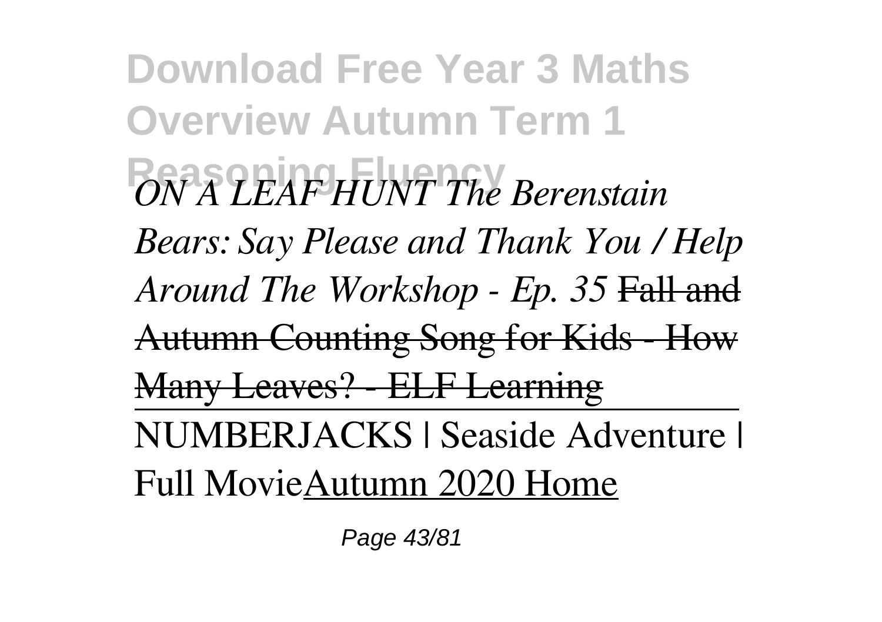*ON A LEAF HUNT The Berenstain Bears: Say Please and Thank You / Help Around The Workshop - Ep. 35* ~~Fall and Autumn Counting Song for Kids - How Many Leaves? - ELF Learning~~

---

NUMBERJACKS | Seaside Adventure | Full MovieAutumn 2020 Home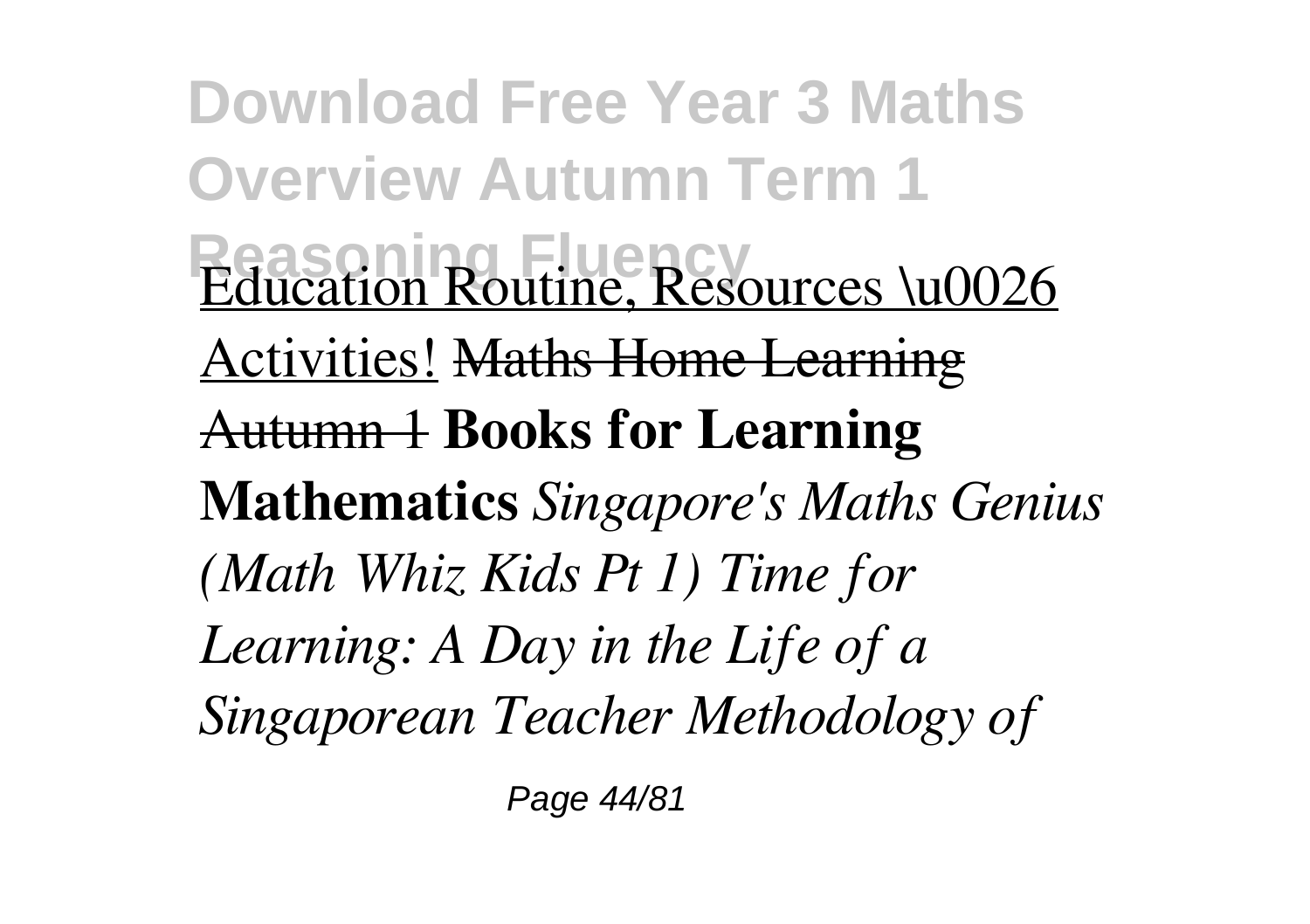Education Routine, Resources \u0026 Activities! ~~Maths Home Learning Autumn 1~~ **Books for Learning Mathematics** *Singapore's Maths Genius (Math Whiz Kids Pt 1) Time for Learning: A Day in the Life of a Singaporean Teacher Methodology of*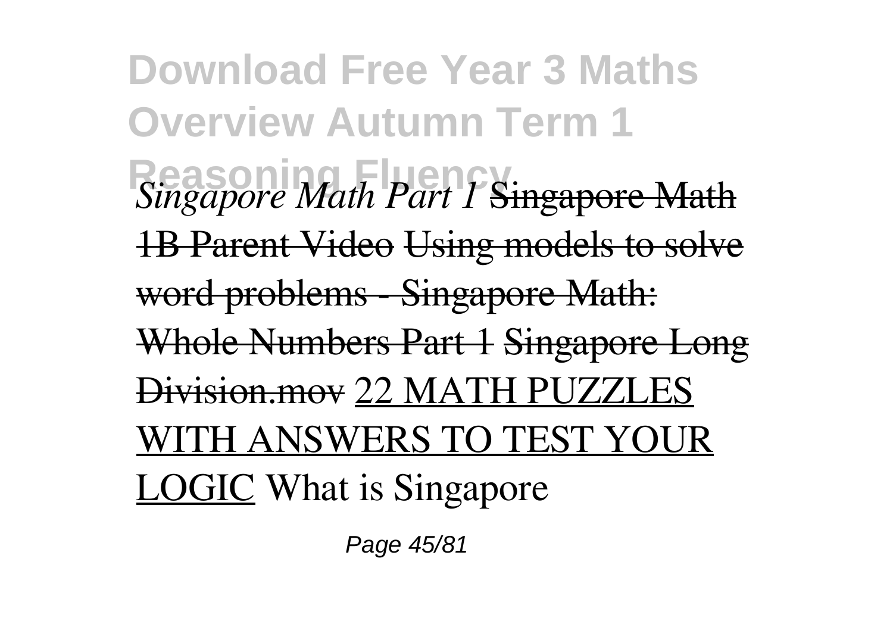*Singapore Math Part 1* ~~Singapore Math 1B Parent Video~~ ~~Using models to solve word problems - Singapore Math: Whole Numbers Part 1~~ ~~Singapore Long Division.mov~~ 22 MATH PUZZLES WITH ANSWERS TO TEST YOUR LOGIC What is Singapore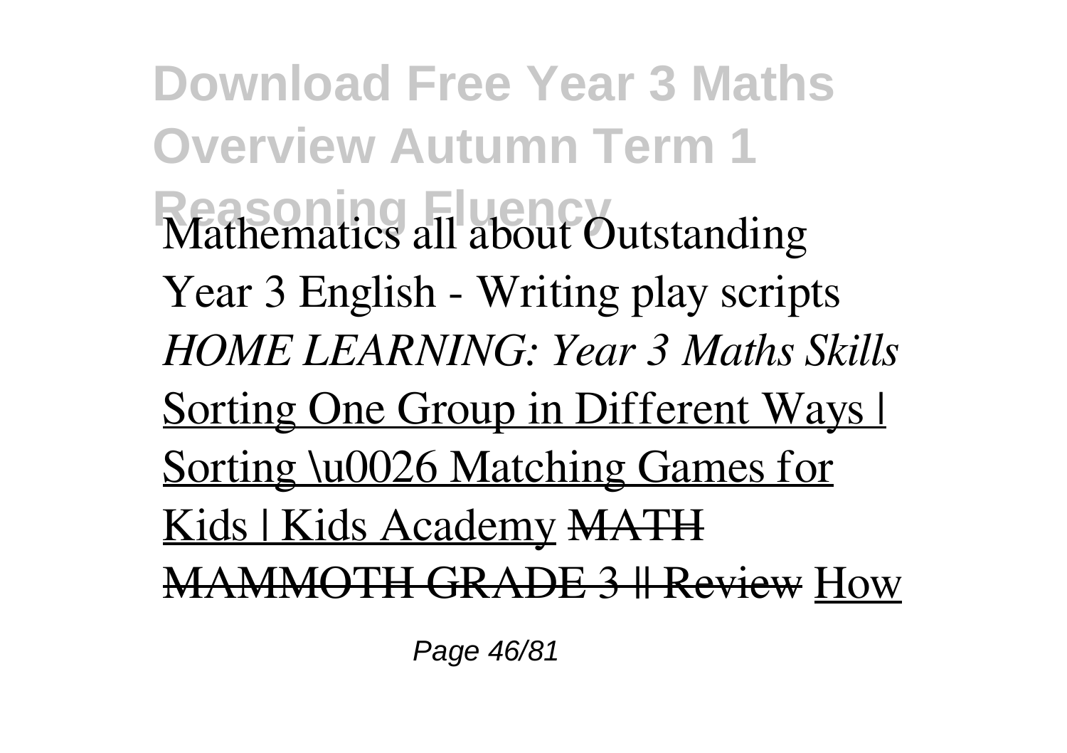Mathematics all about Outstanding Year 3 English - Writing play scripts *HOME LEARNING: Year 3 Maths Skills* Sorting One Group in Different Ways | Sorting \u0026 Matching Games for Kids | Kids Academy ~~MATH MAMMOTH GRADE 3 || Review~~ How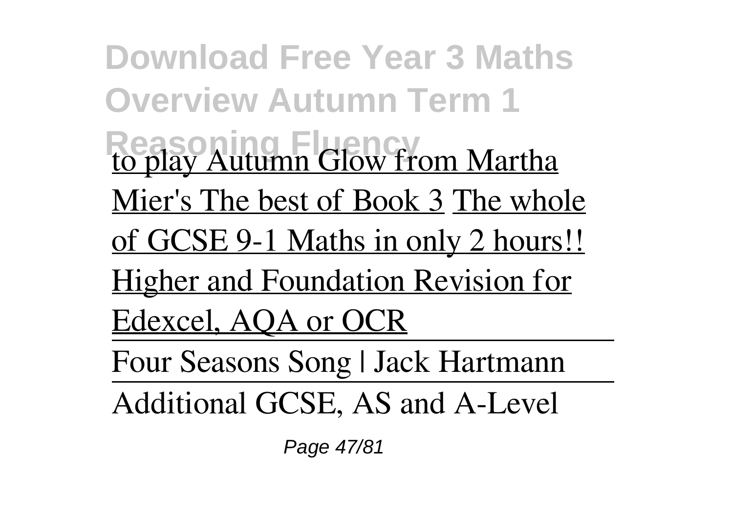to play Autumn Glow from Martha Mier's The best of Book 3 The whole of GCSE 9-1 Maths in only 2 hours!! Higher and Foundation Revision for Edexcel, AQA or OCR

Four Seasons Song | Jack Hartmann

Additional GCSE, AS and A-Level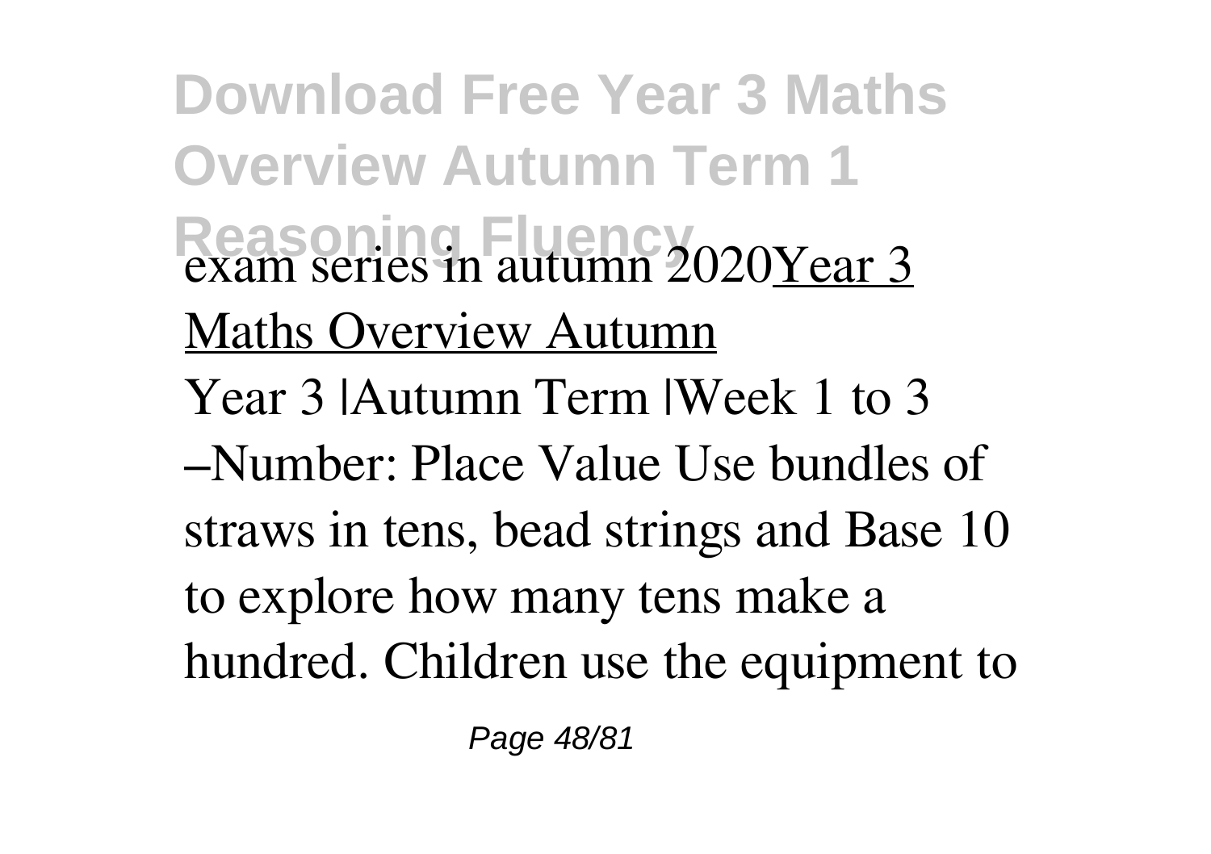exam series in autumn 2020Year 3 Maths Overview Autumn

Year 3 |Autumn Term |Week 1 to 3 –Number: Place Value Use bundles of straws in tens, bead strings and Base 10 to explore how many tens make a hundred. Children use the equipment to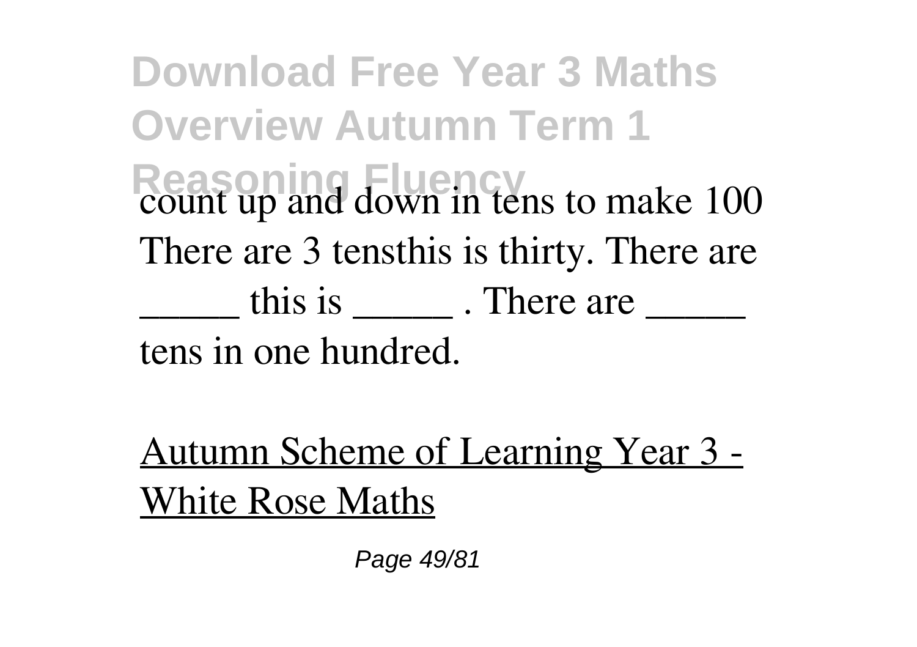count up and down in tens to make 100 There are 3 tensthis is thirty. There are _____ this is _____ . There are _____ tens in one hundred.

Autumn Scheme of Learning Year 3 - White Rose Maths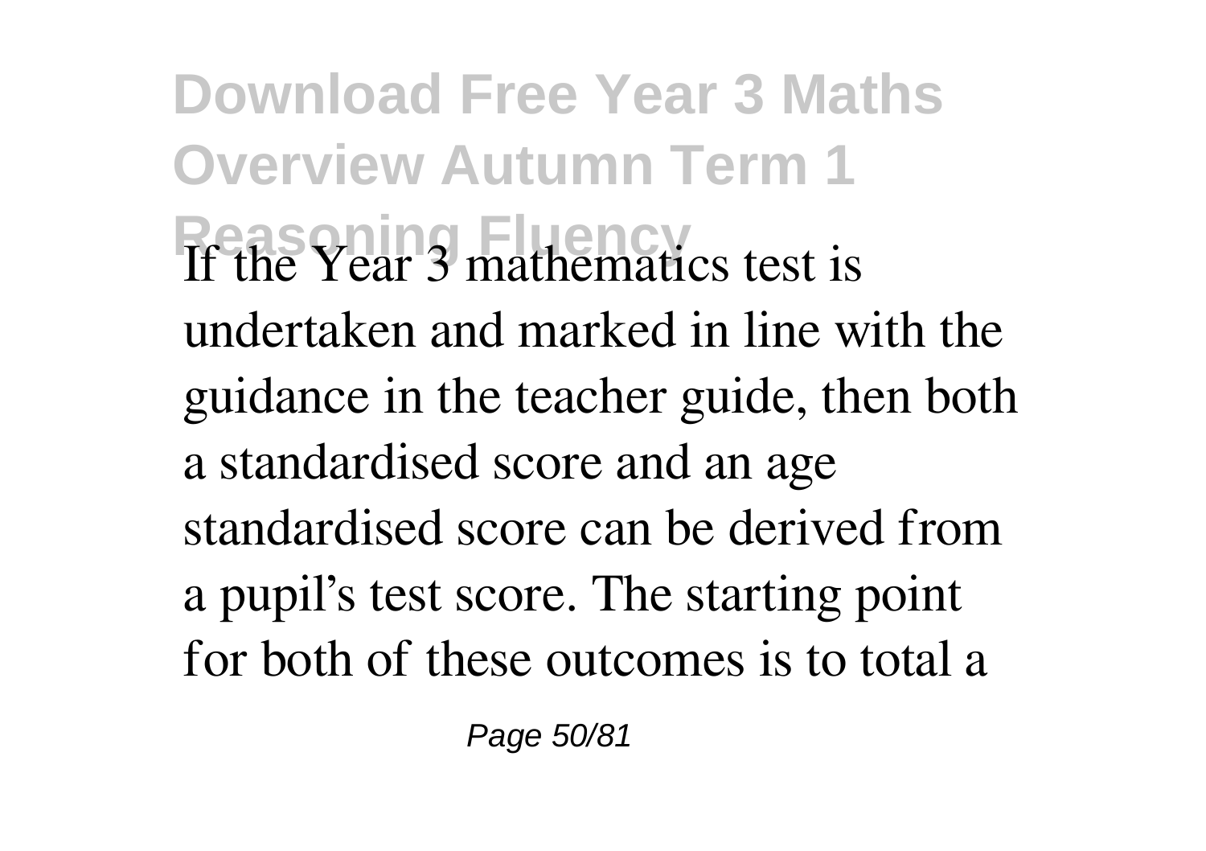If the Year 3 mathematics test is undertaken and marked in line with the guidance in the teacher guide, then both a standardised score and an age standardised score can be derived from a pupil's test score. The starting point for both of these outcomes is to total a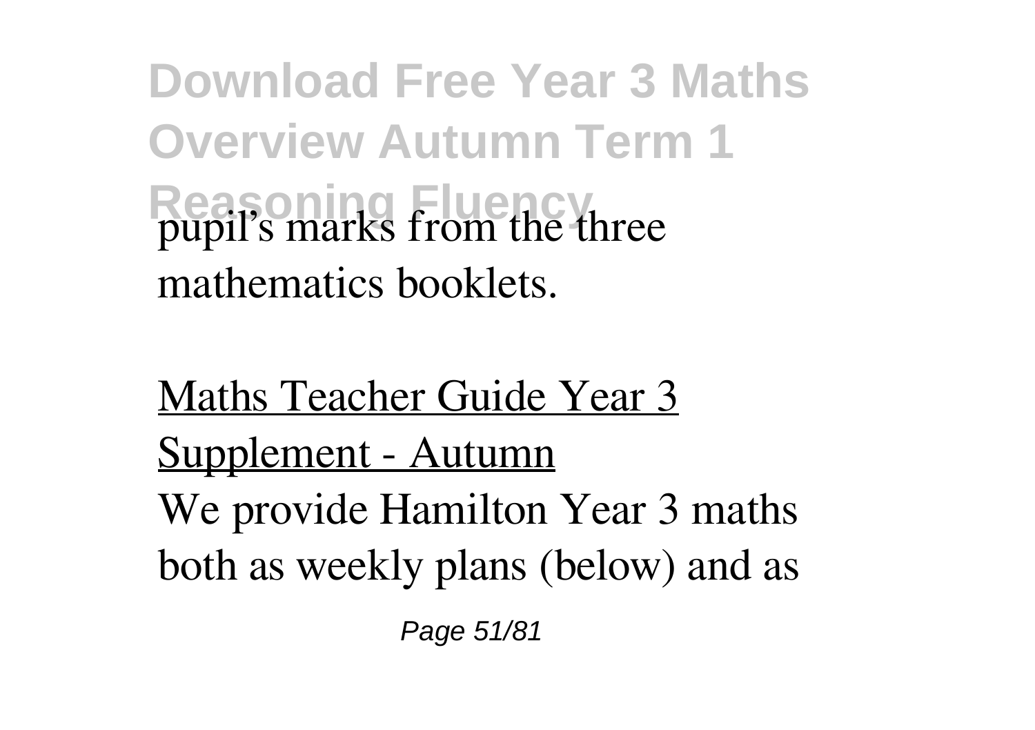pupil's marks from the three mathematics booklets.

Maths Teacher Guide Year 3 Supplement - Autumn

We provide Hamilton Year 3 maths both as weekly plans (below) and as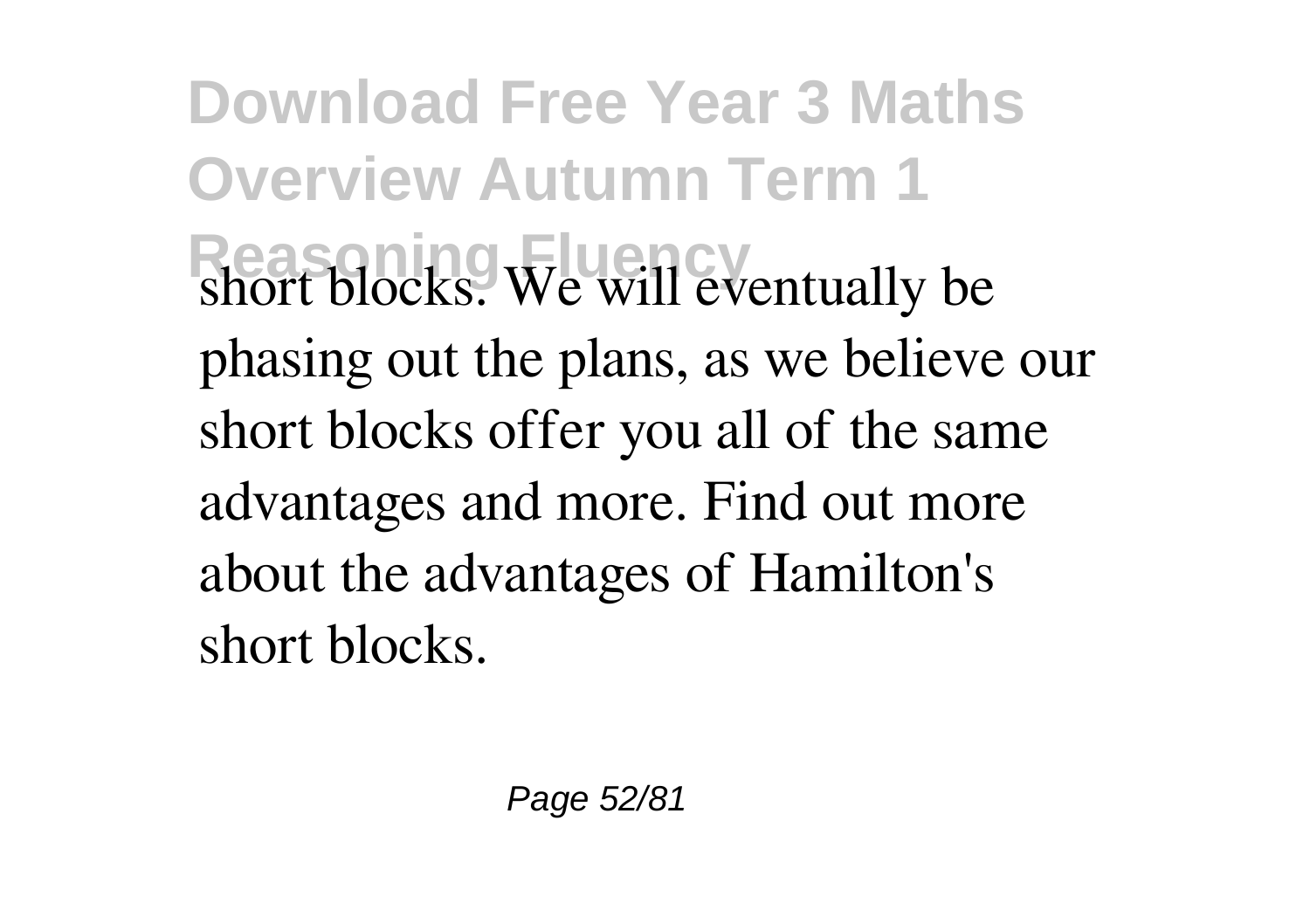short blocks. We will eventually be phasing out the plans, as we believe our short blocks offer you all of the same advantages and more. Find out more about the advantages of Hamilton's short blocks.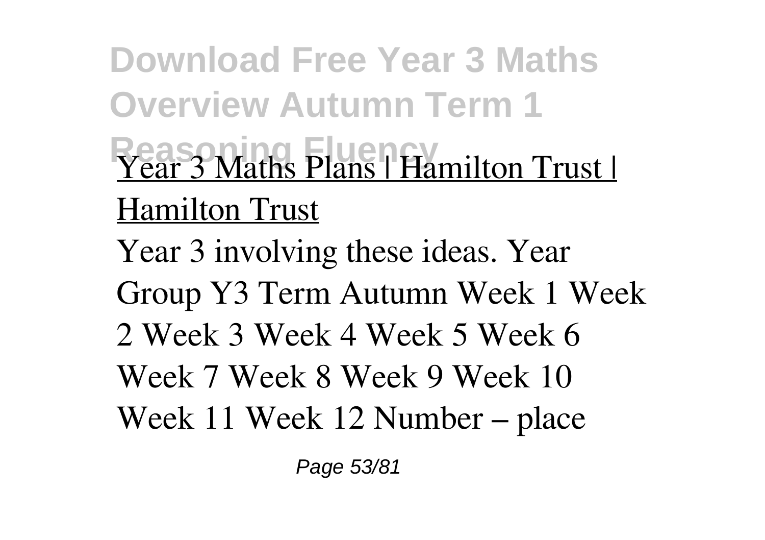Year 3 Maths Plans | Hamilton Trust | Hamilton Trust

Year 3 involving these ideas. Year Group Y3 Term Autumn Week 1 Week 2 Week 3 Week 4 Week 5 Week 6 Week 7 Week 8 Week 9 Week 10 Week 11 Week 12 Number – place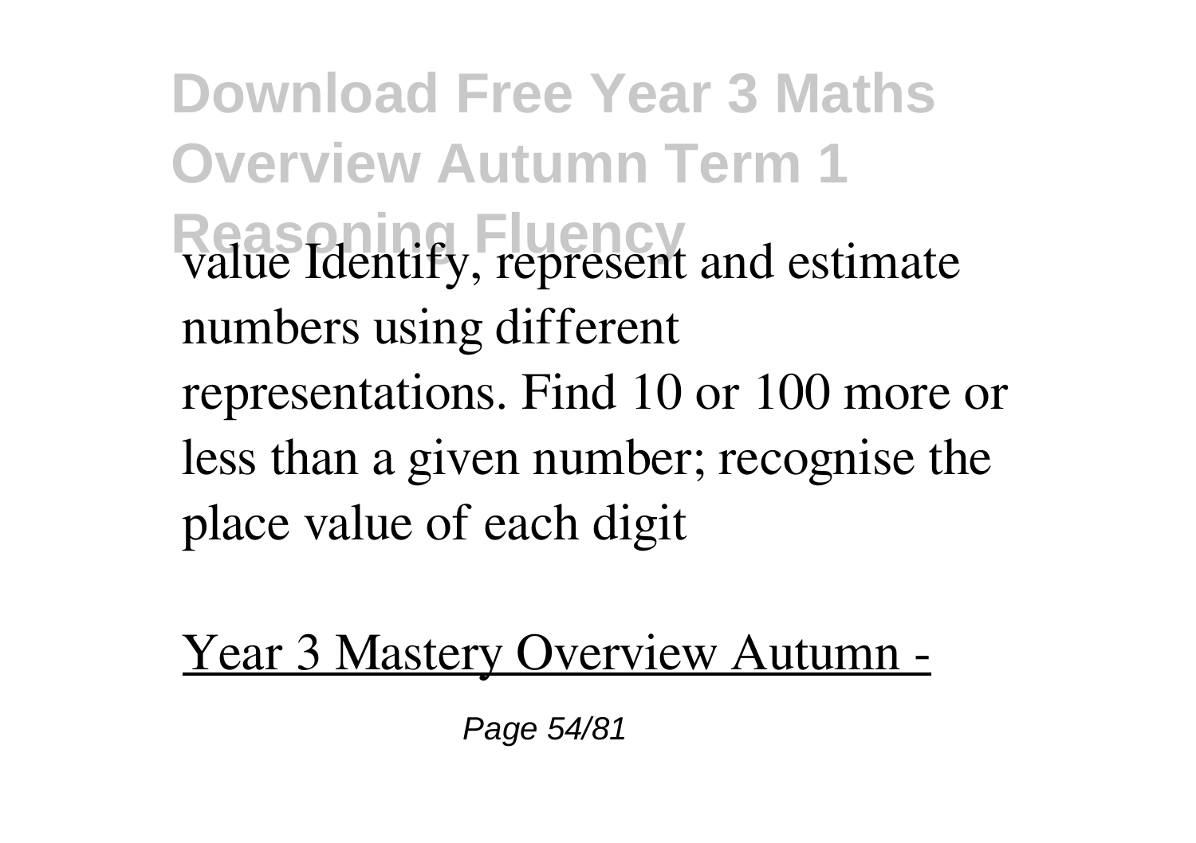value Identify, represent and estimate numbers using different representations. Find 10 or 100 more or less than a given number; recognise the place value of each digit

Year 3 Mastery Overview Autumn -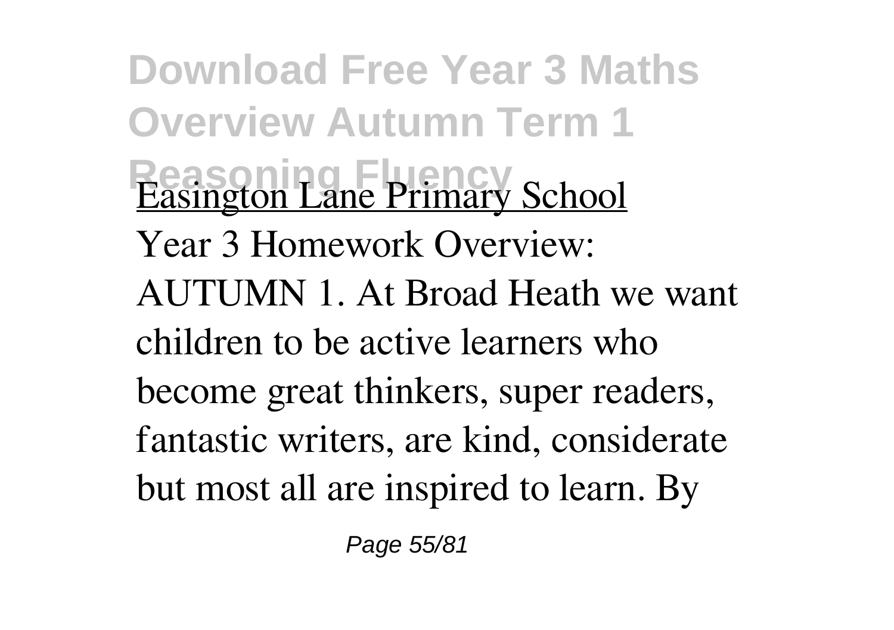Easington Lane Primary School

Year 3 Homework Overview: AUTUMN 1. At Broad Heath we want children to be active learners who become great thinkers, super readers, fantastic writers, are kind, considerate but most all are inspired to learn. By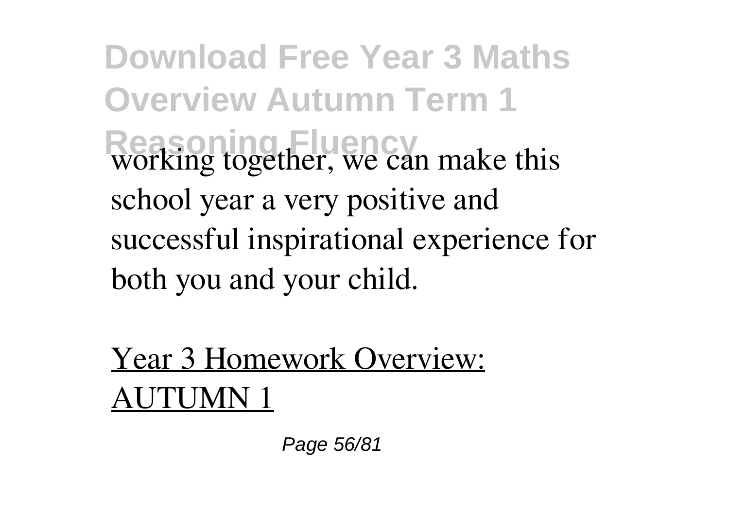working together, we can make this school year a very positive and successful inspirational experience for both you and your child.

Year 3 Homework Overview: AUTUMN 1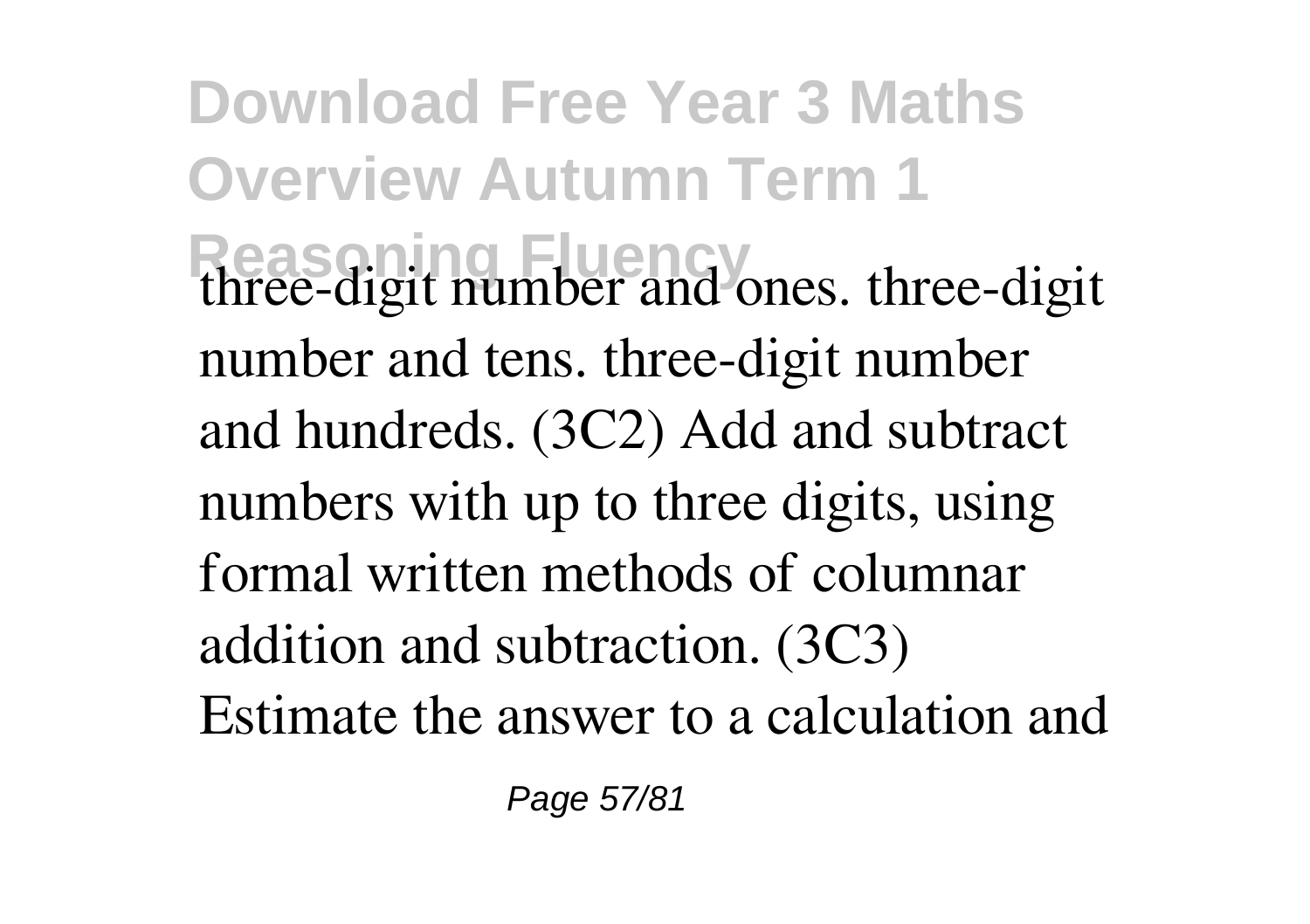three-digit number and ones. three-digit number and tens. three-digit number and hundreds. (3C2) Add and subtract numbers with up to three digits, using formal written methods of columnar addition and subtraction. (3C3) Estimate the answer to a calculation and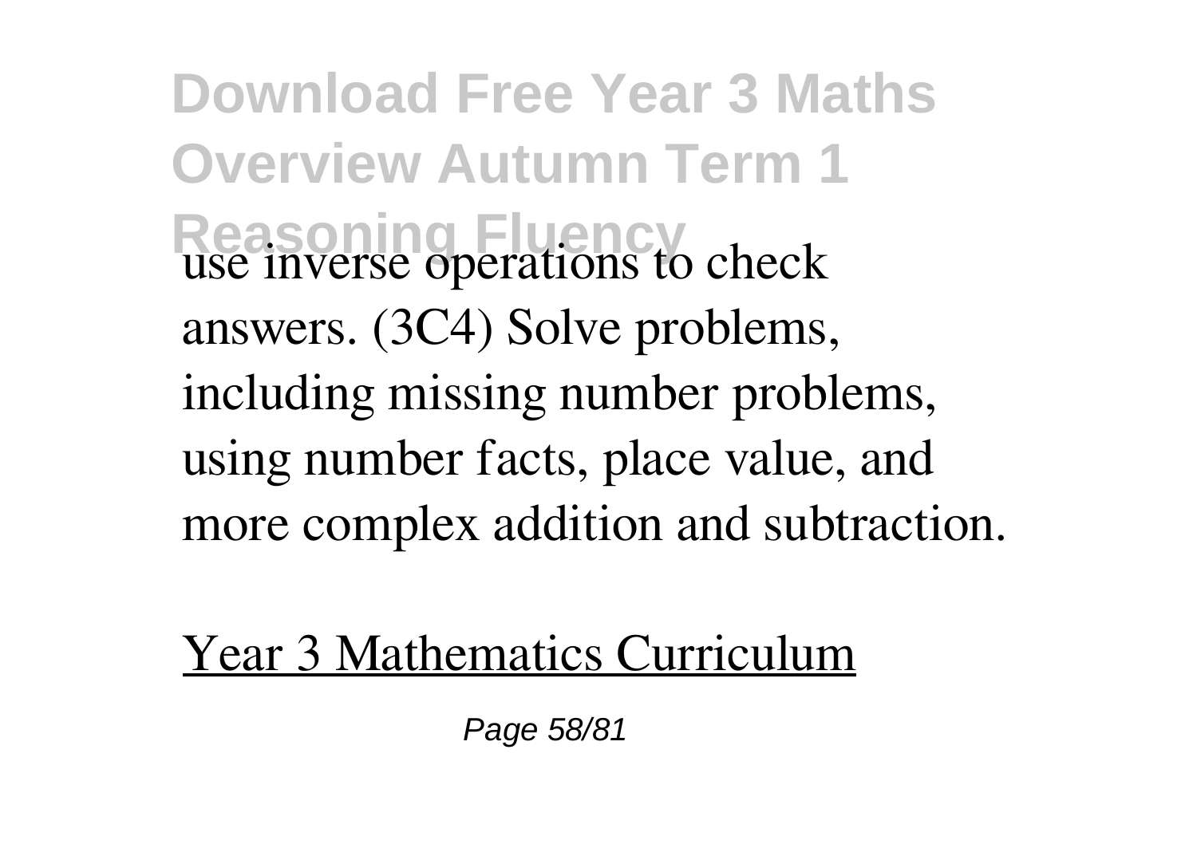use inverse operations to check answers. (3C4) Solve problems, including missing number problems, using number facts, place value, and more complex addition and subtraction.

Year 3 Mathematics Curriculum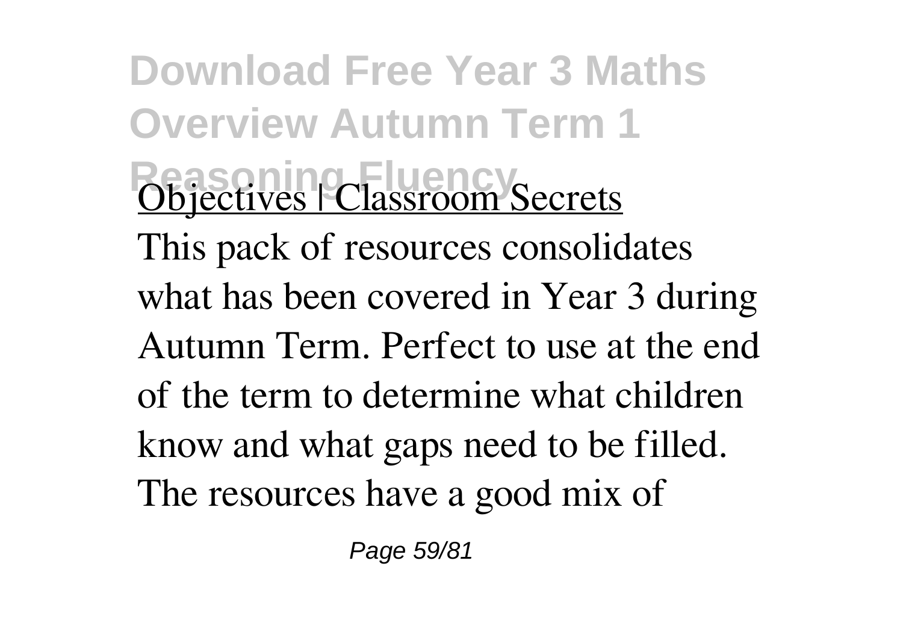**Download Free Year 3 Maths Overview Autumn Term 1 Reasoning Fluency**

Objectives | Classroom Secrets

This pack of resources consolidates what has been covered in Year 3 during Autumn Term. Perfect to use at the end of the term to determine what children know and what gaps need to be filled. The resources have a good mix of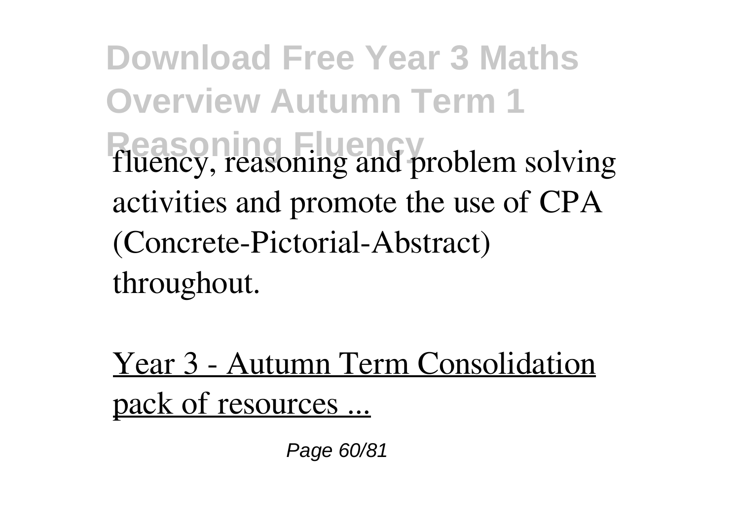fluency, reasoning and problem solving activities and promote the use of CPA (Concrete-Pictorial-Abstract) throughout.

Year 3 - Autumn Term Consolidation pack of resources ...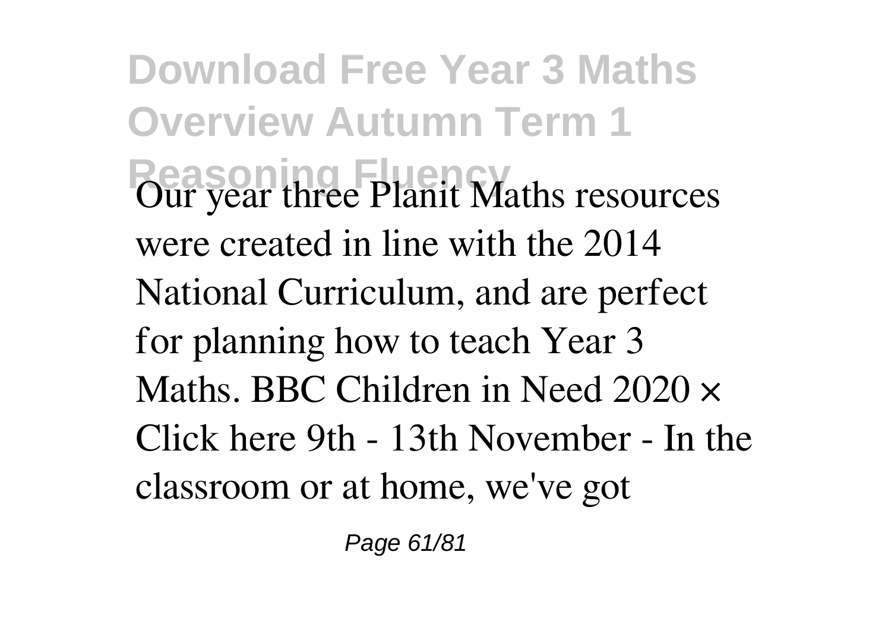Our year three Planit Maths resources were created in line with the 2014 National Curriculum, and are perfect for planning how to teach Year 3 Maths. BBC Children in Need 2020 × Click here 9th - 13th November - In the classroom or at home, we've got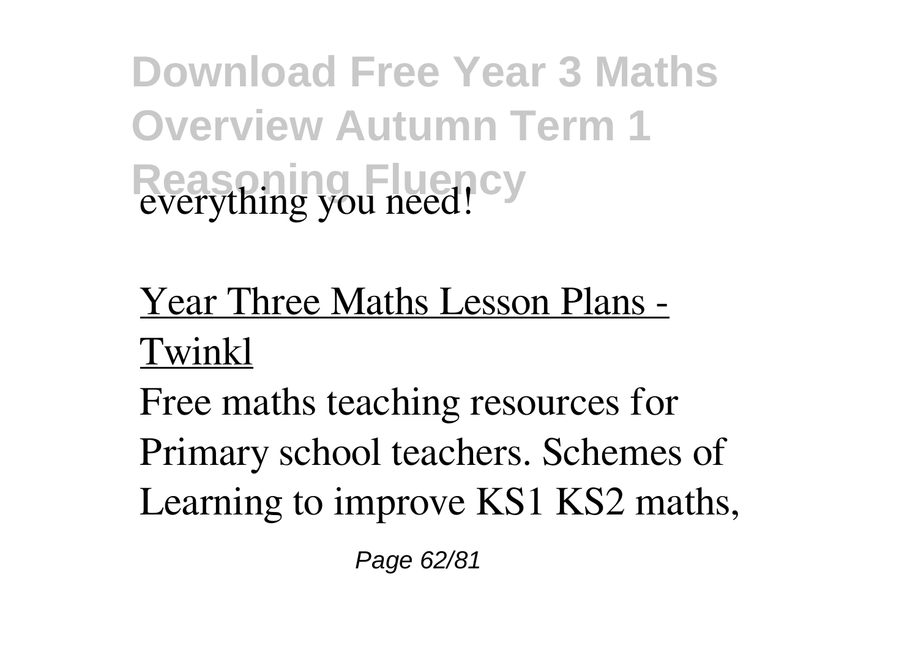everything you need!

Year Three Maths Lesson Plans - Twinkl

Free maths teaching resources for Primary school teachers. Schemes of Learning to improve KS1 KS2 maths,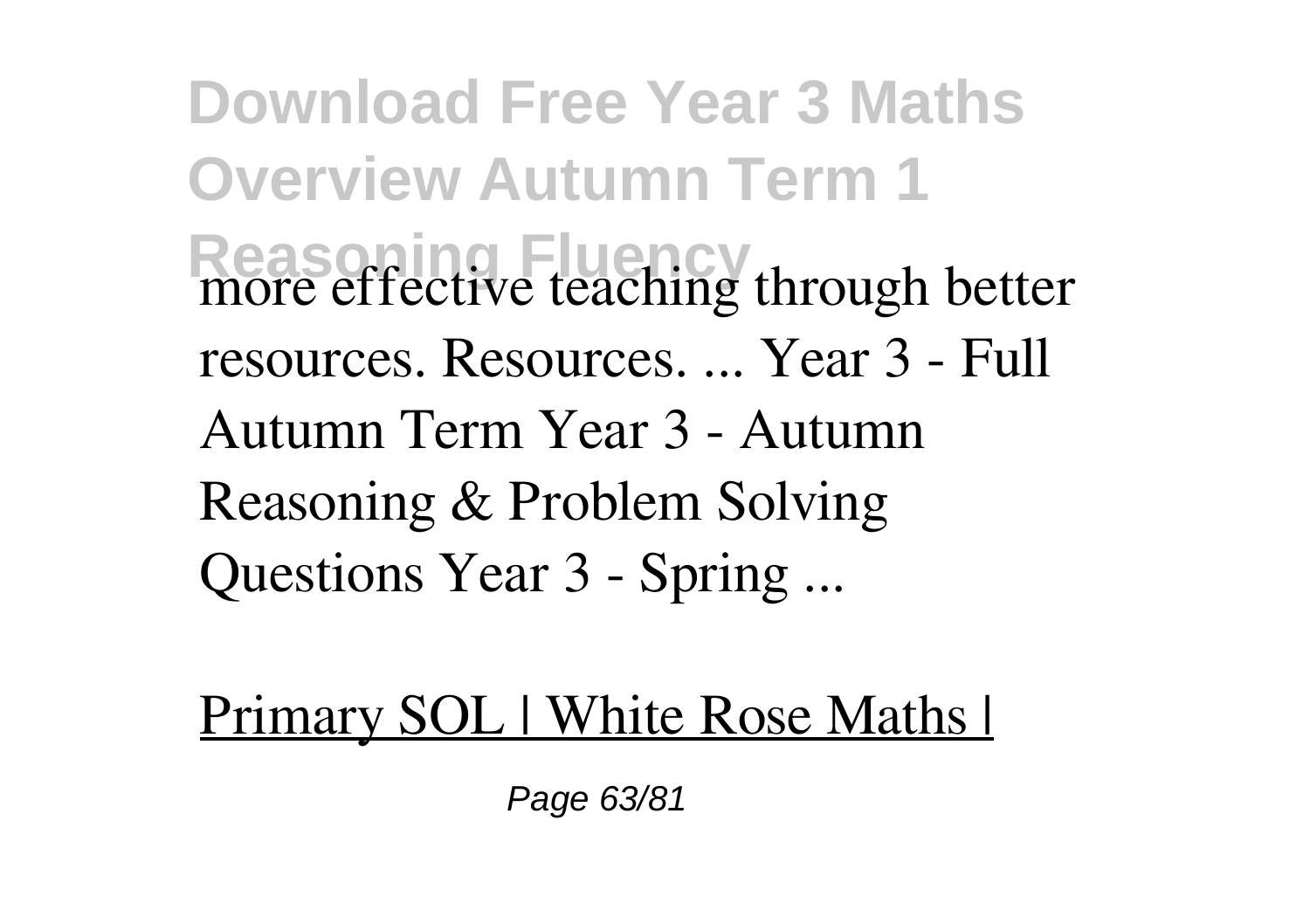more effective teaching through better resources. Resources. ... Year 3 - Full Autumn Term Year 3 - Autumn Reasoning & Problem Solving Questions Year 3 - Spring ...

Primary SOL | White Rose Maths |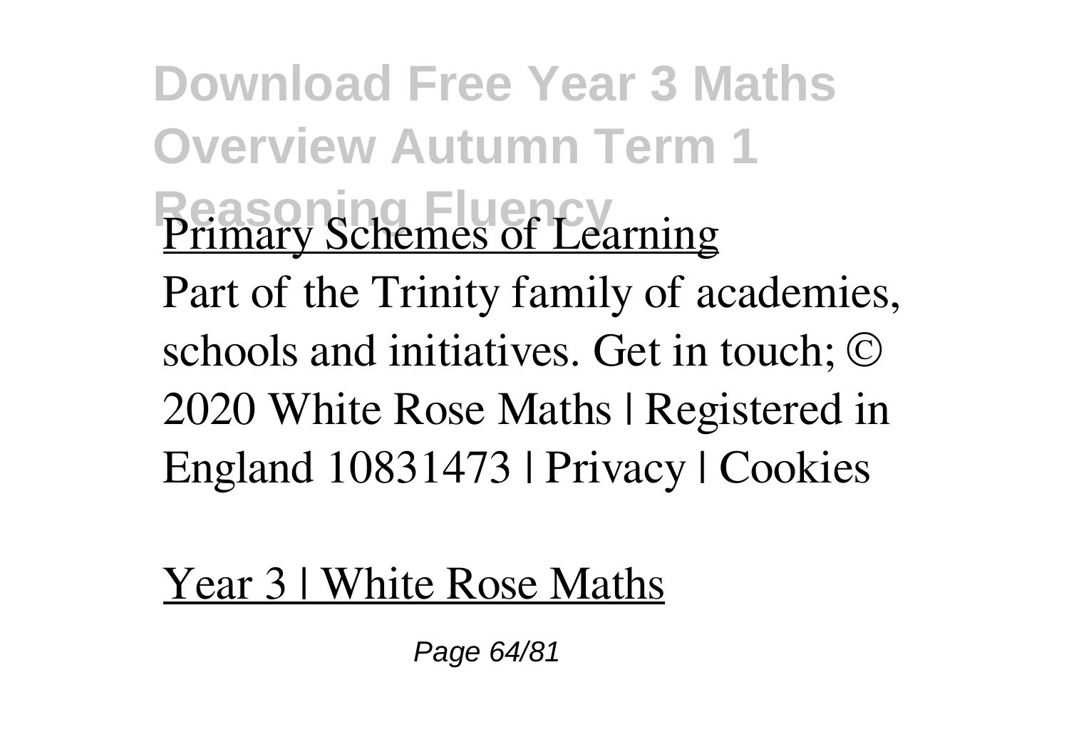Primary Schemes of Learning

Part of the Trinity family of academies, schools and initiatives. Get in touch; © 2020 White Rose Maths | Registered in England 10831473 | Privacy | Cookies

Year 3 | White Rose Maths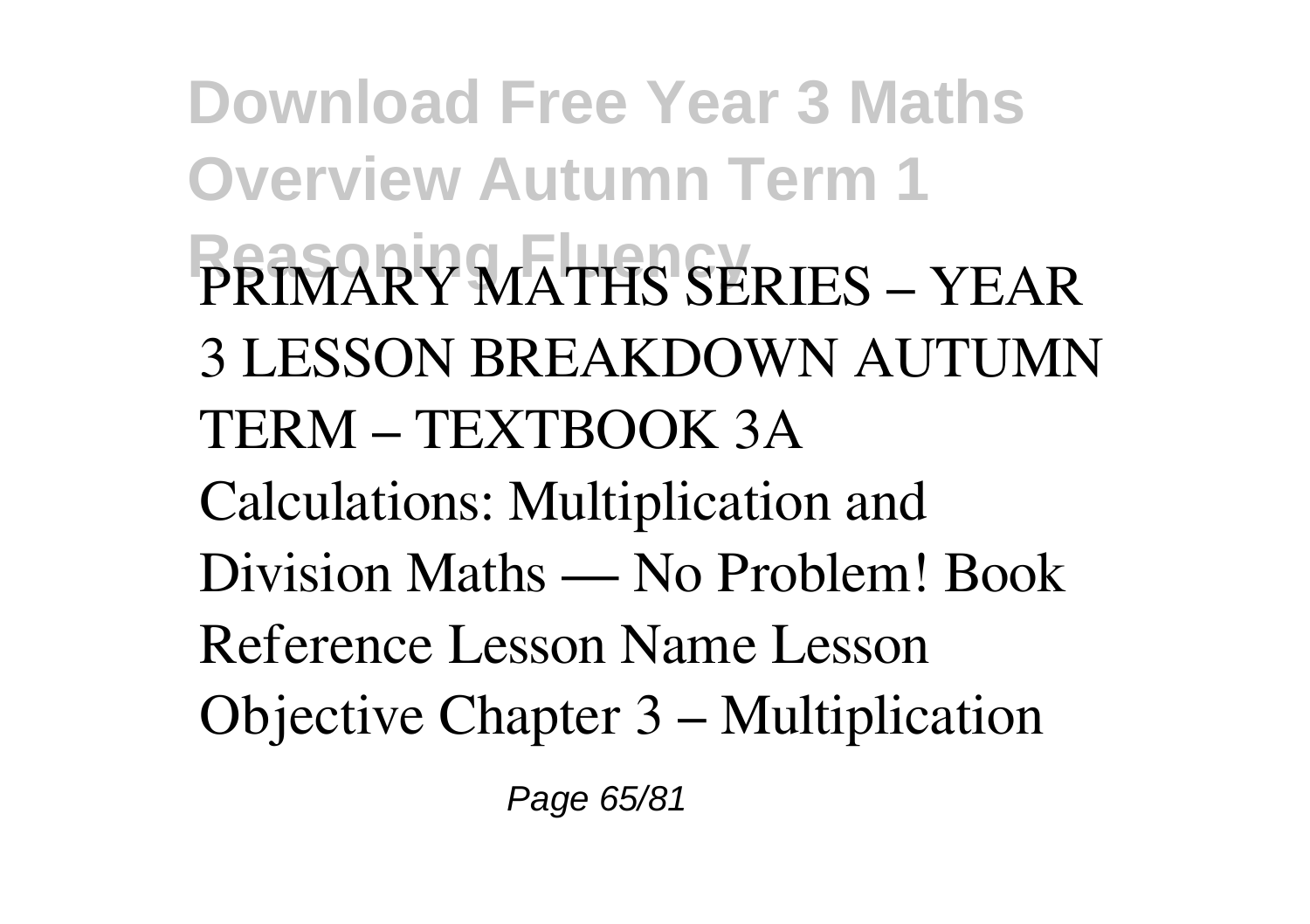PRIMARY MATHS SERIES – YEAR 3 LESSON BREAKDOWN AUTUMN TERM – TEXTBOOK 3A Calculations: Multiplication and Division Maths — No Problem! Book Reference Lesson Name Lesson Objective Chapter 3 – Multiplication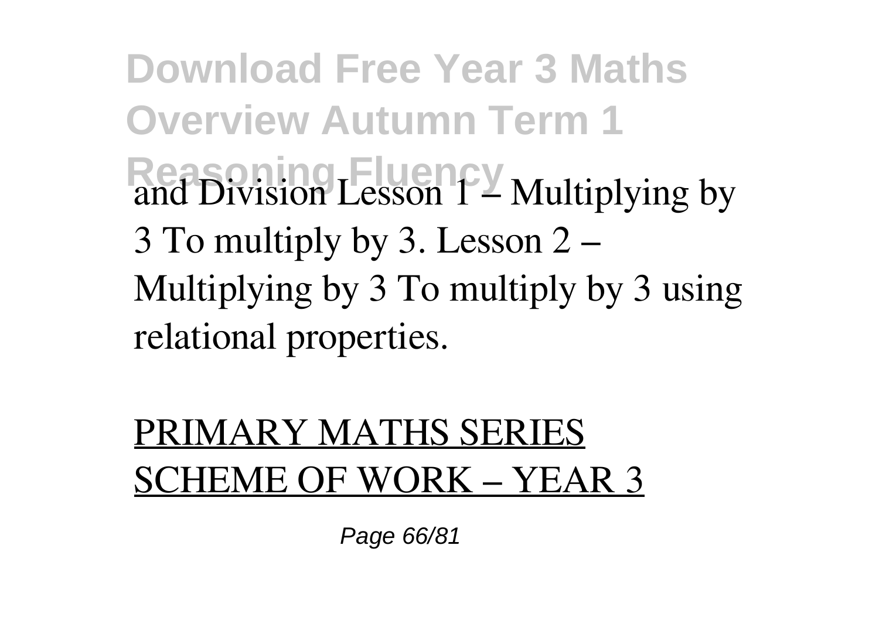and Division Lesson 1 – Multiplying by 3 To multiply by 3. Lesson 2 – Multiplying by 3 To multiply by 3 using relational properties.

PRIMARY MATHS SERIES SCHEME OF WORK – YEAR 3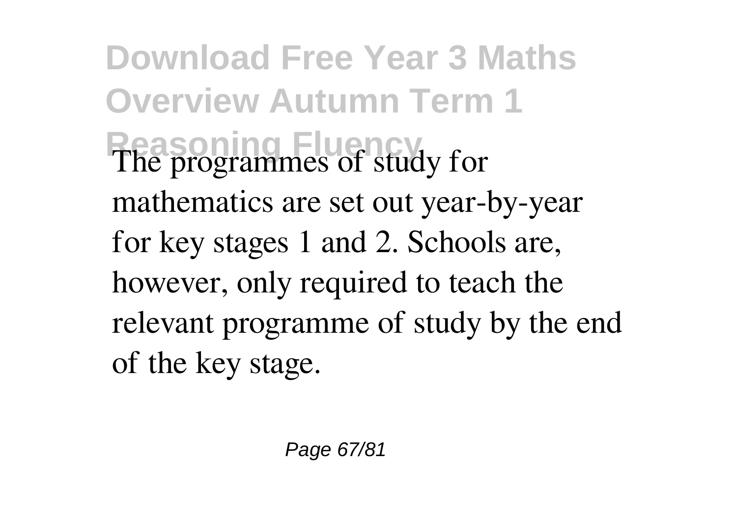The programmes of study for mathematics are set out year-by-year for key stages 1 and 2. Schools are, however, only required to teach the relevant programme of study by the end of the key stage.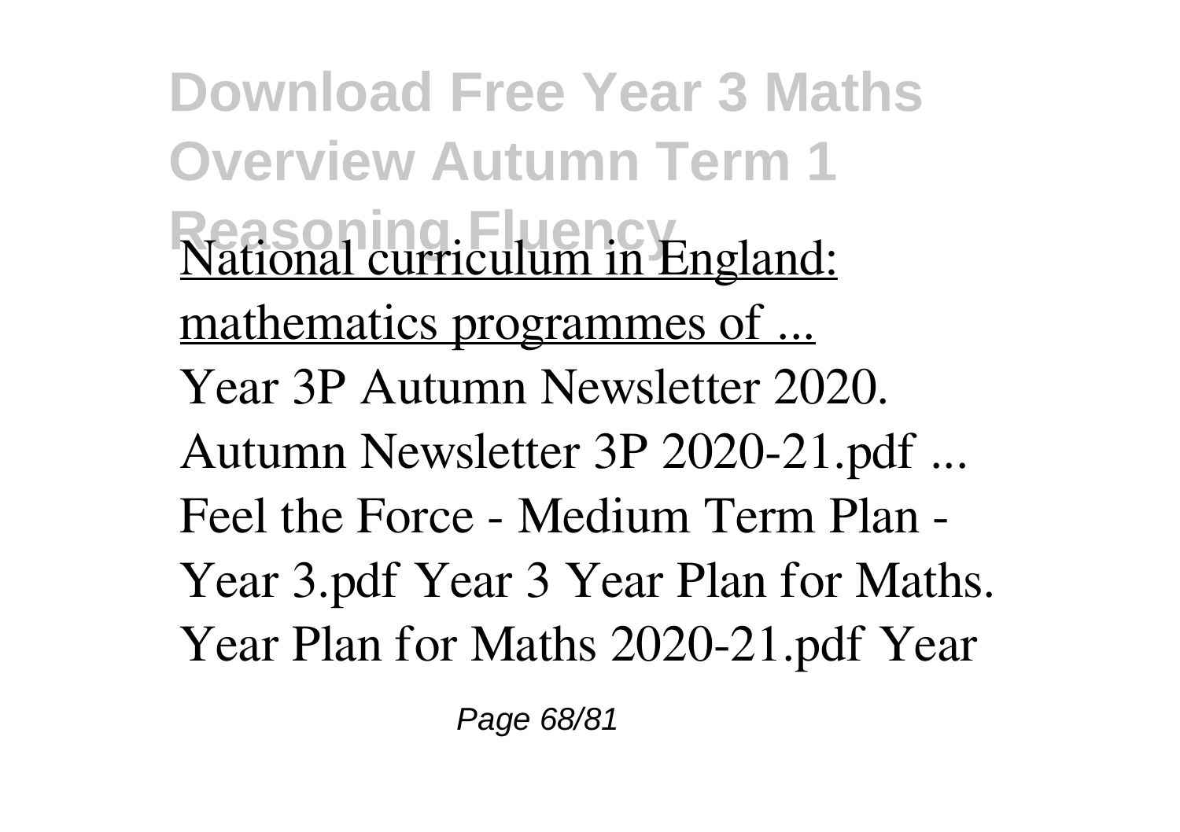National curriculum in England: mathematics programmes of ...

Year 3P Autumn Newsletter 2020. Autumn Newsletter 3P 2020-21.pdf ... Feel the Force - Medium Term Plan - Year 3.pdf Year 3 Year Plan for Maths. Year Plan for Maths 2020-21.pdf Year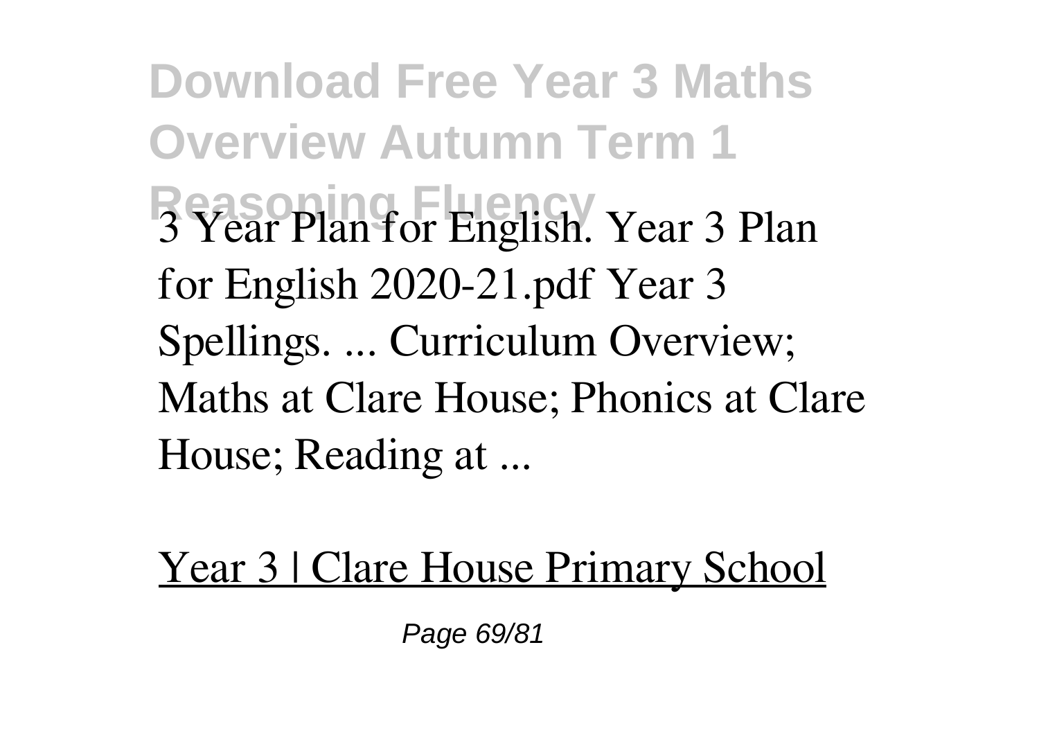3 Year Plan for English. Year 3 Plan for English 2020-21.pdf Year 3 Spellings. ... Curriculum Overview; Maths at Clare House; Phonics at Clare House; Reading at ...

Year 3 | Clare House Primary School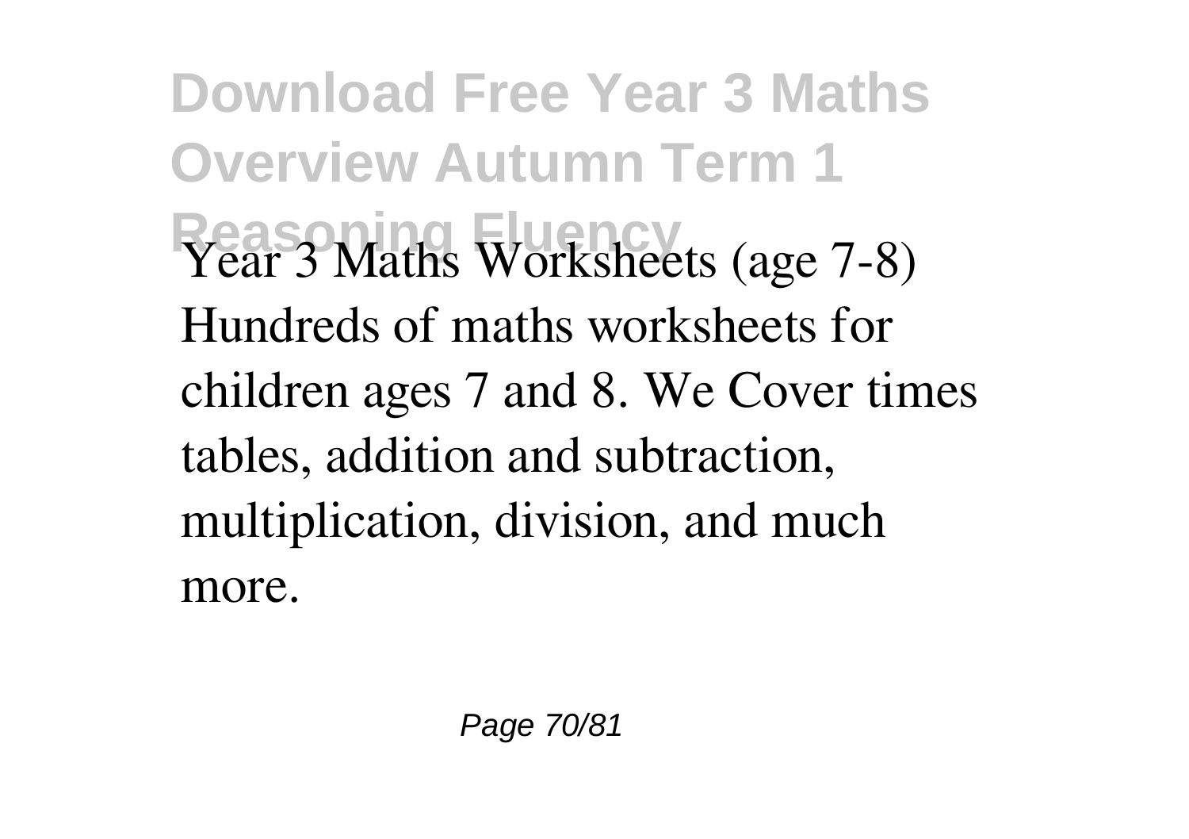Year 3 Maths Worksheets (age 7-8)
Hundreds of maths worksheets for children ages 7 and 8. We Cover times tables, addition and subtraction, multiplication, division, and much more.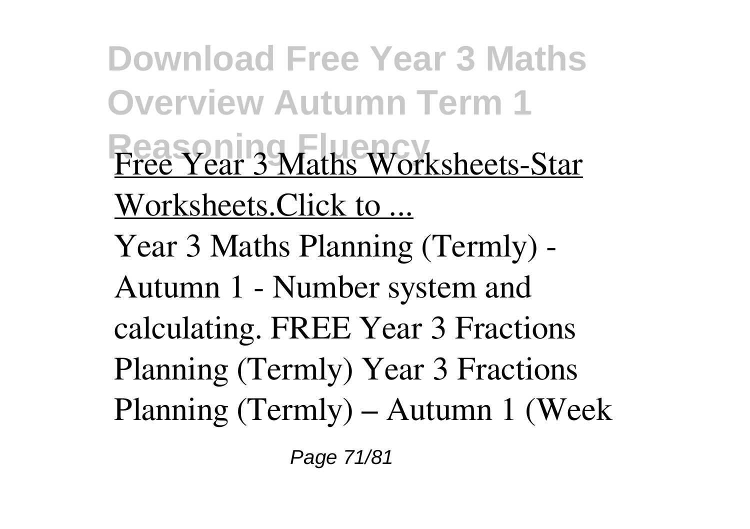Free Year 3 Maths Worksheets-Star Worksheets.Click to ...

Year 3 Maths Planning (Termly) - Autumn 1 - Number system and calculating. FREE Year 3 Fractions Planning (Termly) Year 3 Fractions Planning (Termly) – Autumn 1 (Week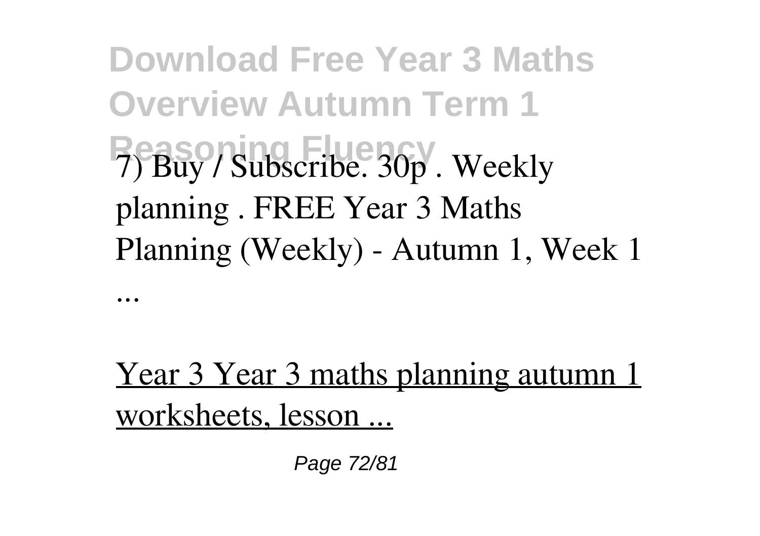7) Buy / Subscribe. 30p . Weekly planning . FREE Year 3 Maths Planning (Weekly) - Autumn 1, Week 1 ...

Year 3 Year 3 maths planning autumn 1 worksheets, lesson ...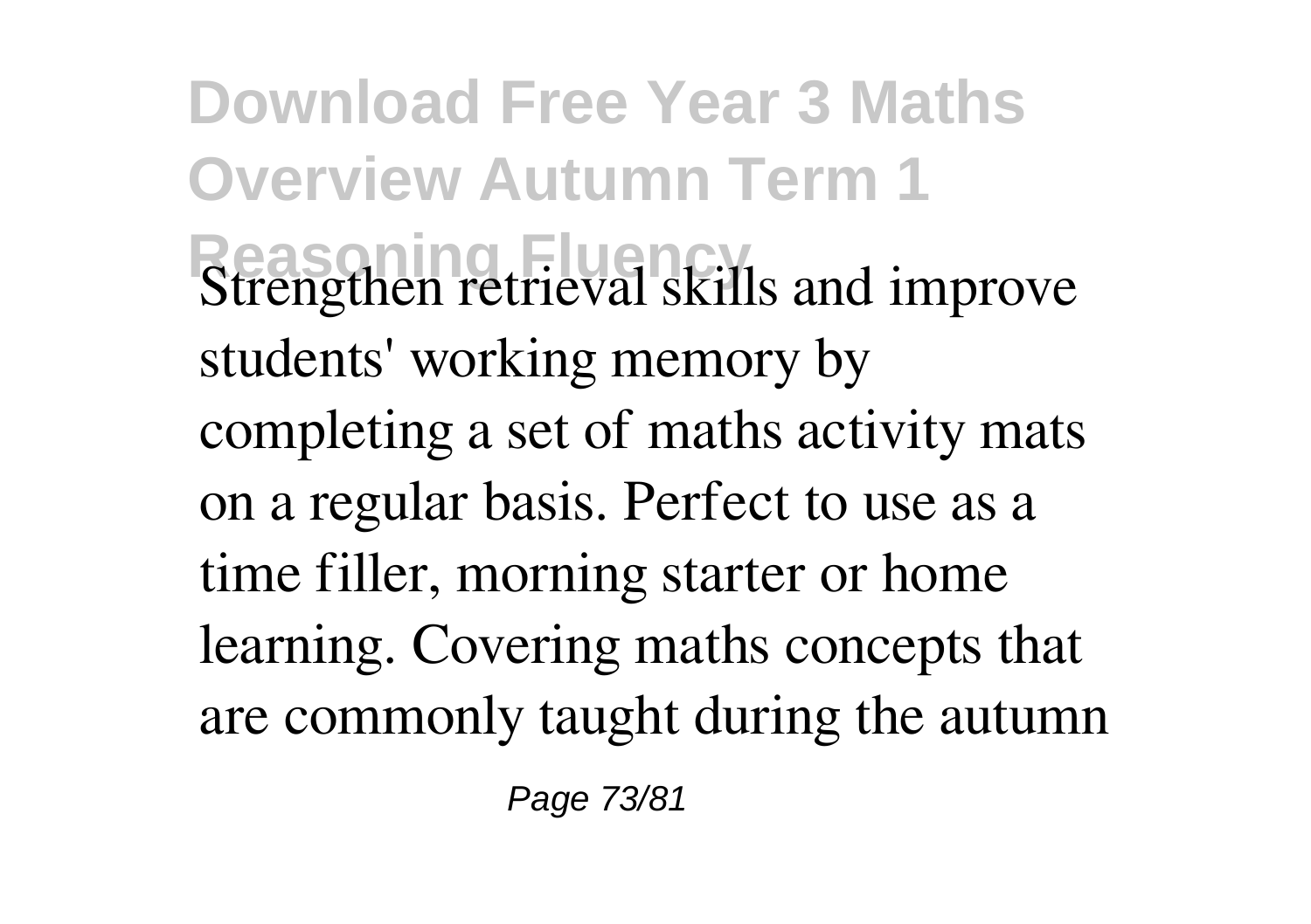Strengthen retrieval skills and improve students' working memory by completing a set of maths activity mats on a regular basis. Perfect to use as a time filler, morning starter or home learning. Covering maths concepts that are commonly taught during the autumn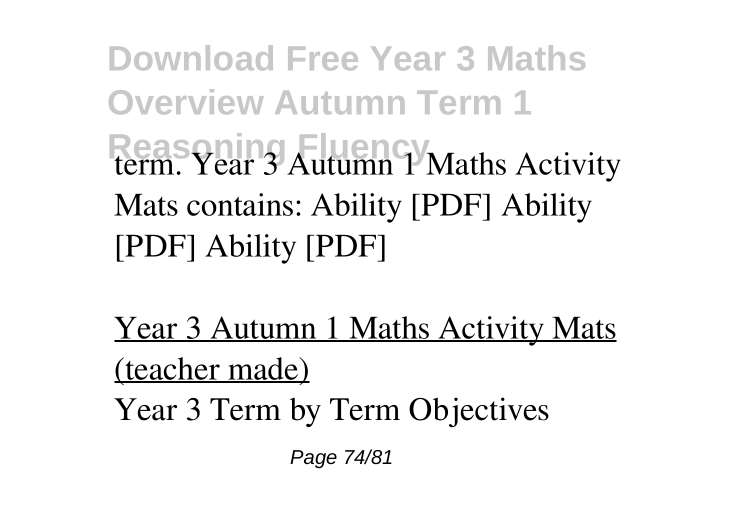term. Year 3 Autumn 1 Maths Activity Mats contains: Ability [PDF] Ability [PDF] Ability [PDF]

Year 3 Autumn 1 Maths Activity Mats (teacher made)

Year 3 Term by Term Objectives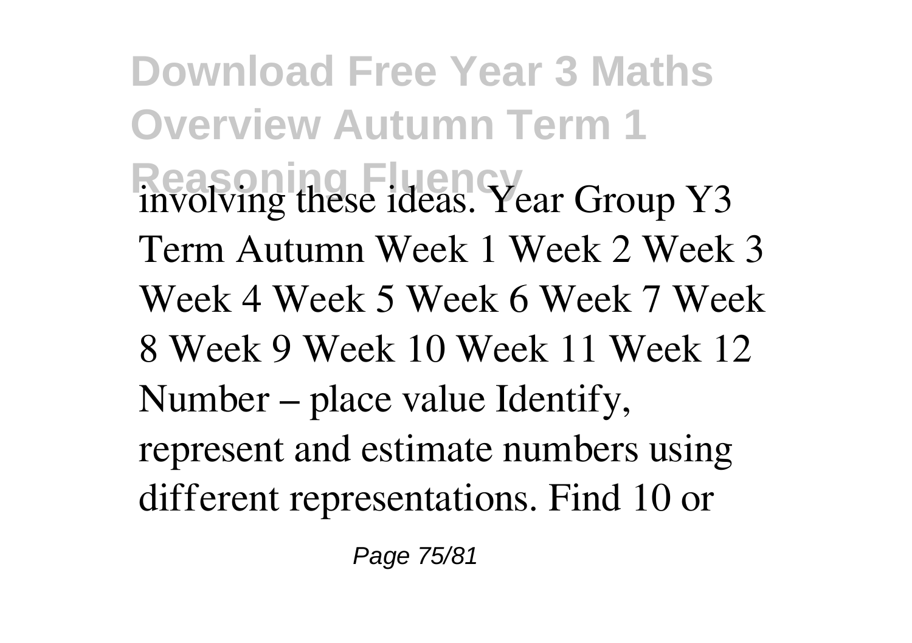involving these ideas. Year Group Y3 Term Autumn Week 1 Week 2 Week 3 Week 4 Week 5 Week 6 Week 7 Week 8 Week 9 Week 10 Week 11 Week 12 Number – place value Identify, represent and estimate numbers using different representations. Find 10 or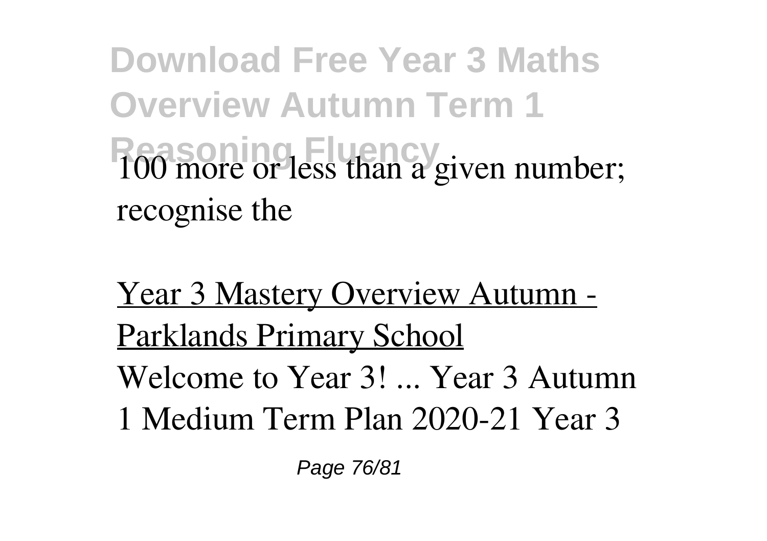100 more or less than a given number; recognise the

Year 3 Mastery Overview Autumn - Parklands Primary School

Welcome to Year 3! ... Year 3 Autumn 1 Medium Term Plan 2020-21 Year 3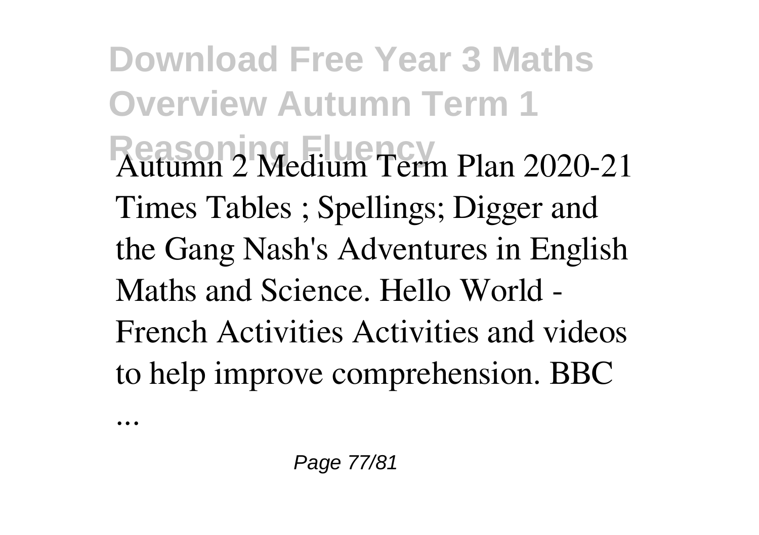Autumn 2 Medium Term Plan 2020-21 Times Tables ; Spellings; Digger and the Gang Nash's Adventures in English Maths and Science. Hello World - French Activities Activities and videos to help improve comprehension. BBC ...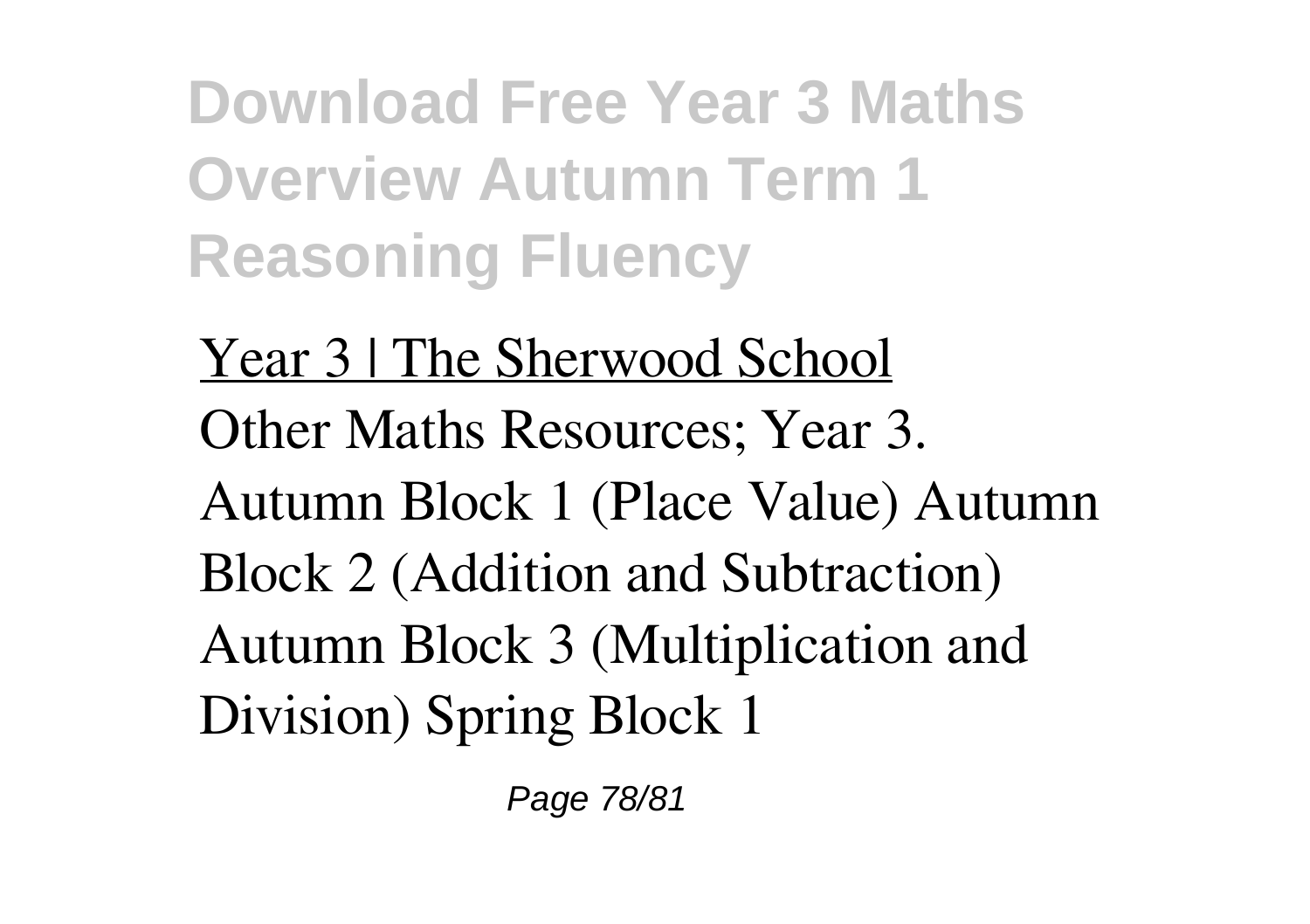# Download Free Year 3 Maths Overview Autumn Term 1 Reasoning Fluency

Year 3 | The Sherwood School

Other Maths Resources; Year 3. Autumn Block 1 (Place Value) Autumn Block 2 (Addition and Subtraction) Autumn Block 3 (Multiplication and Division) Spring Block 1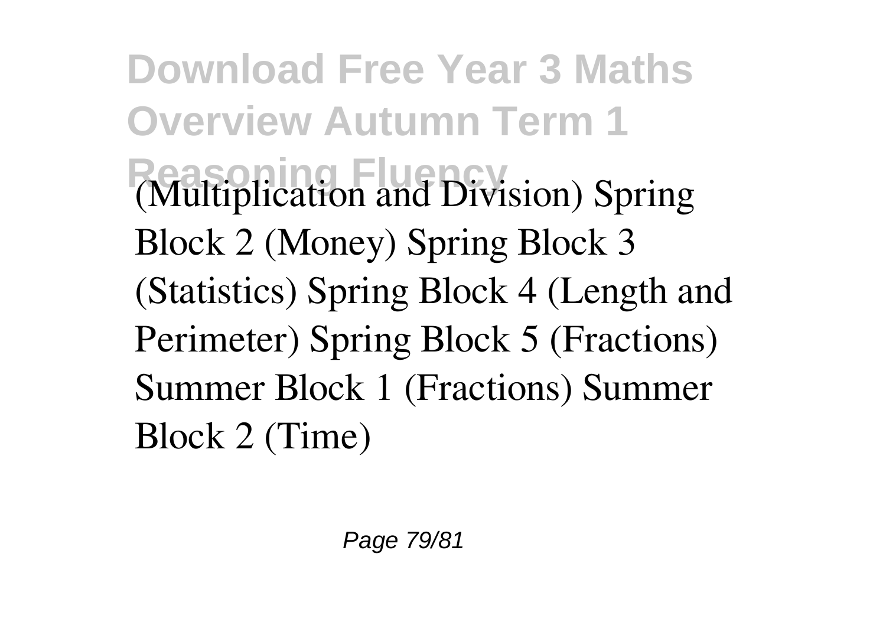(Multiplication and Division) Spring Block 2 (Money) Spring Block 3 (Statistics) Spring Block 4 (Length and Perimeter) Spring Block 5 (Fractions) Summer Block 1 (Fractions) Summer Block 2 (Time)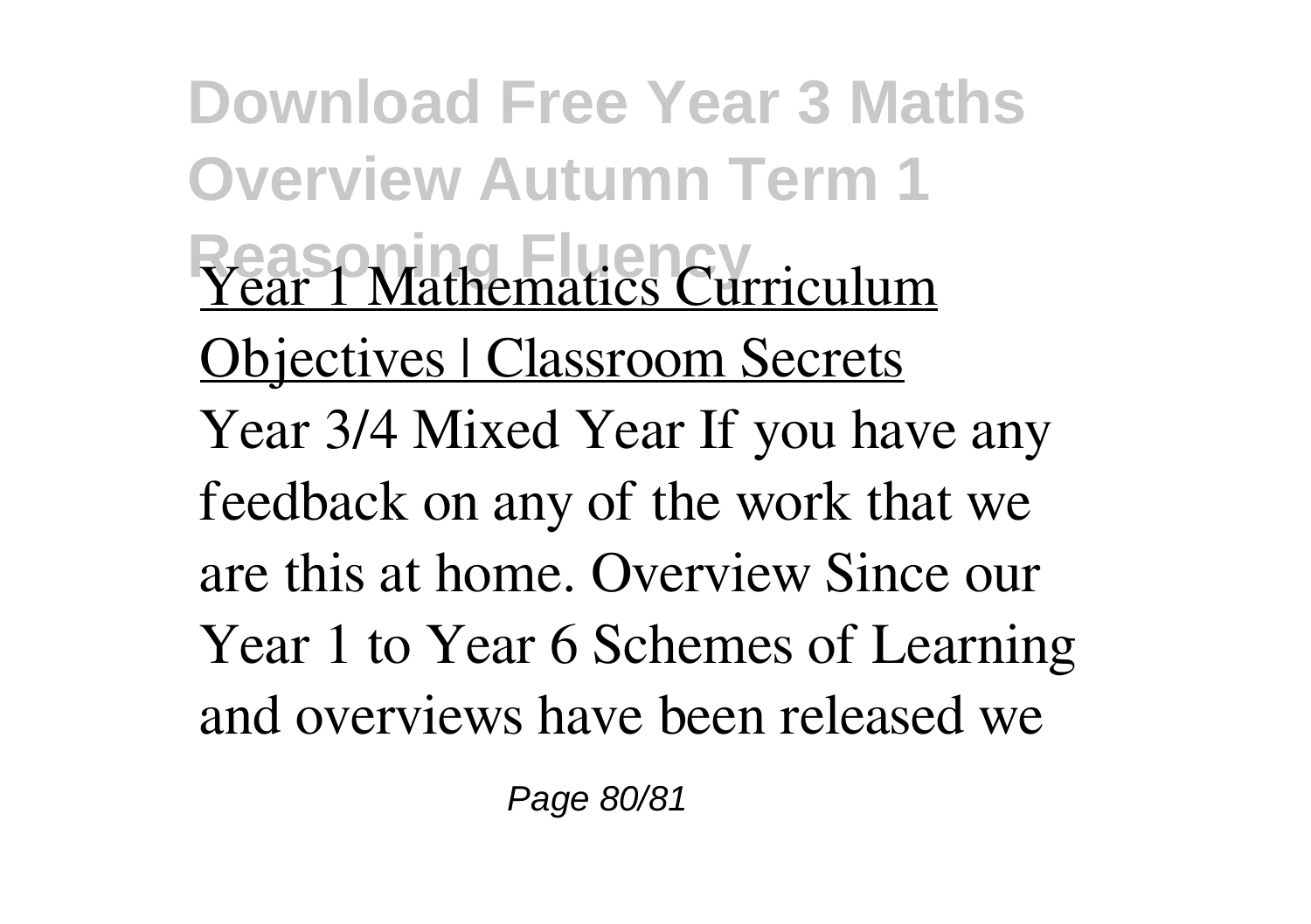Year 1 Mathematics Curriculum Objectives | Classroom Secrets

Year 3/4 Mixed Year If you have any feedback on any of the work that we are this at home. Overview Since our Year 1 to Year 6 Schemes of Learning and overviews have been released we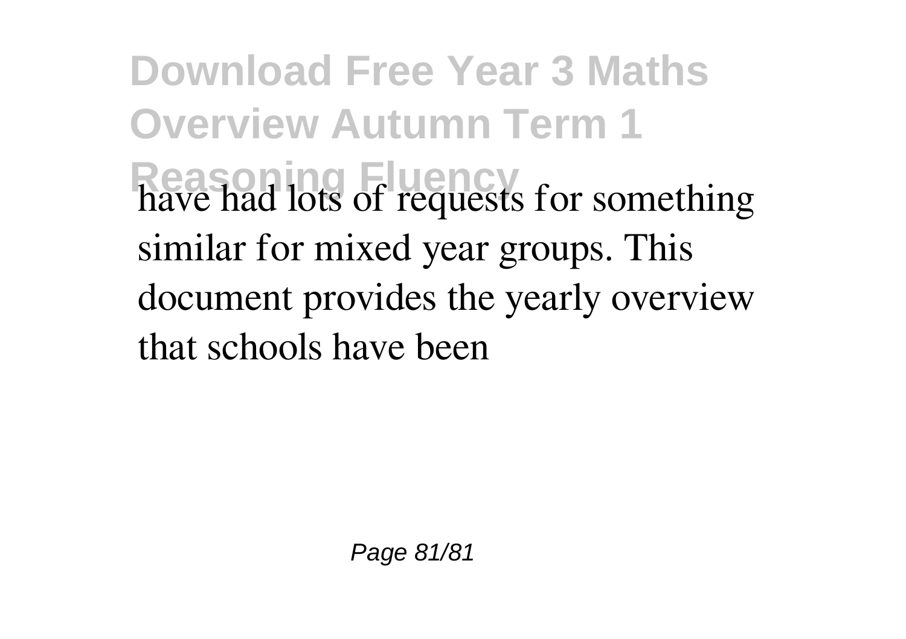have had lots of requests for something similar for mixed year groups. This document provides the yearly overview that schools have been